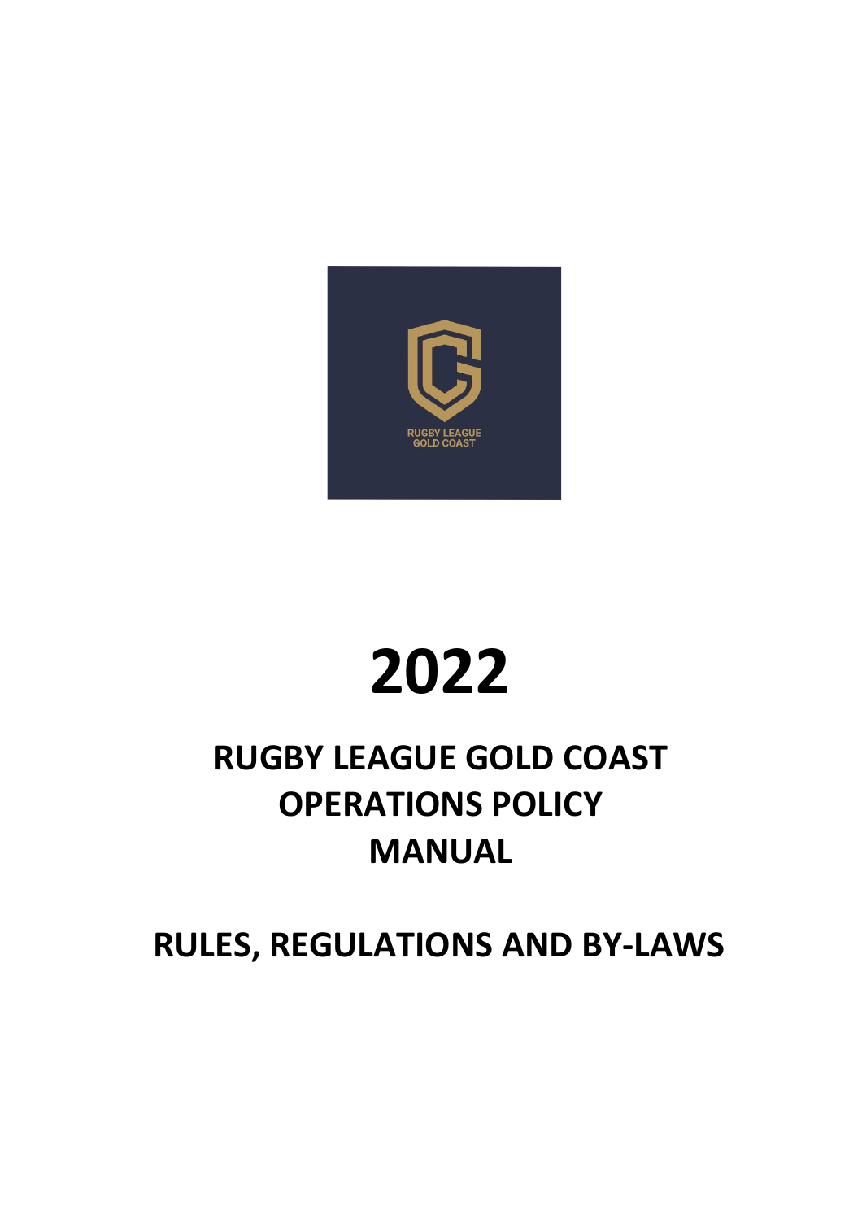# 2022

# RUGBY LEAGUE GOLD COAST OPERATIONS POLICY MANUAL

## RULES, REGULATIONS AND BY-LAWS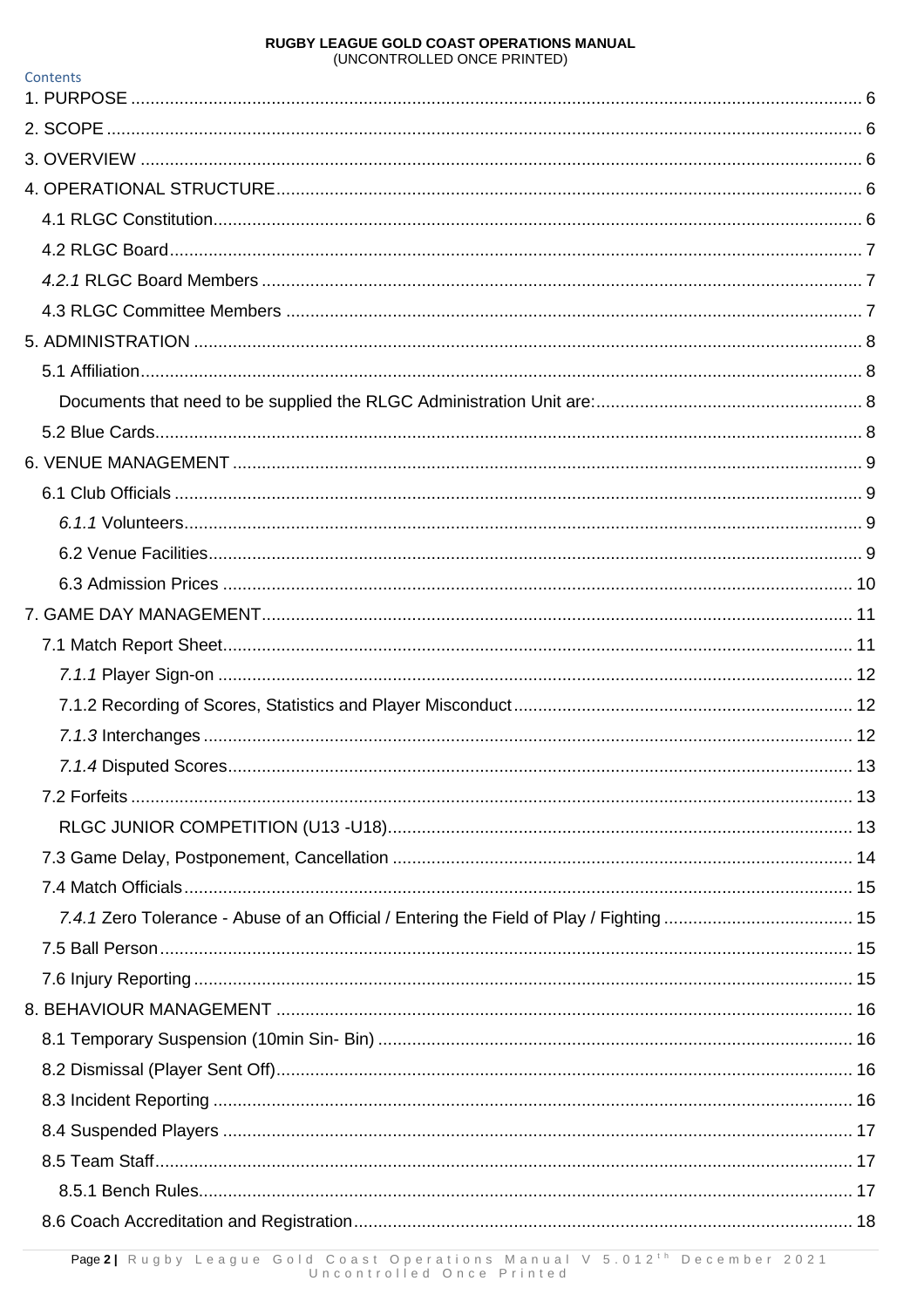Contents

1. PURPOSE ..... 6
2. SCOPE ..... 6
3. OVERVIEW ..... 6
4. OPERATIONAL STRUCTURE ..... 6
   - 4.1 RLGC Constitution ..... 6
   - 4.2 RLGC Board ..... 7
   - *4.2.1* RLGC Board Members ..... 7
   - 4.3 RLGC Committee Members ..... 7
5. ADMINISTRATION ..... 8
   - 5.1 Affiliation ..... 8
     - Documents that need to be supplied the RLGC Administration Unit are: ..... 8
   - 5.2 Blue Cards ..... 8
6. VENUE MANAGEMENT ..... 9
   - 6.1 Club Officials ..... 9
     - *6.1.1* Volunteers ..... 9
     - 6.2 Venue Facilities ..... 9
     - 6.3 Admission Prices ..... 10
7. GAME DAY MANAGEMENT ..... 11
   - 7.1 Match Report Sheet ..... 11
     - *7.1.1* Player Sign-on ..... 12
     - 7.1.2 Recording of Scores, Statistics and Player Misconduct ..... 12
     - *7.1.3* Interchanges ..... 12
     - *7.1.4* Disputed Scores ..... 13
   - 7.2 Forfeits ..... 13
     - RLGC JUNIOR COMPETITION (U13 -U18) ..... 13
   - 7.3 Game Delay, Postponement, Cancellation ..... 14
   - 7.4 Match Officials ..... 15
     - *7.4.1* Zero Tolerance - Abuse of an Official / Entering the Field of Play / Fighting ..... 15
   - 7.5 Ball Person ..... 15
   - 7.6 Injury Reporting ..... 15
8. BEHAVIOUR MANAGEMENT ..... 16
   - 8.1 Temporary Suspension (10min Sin- Bin) ..... 16
   - 8.2 Dismissal (Player Sent Off) ..... 16
   - 8.3 Incident Reporting ..... 16
   - 8.4 Suspended Players ..... 17
   - 8.5 Team Staff ..... 17
     - 8.5.1 Bench Rules ..... 17
   - 8.6 Coach Accreditation and Registration ..... 18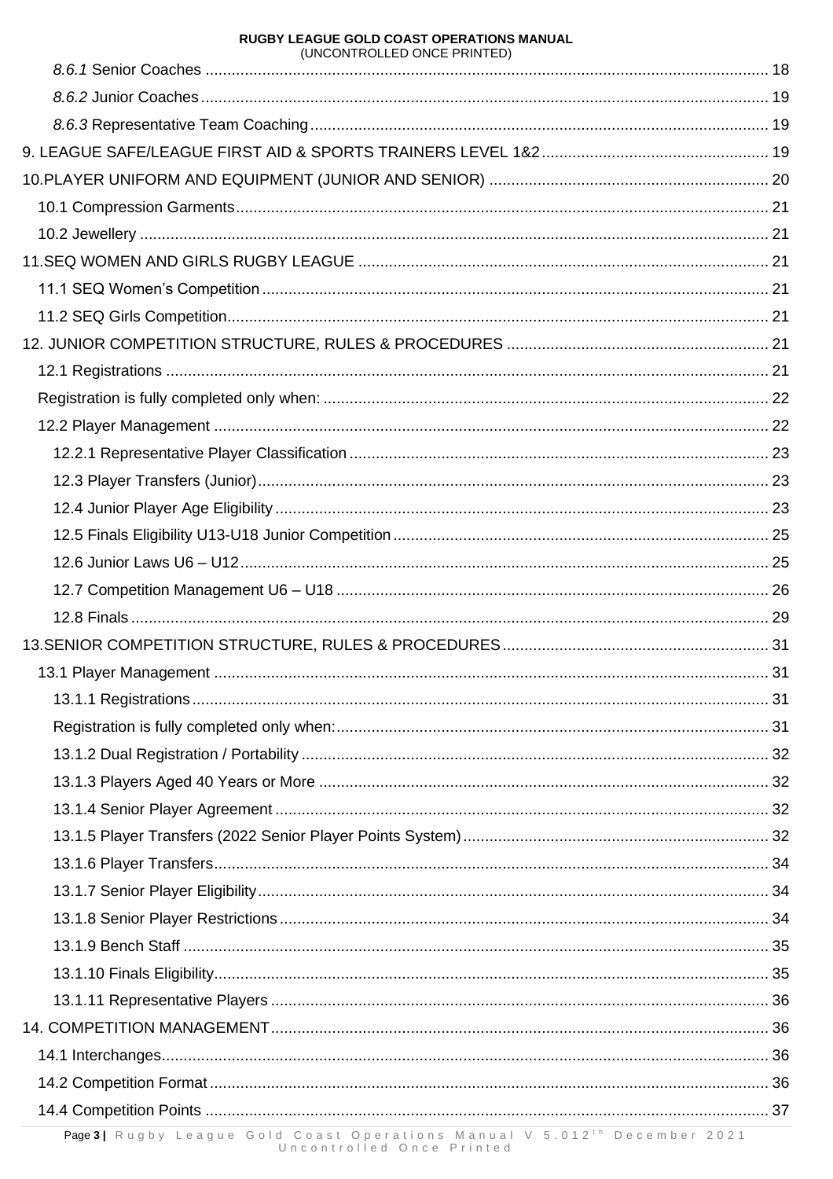*8.6.1* Senior Coaches ........................................................................................................................ 18

*8.6.2* Junior Coaches ........................................................................................................................ 19

*8.6.3* Representative Team Coaching ............................................................................................... 19

9. LEAGUE SAFE/LEAGUE FIRST AID & SPORTS TRAINERS LEVEL 1&2 ............................................ 19

10.PLAYER UNIFORM AND EQUIPMENT (JUNIOR AND SENIOR) ........................................................ 20

10.1 Compression Garments ...................................................................................................................... 21

10.2 Jewellery ............................................................................................................................................ 21

11.SEQ WOMEN AND GIRLS RUGBY LEAGUE ....................................................................................... 21

11.1 SEQ Women's Competition ................................................................................................................ 21

11.2 SEQ Girls Competition ........................................................................................................................ 21

12. JUNIOR COMPETITION STRUCTURE, RULES & PROCEDURES ..................................................... 21

12.1 Registrations ...................................................................................................................................... 21

Registration is fully completed only when: ............................................................................................... 22

12.2 Player Management ........................................................................................................................... 22

12.2.1 Representative Player Classification ............................................................................................ 23

12.3 Player Transfers (Junior) .................................................................................................................. 23

12.4 Junior Player Age Eligibility ............................................................................................................. 23

12.5 Finals Eligibility U13-U18 Junior Competition ................................................................................. 25

12.6 Junior Laws U6 – U12 ...................................................................................................................... 25

12.7 Competition Management U6 – U18 ................................................................................................ 26

12.8 Finals ................................................................................................................................................ 29

13.SENIOR COMPETITION STRUCTURE, RULES & PROCEDURES ....................................................... 31

13.1 Player Management ........................................................................................................................... 31

13.1.1 Registrations ................................................................................................................................. 31

Registration is fully completed only when: ............................................................................................... 31

13.1.2 Dual Registration / Portability ........................................................................................................ 32

13.1.3 Players Aged 40 Years or More ...................................................................................................... 32

13.1.4 Senior Player Agreement ............................................................................................................... 32

13.1.5 Player Transfers (2022 Senior Player Points System) .................................................................. 32

13.1.6 Player Transfers ............................................................................................................................. 34

13.1.7 Senior Player Eligibility .................................................................................................................. 34

13.1.8 Senior Player Restrictions ............................................................................................................. 34

13.1.9 Bench Staff .................................................................................................................................... 35

13.1.10 Finals Eligibility ............................................................................................................................ 35

13.1.11 Representative Players ................................................................................................................ 36

14. COMPETITION MANAGEMENT ............................................................................................................ 36

14.1 Interchanges ...................................................................................................................................... 36

14.2 Competition Format ............................................................................................................................ 36

14.4 Competition Points ............................................................................................................................. 37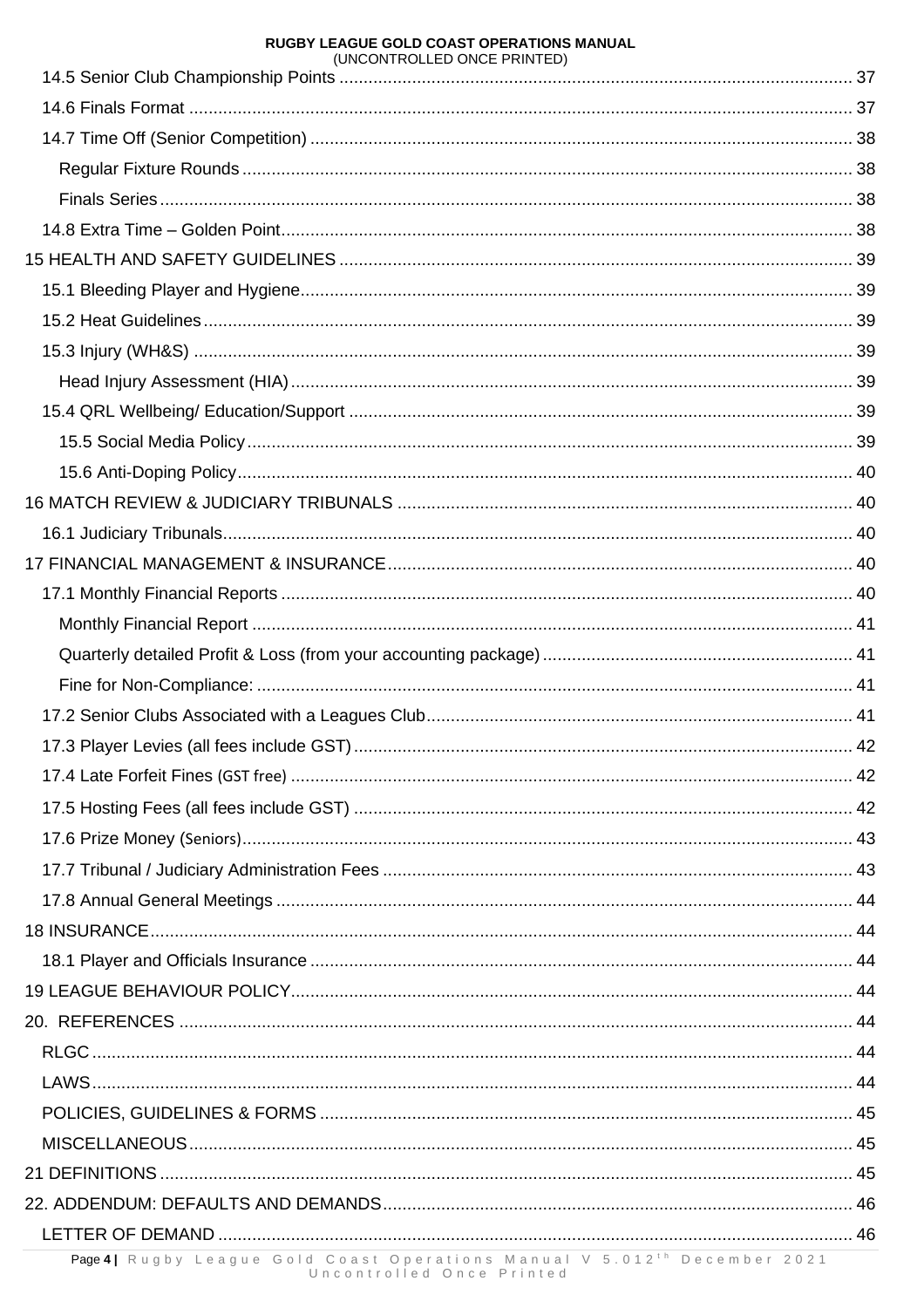14.5 Senior Club Championship Points ........ 37
14.6 Finals Format ........ 37
14.7 Time Off (Senior Competition) ........ 38
Regular Fixture Rounds ........ 38
Finals Series ........ 38
14.8 Extra Time – Golden Point ........ 38
15 HEALTH AND SAFETY GUIDELINES ........ 39
15.1 Bleeding Player and Hygiene ........ 39
15.2 Heat Guidelines ........ 39
15.3 Injury (WH&S) ........ 39
Head Injury Assessment (HIA) ........ 39
15.4 QRL Wellbeing/ Education/Support ........ 39
15.5 Social Media Policy ........ 39
15.6 Anti-Doping Policy ........ 40
16 MATCH REVIEW & JUDICIARY TRIBUNALS ........ 40
16.1 Judiciary Tribunals ........ 40
17 FINANCIAL MANAGEMENT & INSURANCE ........ 40
17.1 Monthly Financial Reports ........ 40
Monthly Financial Report ........ 41
Quarterly detailed Profit & Loss (from your accounting package) ........ 41
Fine for Non-Compliance: ........ 41
17.2 Senior Clubs Associated with a Leagues Club ........ 41
17.3 Player Levies (all fees include GST) ........ 42
17.4 Late Forfeit Fines (GST free) ........ 42
17.5 Hosting Fees (all fees include GST) ........ 42
17.6 Prize Money (Seniors) ........ 43
17.7 Tribunal / Judiciary Administration Fees ........ 43
17.8 Annual General Meetings ........ 44
18 INSURANCE ........ 44
18.1 Player and Officials Insurance ........ 44
19 LEAGUE BEHAVIOUR POLICY ........ 44
20. REFERENCES ........ 44
RLGC ........ 44
LAWS ........ 44
POLICIES, GUIDELINES & FORMS ........ 45
MISCELLANEOUS ........ 45
21 DEFINITIONS ........ 45
22. ADDENDUM: DEFAULTS AND DEMANDS ........ 46
LETTER OF DEMAND ........ 46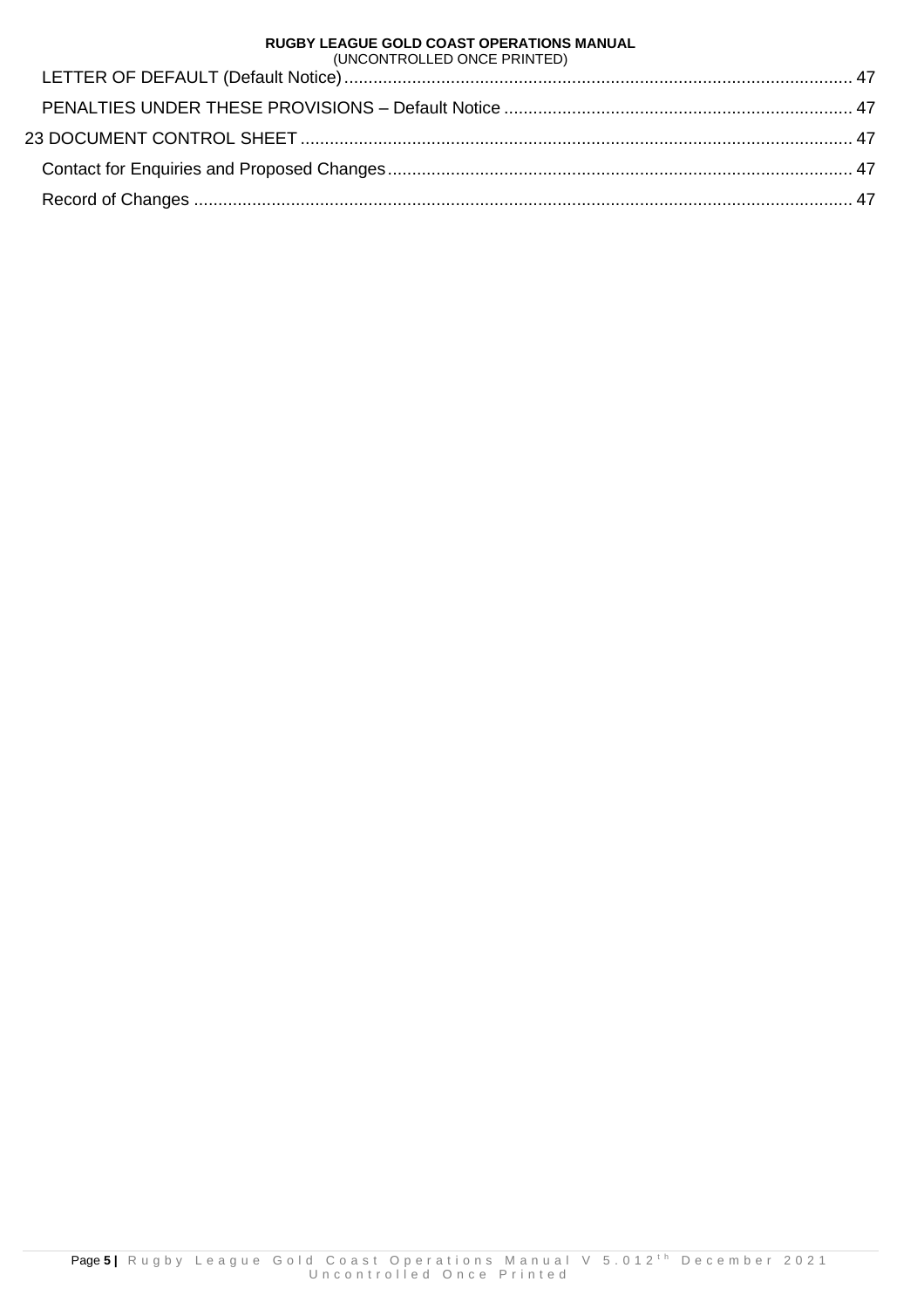LETTER OF DEFAULT (Default Notice) ........................................................................................................ 47

PENALTIES UNDER THESE PROVISIONS – Default Notice ....................................................................... 47

23 DOCUMENT CONTROL SHEET ................................................................................................................ 47

Contact for Enquiries and Proposed Changes ............................................................................................... 47

Record of Changes ....................................................................................................................................... 47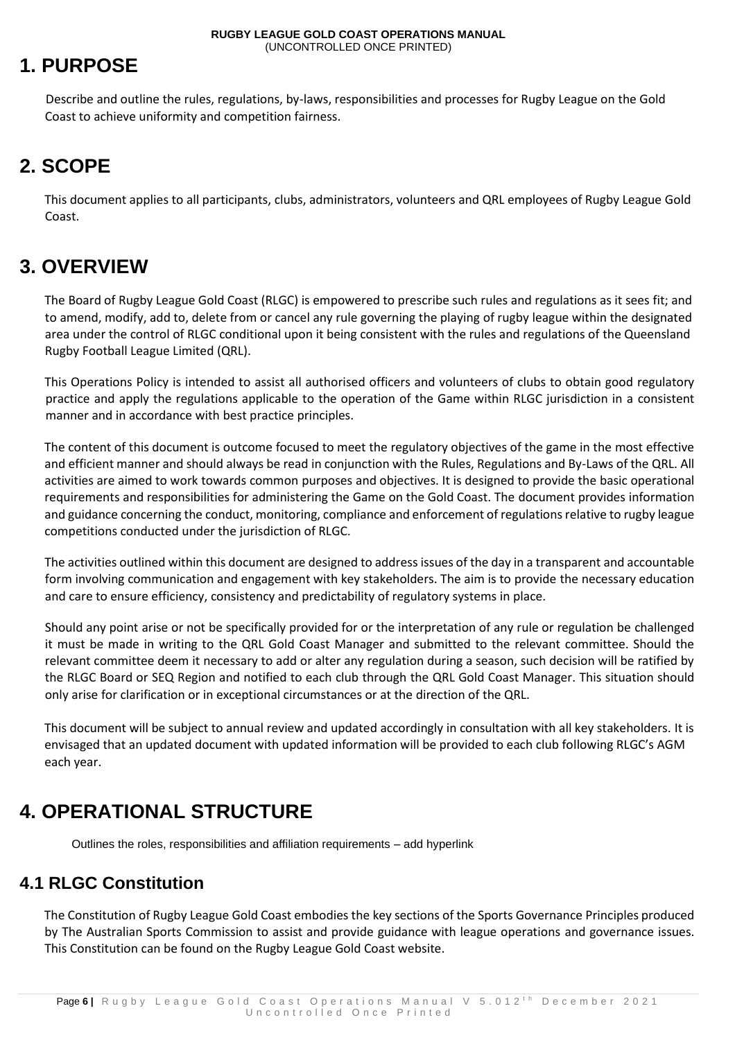# 1. PURPOSE

Describe and outline the rules, regulations, by-laws, responsibilities and processes for Rugby League on the Gold Coast to achieve uniformity and competition fairness.

# 2. SCOPE

This document applies to all participants, clubs, administrators, volunteers and QRL employees of Rugby League Gold Coast.

# 3. OVERVIEW

The Board of Rugby League Gold Coast (RLGC) is empowered to prescribe such rules and regulations as it sees fit; and to amend, modify, add to, delete from or cancel any rule governing the playing of rugby league within the designated area under the control of RLGC conditional upon it being consistent with the rules and regulations of the Queensland Rugby Football League Limited (QRL).

This Operations Policy is intended to assist all authorised officers and volunteers of clubs to obtain good regulatory practice and apply the regulations applicable to the operation of the Game within RLGC jurisdiction in a consistent manner and in accordance with best practice principles.

The content of this document is outcome focused to meet the regulatory objectives of the game in the most effective and efficient manner and should always be read in conjunction with the Rules, Regulations and By-Laws of the QRL. All activities are aimed to work towards common purposes and objectives. It is designed to provide the basic operational requirements and responsibilities for administering the Game on the Gold Coast. The document provides information and guidance concerning the conduct, monitoring, compliance and enforcement of regulations relative to rugby league competitions conducted under the jurisdiction of RLGC.

The activities outlined within this document are designed to address issues of the day in a transparent and accountable form involving communication and engagement with key stakeholders. The aim is to provide the necessary education and care to ensure efficiency, consistency and predictability of regulatory systems in place.

Should any point arise or not be specifically provided for or the interpretation of any rule or regulation be challenged it must be made in writing to the QRL Gold Coast Manager and submitted to the relevant committee. Should the relevant committee deem it necessary to add or alter any regulation during a season, such decision will be ratified by the RLGC Board or SEQ Region and notified to each club through the QRL Gold Coast Manager. This situation should only arise for clarification or in exceptional circumstances or at the direction of the QRL.

This document will be subject to annual review and updated accordingly in consultation with all key stakeholders. It is envisaged that an updated document with updated information will be provided to each club following RLGC's AGM each year.

# 4. OPERATIONAL STRUCTURE

Outlines the roles, responsibilities and affiliation requirements – add hyperlink

## 4.1 RLGC Constitution

The Constitution of Rugby League Gold Coast embodies the key sections of the Sports Governance Principles produced by The Australian Sports Commission to assist and provide guidance with league operations and governance issues. This Constitution can be found on the Rugby League Gold Coast website.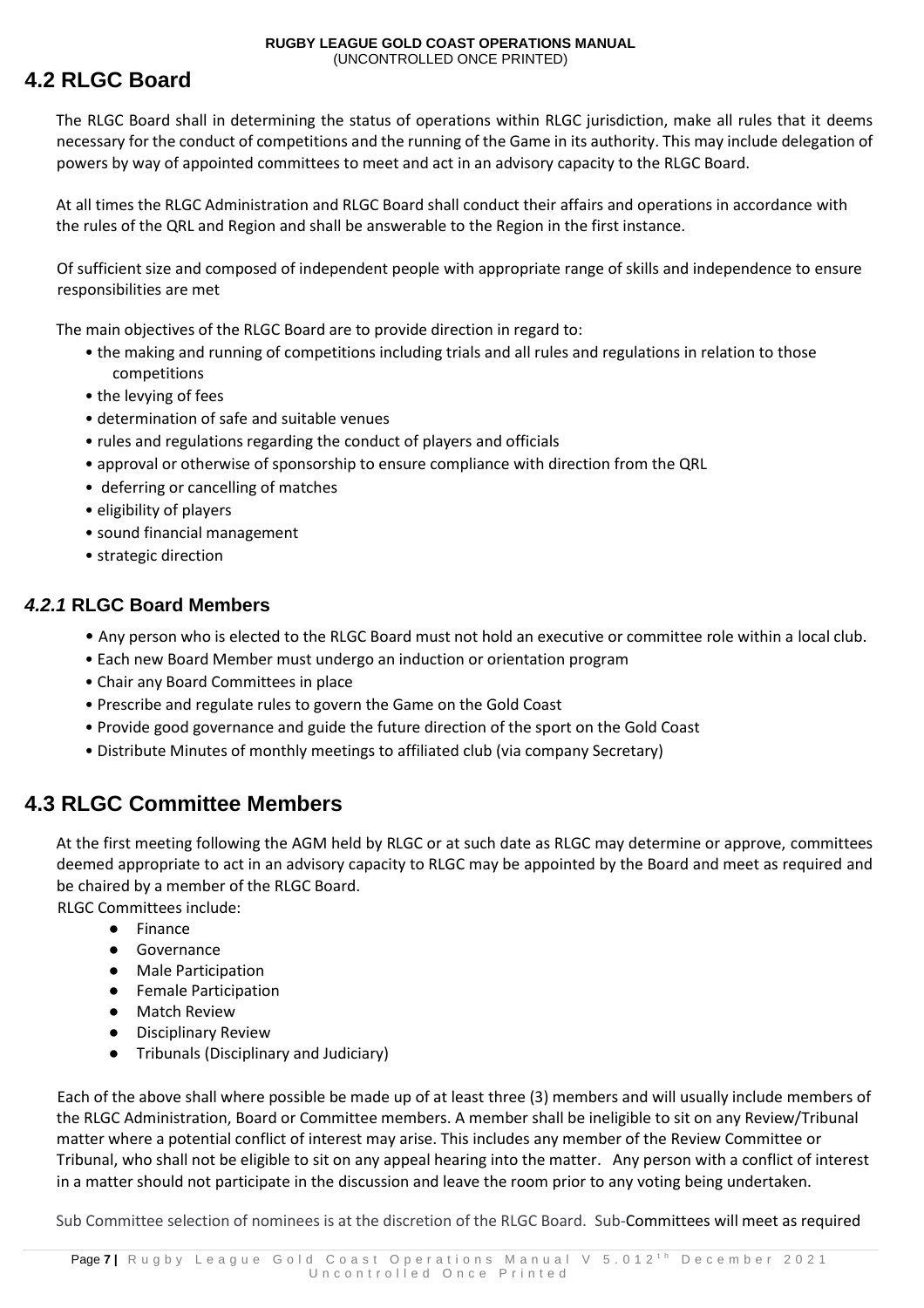## 4.2 RLGC Board

The RLGC Board shall in determining the status of operations within RLGC jurisdiction, make all rules that it deems necessary for the conduct of competitions and the running of the Game in its authority. This may include delegation of powers by way of appointed committees to meet and act in an advisory capacity to the RLGC Board.

At all times the RLGC Administration and RLGC Board shall conduct their affairs and operations in accordance with the rules of the QRL and Region and shall be answerable to the Region in the first instance.

Of sufficient size and composed of independent people with appropriate range of skills and independence to ensure responsibilities are met

The main objectives of the RLGC Board are to provide direction in regard to:

- the making and running of competitions including trials and all rules and regulations in relation to those competitions
- the levying of fees
- determination of safe and suitable venues
- rules and regulations regarding the conduct of players and officials
- approval or otherwise of sponsorship to ensure compliance with direction from the QRL
- deferring or cancelling of matches
- eligibility of players
- sound financial management
- strategic direction

### *4.2.1* RLGC Board Members

- Any person who is elected to the RLGC Board must not hold an executive or committee role within a local club.
- Each new Board Member must undergo an induction or orientation program
- Chair any Board Committees in place
- Prescribe and regulate rules to govern the Game on the Gold Coast
- Provide good governance and guide the future direction of the sport on the Gold Coast
- Distribute Minutes of monthly meetings to affiliated club (via company Secretary)

## 4.3 RLGC Committee Members

At the first meeting following the AGM held by RLGC or at such date as RLGC may determine or approve, committees deemed appropriate to act in an advisory capacity to RLGC may be appointed by the Board and meet as required and be chaired by a member of the RLGC Board.

RLGC Committees include:

- Finance
- Governance
- Male Participation
- Female Participation
- Match Review
- Disciplinary Review
- Tribunals (Disciplinary and Judiciary)

Each of the above shall where possible be made up of at least three (3) members and will usually include members of the RLGC Administration, Board or Committee members. A member shall be ineligible to sit on any Review/Tribunal matter where a potential conflict of interest may arise. This includes any member of the Review Committee or Tribunal, who shall not be eligible to sit on any appeal hearing into the matter. Any person with a conflict of interest in a matter should not participate in the discussion and leave the room prior to any voting being undertaken.

Sub Committee selection of nominees is at the discretion of the RLGC Board. Sub-Committees will meet as required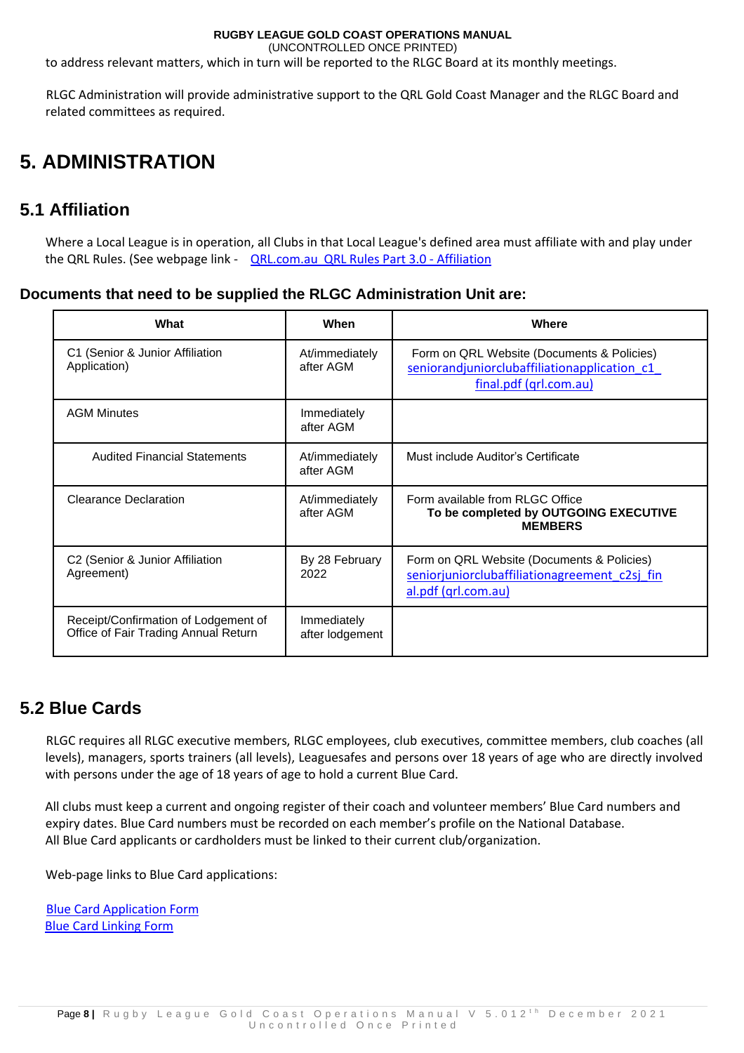to address relevant matters, which in turn will be reported to the RLGC Board at its monthly meetings.

RLGC Administration will provide administrative support to the QRL Gold Coast Manager and the RLGC Board and related committees as required.

# 5. ADMINISTRATION

## 5.1 Affiliation

Where a Local League is in operation, all Clubs in that Local League's defined area must affiliate with and play under the QRL Rules. (See webpage link - QRL.com.au QRL Rules Part 3.0 - Affiliation

### Documents that need to be supplied the RLGC Administration Unit are:

| What | When | Where |
|---|---|---|
| C1 (Senior & Junior Affiliation Application) | At/immediately after AGM | Form on QRL Website (Documents & Policies) seniorandjuniorclubaffiliationapplication_c1_final.pdf (qrl.com.au) |
| AGM Minutes | Immediately after AGM | |
| Audited Financial Statements | At/immediately after AGM | Must include Auditor's Certificate |
| Clearance Declaration | At/immediately after AGM | Form available from RLGC Office **To be completed by OUTGOING EXECUTIVE MEMBERS** |
| C2 (Senior & Junior Affiliation Agreement) | By 28 February 2022 | Form on QRL Website (Documents & Policies) seniorjuniorclubaffiliationagreement_c2sj_final.pdf (qrl.com.au) |
| Receipt/Confirmation of Lodgement of Office of Fair Trading Annual Return | Immediately after lodgement | |

## 5.2 Blue Cards

RLGC requires all RLGC executive members, RLGC employees, club executives, committee members, club coaches (all levels), managers, sports trainers (all levels), Leaguesafes and persons over 18 years of age who are directly involved with persons under the age of 18 years of age to hold a current Blue Card.

All clubs must keep a current and ongoing register of their coach and volunteer members' Blue Card numbers and expiry dates. Blue Card numbers must be recorded on each member's profile on the National Database.
All Blue Card applicants or cardholders must be linked to their current club/organization.

Web-page links to Blue Card applications:

Blue Card Application Form
Blue Card Linking Form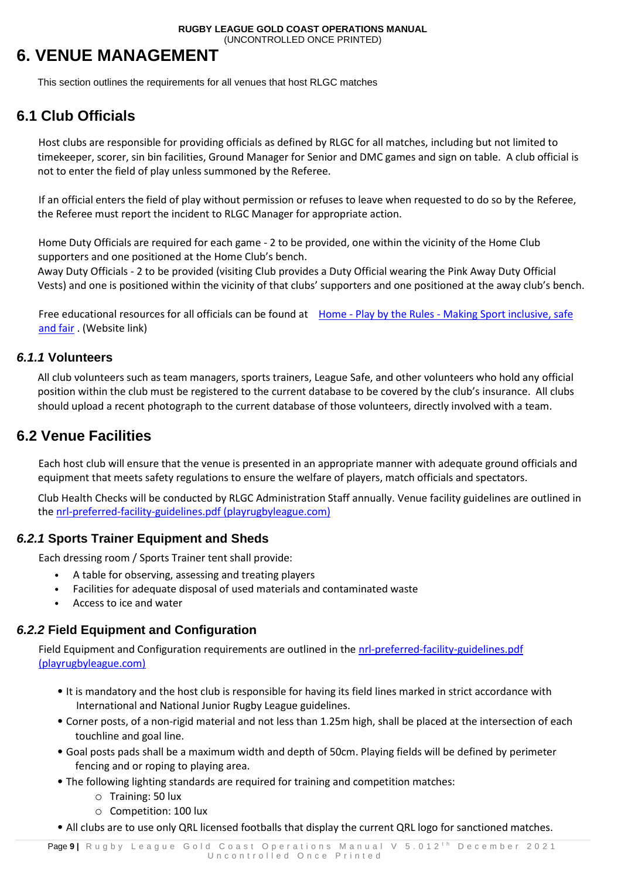# 6. VENUE MANAGEMENT

This section outlines the requirements for all venues that host RLGC matches

## 6.1 Club Officials

Host clubs are responsible for providing officials as defined by RLGC for all matches, including but not limited to timekeeper, scorer, sin bin facilities, Ground Manager for Senior and DMC games and sign on table. A club official is not to enter the field of play unless summoned by the Referee.

If an official enters the field of play without permission or refuses to leave when requested to do so by the Referee, the Referee must report the incident to RLGC Manager for appropriate action.

Home Duty Officials are required for each game - 2 to be provided, one within the vicinity of the Home Club supporters and one positioned at the Home Club's bench.
Away Duty Officials - 2 to be provided (visiting Club provides a Duty Official wearing the Pink Away Duty Official Vests) and one is positioned within the vicinity of that clubs' supporters and one positioned at the away club's bench.

Free educational resources for all officials can be found at [Home - Play by the Rules - Making Sport inclusive, safe and fair](). (Website link)

### *6.1.1* Volunteers

All club volunteers such as team managers, sports trainers, League Safe, and other volunteers who hold any official position within the club must be registered to the current database to be covered by the club's insurance. All clubs should upload a recent photograph to the current database of those volunteers, directly involved with a team.

## 6.2 Venue Facilities

Each host club will ensure that the venue is presented in an appropriate manner with adequate ground officials and equipment that meets safety regulations to ensure the welfare of players, match officials and spectators.

Club Health Checks will be conducted by RLGC Administration Staff annually. Venue facility guidelines are outlined in the [nrl-preferred-facility-guidelines.pdf (playrugbyleague.com)]()

### *6.2.1* Sports Trainer Equipment and Sheds

Each dressing room / Sports Trainer tent shall provide:

- A table for observing, assessing and treating players
- Facilities for adequate disposal of used materials and contaminated waste
- Access to ice and water

### *6.2.2* Field Equipment and Configuration

Field Equipment and Configuration requirements are outlined in the [nrl-preferred-facility-guidelines.pdf (playrugbyleague.com)]()

- It is mandatory and the host club is responsible for having its field lines marked in strict accordance with International and National Junior Rugby League guidelines.
- Corner posts, of a non-rigid material and not less than 1.25m high, shall be placed at the intersection of each touchline and goal line.
- Goal posts pads shall be a maximum width and depth of 50cm. Playing fields will be defined by perimeter fencing and or roping to playing area.
- The following lighting standards are required for training and competition matches:
  - Training: 50 lux
  - Competition: 100 lux
- All clubs are to use only QRL licensed footballs that display the current QRL logo for sanctioned matches.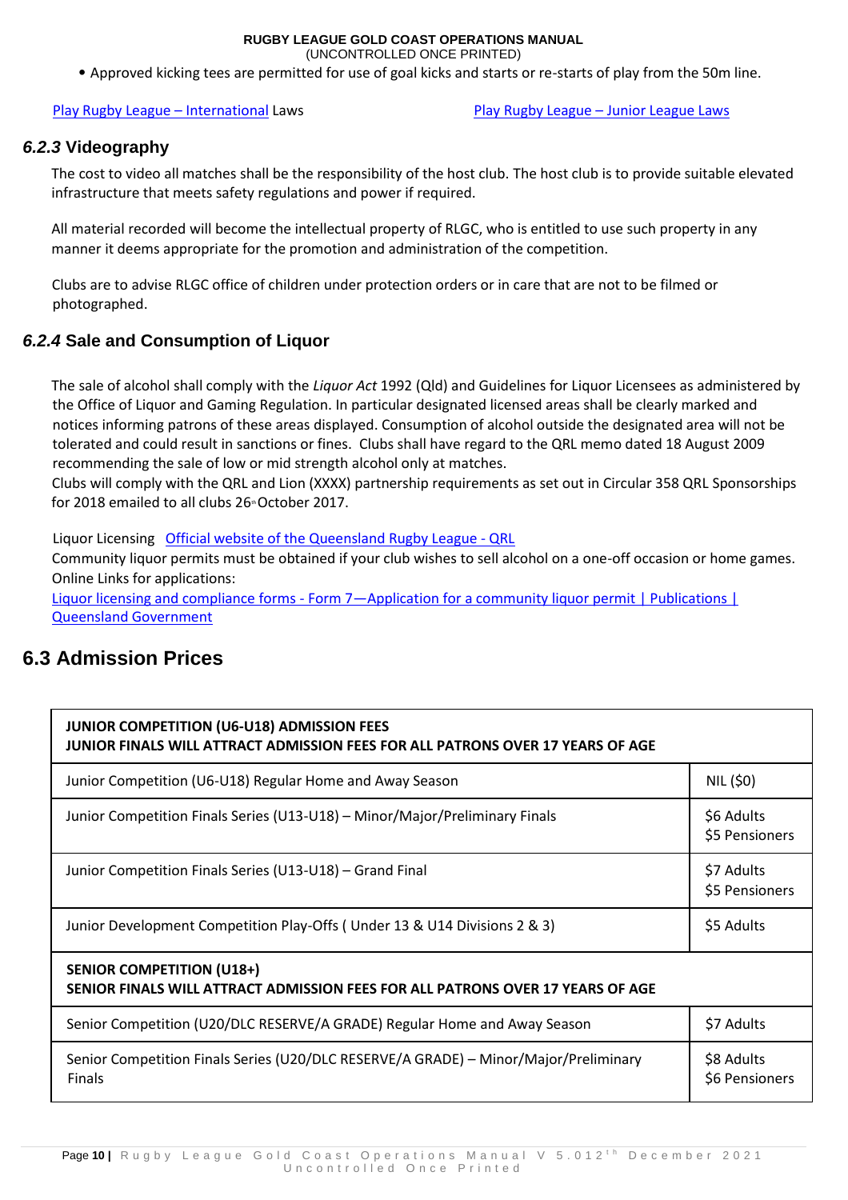- Approved kicking tees are permitted for use of goal kicks and starts or re-starts of play from the 50m line.

Play Rugby League – International Laws    Play Rugby League – Junior League Laws

### *6.2.3* Videography

The cost to video all matches shall be the responsibility of the host club. The host club is to provide suitable elevated infrastructure that meets safety regulations and power if required.

All material recorded will become the intellectual property of RLGC, who is entitled to use such property in any manner it deems appropriate for the promotion and administration of the competition.

Clubs are to advise RLGC office of children under protection orders or in care that are not to be filmed or photographed.

### *6.2.4* Sale and Consumption of Liquor

The sale of alcohol shall comply with the *Liquor Act* 1992 (Qld) and Guidelines for Liquor Licensees as administered by the Office of Liquor and Gaming Regulation. In particular designated licensed areas shall be clearly marked and notices informing patrons of these areas displayed. Consumption of alcohol outside the designated area will not be tolerated and could result in sanctions or fines. Clubs shall have regard to the QRL memo dated 18 August 2009 recommending the sale of low or mid strength alcohol only at matches.
Clubs will comply with the QRL and Lion (XXXX) partnership requirements as set out in Circular 358 QRL Sponsorships for 2018 emailed to all clubs 26th October 2017.

Liquor Licensing   Official website of the Queensland Rugby League - QRL
Community liquor permits must be obtained if your club wishes to sell alcohol on a one-off occasion or home games.
Online Links for applications:
Liquor licensing and compliance forms - Form 7—Application for a community liquor permit | Publications | Queensland Government

## 6.3 Admission Prices

| **JUNIOR COMPETITION (U6-U18) ADMISSION FEES**<br>**JUNIOR FINALS WILL ATTRACT ADMISSION FEES FOR ALL PATRONS OVER 17 YEARS OF AGE** | |
|---|---|
| Junior Competition (U6-U18) Regular Home and Away Season | NIL ($0) |
| Junior Competition Finals Series (U13-U18) – Minor/Major/Preliminary Finals | $6 Adults<br>$5 Pensioners |
| Junior Competition Finals Series (U13-U18) – Grand Final | $7 Adults<br>$5 Pensioners |
| Junior Development Competition Play-Offs ( Under 13 & U14 Divisions 2 & 3) | $5 Adults |
| **SENIOR COMPETITION (U18+)**<br>**SENIOR FINALS WILL ATTRACT ADMISSION FEES FOR ALL PATRONS OVER 17 YEARS OF AGE** | |
| Senior Competition (U20/DLC RESERVE/A GRADE) Regular Home and Away Season | $7 Adults |
| Senior Competition Finals Series (U20/DLC RESERVE/A GRADE) – Minor/Major/Preliminary Finals | $8 Adults<br>$6 Pensioners |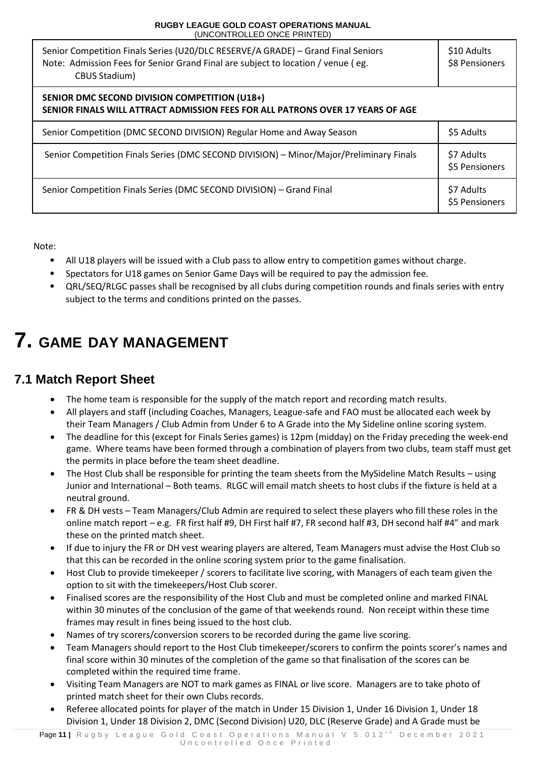| | |
|---|---|
| Senior Competition Finals Series (U20/DLC RESERVE/A GRADE) – Grand Final Seniors<br>Note: Admission Fees for Senior Grand Final are subject to location / venue ( eg. CBUS Stadium) | $10 Adults<br>$8 Pensioners |
| **SENIOR DMC SECOND DIVISION COMPETITION (U18+)**<br>**SENIOR FINALS WILL ATTRACT ADMISSION FEES FOR ALL PATRONS OVER 17 YEARS OF AGE** | |
| Senior Competition (DMC SECOND DIVISION) Regular Home and Away Season | $5 Adults |
| Senior Competition Finals Series (DMC SECOND DIVISION) – Minor/Major/Preliminary Finals | $7 Adults<br>$5 Pensioners |
| Senior Competition Finals Series (DMC SECOND DIVISION) – Grand Final | $7 Adults<br>$5 Pensioners |

Note:

- All U18 players will be issued with a Club pass to allow entry to competition games without charge.
- Spectators for U18 games on Senior Game Days will be required to pay the admission fee.
- QRL/SEQ/RLGC passes shall be recognised by all clubs during competition rounds and finals series with entry subject to the terms and conditions printed on the passes.

# 7. GAME DAY MANAGEMENT

## 7.1 Match Report Sheet

- The home team is responsible for the supply of the match report and recording match results.
- All players and staff (including Coaches, Managers, League-safe and FAO must be allocated each week by their Team Managers / Club Admin from Under 6 to A Grade into the My Sideline online scoring system.
- The deadline for this (except for Finals Series games) is 12pm (midday) on the Friday preceding the week-end game. Where teams have been formed through a combination of players from two clubs, team staff must get the permits in place before the team sheet deadline.
- The Host Club shall be responsible for printing the team sheets from the MySideline Match Results – using Junior and International – Both teams. RLGC will email match sheets to host clubs if the fixture is held at a neutral ground.
- FR & DH vests – Team Managers/Club Admin are required to select these players who fill these roles in the online match report – e.g. FR first half #9, DH First half #7, FR second half #3, DH second half #4" and mark these on the printed match sheet.
- If due to injury the FR or DH vest wearing players are altered, Team Managers must advise the Host Club so that this can be recorded in the online scoring system prior to the game finalisation.
- Host Club to provide timekeeper / scorers to facilitate live scoring, with Managers of each team given the option to sit with the timekeepers/Host Club scorer.
- Finalised scores are the responsibility of the Host Club and must be completed online and marked FINAL within 30 minutes of the conclusion of the game of that weekends round. Non receipt within these time frames may result in fines being issued to the host club.
- Names of try scorers/conversion scorers to be recorded during the game live scoring.
- Team Managers should report to the Host Club timekeeper/scorers to confirm the points scorer's names and final score within 30 minutes of the completion of the game so that finalisation of the scores can be completed within the required time frame.
- Visiting Team Managers are NOT to mark games as FINAL or live score. Managers are to take photo of printed match sheet for their own Clubs records.
- Referee allocated points for player of the match in Under 15 Division 1, Under 16 Division 1, Under 18 Division 1, Under 18 Division 2, DMC (Second Division) U20, DLC (Reserve Grade) and A Grade must be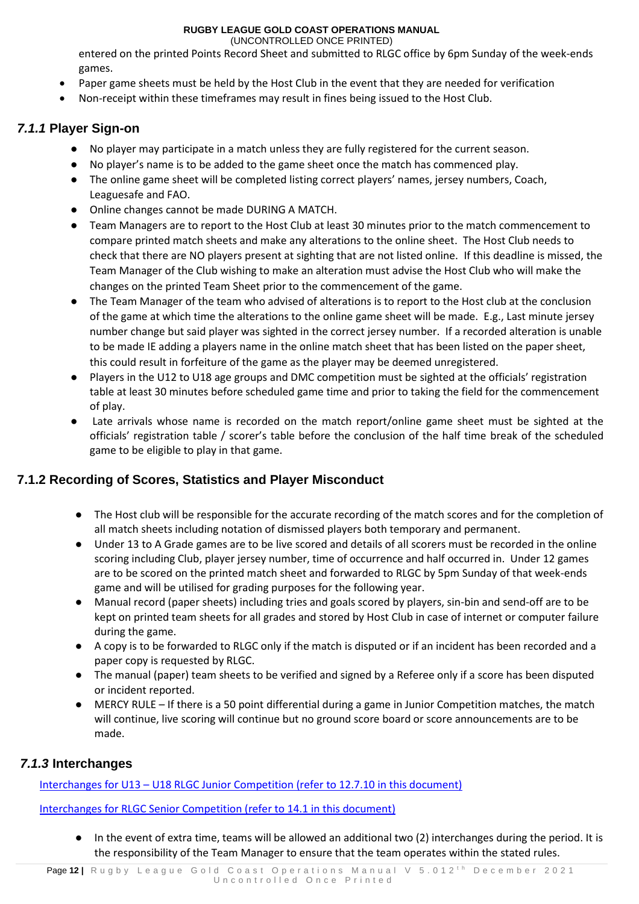entered on the printed Points Record Sheet and submitted to RLGC office by 6pm Sunday of the week-ends games.

- Paper game sheets must be held by the Host Club in the event that they are needed for verification
- Non-receipt within these timeframes may result in fines being issued to the Host Club.

### *7.1.1* Player Sign-on

- No player may participate in a match unless they are fully registered for the current season.
- No player's name is to be added to the game sheet once the match has commenced play.
- The online game sheet will be completed listing correct players' names, jersey numbers, Coach, Leaguesafe and FAO.
- Online changes cannot be made DURING A MATCH.
- Team Managers are to report to the Host Club at least 30 minutes prior to the match commencement to compare printed match sheets and make any alterations to the online sheet. The Host Club needs to check that there are NO players present at sighting that are not listed online. If this deadline is missed, the Team Manager of the Club wishing to make an alteration must advise the Host Club who will make the changes on the printed Team Sheet prior to the commencement of the game.
- The Team Manager of the team who advised of alterations is to report to the Host club at the conclusion of the game at which time the alterations to the online game sheet will be made. E.g., Last minute jersey number change but said player was sighted in the correct jersey number. If a recorded alteration is unable to be made IE adding a players name in the online match sheet that has been listed on the paper sheet, this could result in forfeiture of the game as the player may be deemed unregistered.
- Players in the U12 to U18 age groups and DMC competition must be sighted at the officials' registration table at least 30 minutes before scheduled game time and prior to taking the field for the commencement of play.
- Late arrivals whose name is recorded on the match report/online game sheet must be sighted at the officials' registration table / scorer's table before the conclusion of the half time break of the scheduled game to be eligible to play in that game.

### 7.1.2 Recording of Scores, Statistics and Player Misconduct

- The Host club will be responsible for the accurate recording of the match scores and for the completion of all match sheets including notation of dismissed players both temporary and permanent.
- Under 13 to A Grade games are to be live scored and details of all scorers must be recorded in the online scoring including Club, player jersey number, time of occurrence and half occurred in. Under 12 games are to be scored on the printed match sheet and forwarded to RLGC by 5pm Sunday of that week-ends game and will be utilised for grading purposes for the following year.
- Manual record (paper sheets) including tries and goals scored by players, sin-bin and send-off are to be kept on printed team sheets for all grades and stored by Host Club in case of internet or computer failure during the game.
- A copy is to be forwarded to RLGC only if the match is disputed or if an incident has been recorded and a paper copy is requested by RLGC.
- The manual (paper) team sheets to be verified and signed by a Referee only if a score has been disputed or incident reported.
- MERCY RULE – If there is a 50 point differential during a game in Junior Competition matches, the match will continue, live scoring will continue but no ground score board or score announcements are to be made.

### *7.1.3* Interchanges

Interchanges for U13 – U18 RLGC Junior Competition (refer to 12.7.10 in this document)

Interchanges for RLGC Senior Competition (refer to 14.1 in this document)

- In the event of extra time, teams will be allowed an additional two (2) interchanges during the period. It is the responsibility of the Team Manager to ensure that the team operates within the stated rules.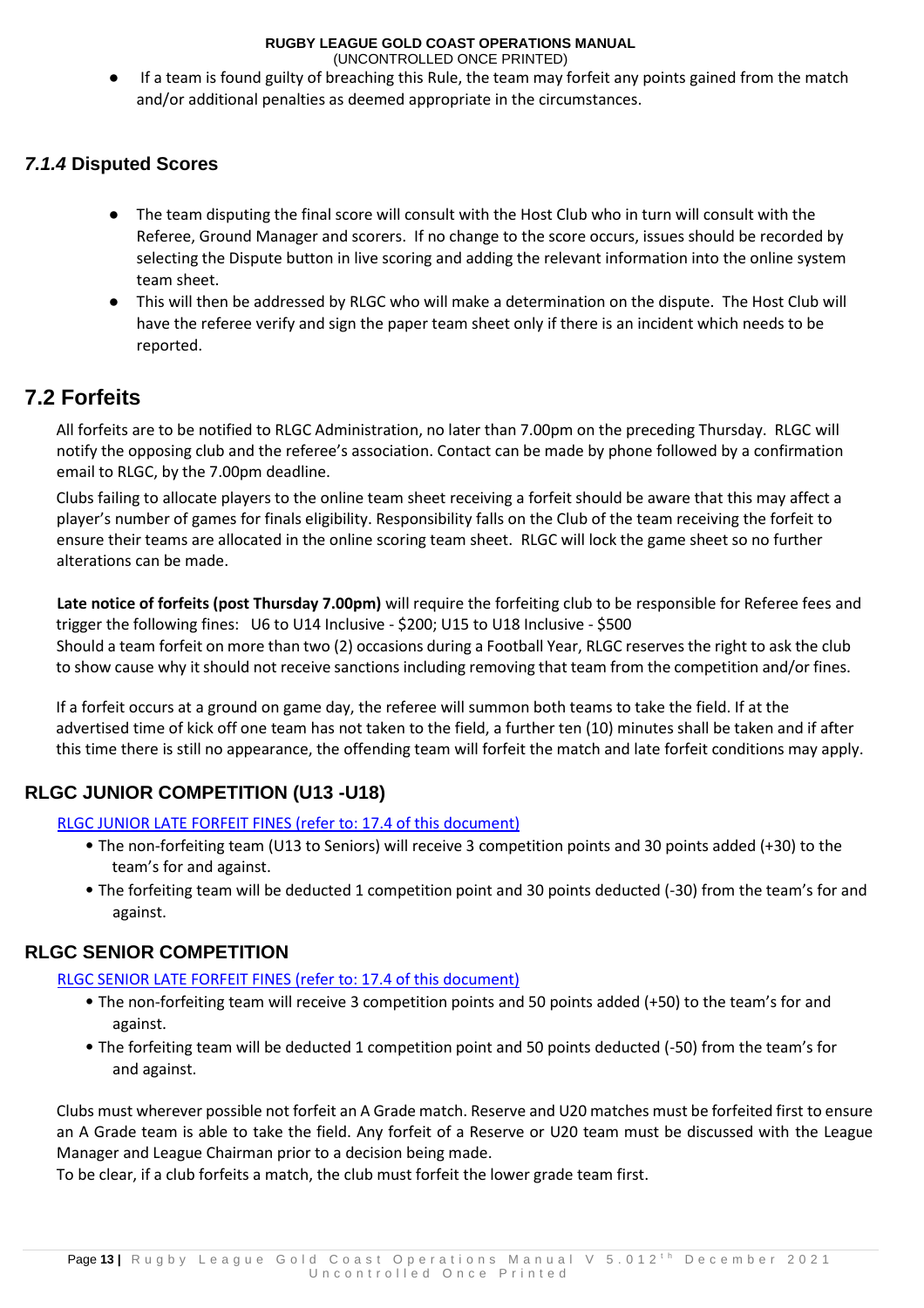- If a team is found guilty of breaching this Rule, the team may forfeit any points gained from the match and/or additional penalties as deemed appropriate in the circumstances.

### *7.1.4* Disputed Scores

- The team disputing the final score will consult with the Host Club who in turn will consult with the Referee, Ground Manager and scorers. If no change to the score occurs, issues should be recorded by selecting the Dispute button in live scoring and adding the relevant information into the online system team sheet.
- This will then be addressed by RLGC who will make a determination on the dispute. The Host Club will have the referee verify and sign the paper team sheet only if there is an incident which needs to be reported.

## 7.2 Forfeits

All forfeits are to be notified to RLGC Administration, no later than 7.00pm on the preceding Thursday. RLGC will notify the opposing club and the referee's association. Contact can be made by phone followed by a confirmation email to RLGC, by the 7.00pm deadline.

Clubs failing to allocate players to the online team sheet receiving a forfeit should be aware that this may affect a player's number of games for finals eligibility. Responsibility falls on the Club of the team receiving the forfeit to ensure their teams are allocated in the online scoring team sheet. RLGC will lock the game sheet so no further alterations can be made.

**Late notice of forfeits (post Thursday 7.00pm)** will require the forfeiting club to be responsible for Referee fees and trigger the following fines: U6 to U14 Inclusive - $200; U15 to U18 Inclusive - $500

Should a team forfeit on more than two (2) occasions during a Football Year, RLGC reserves the right to ask the club to show cause why it should not receive sanctions including removing that team from the competition and/or fines.

If a forfeit occurs at a ground on game day, the referee will summon both teams to take the field. If at the advertised time of kick off one team has not taken to the field, a further ten (10) minutes shall be taken and if after this time there is still no appearance, the offending team will forfeit the match and late forfeit conditions may apply.

### RLGC JUNIOR COMPETITION (U13 -U18)

RLGC JUNIOR LATE FORFEIT FINES (refer to: 17.4 of this document)

- The non-forfeiting team (U13 to Seniors) will receive 3 competition points and 30 points added (+30) to the team's for and against.
- The forfeiting team will be deducted 1 competition point and 30 points deducted (-30) from the team's for and against.

### RLGC SENIOR COMPETITION

RLGC SENIOR LATE FORFEIT FINES (refer to: 17.4 of this document)

- The non-forfeiting team will receive 3 competition points and 50 points added (+50) to the team's for and against.
- The forfeiting team will be deducted 1 competition point and 50 points deducted (-50) from the team's for and against.

Clubs must wherever possible not forfeit an A Grade match. Reserve and U20 matches must be forfeited first to ensure an A Grade team is able to take the field. Any forfeit of a Reserve or U20 team must be discussed with the League Manager and League Chairman prior to a decision being made.

To be clear, if a club forfeits a match, the club must forfeit the lower grade team first.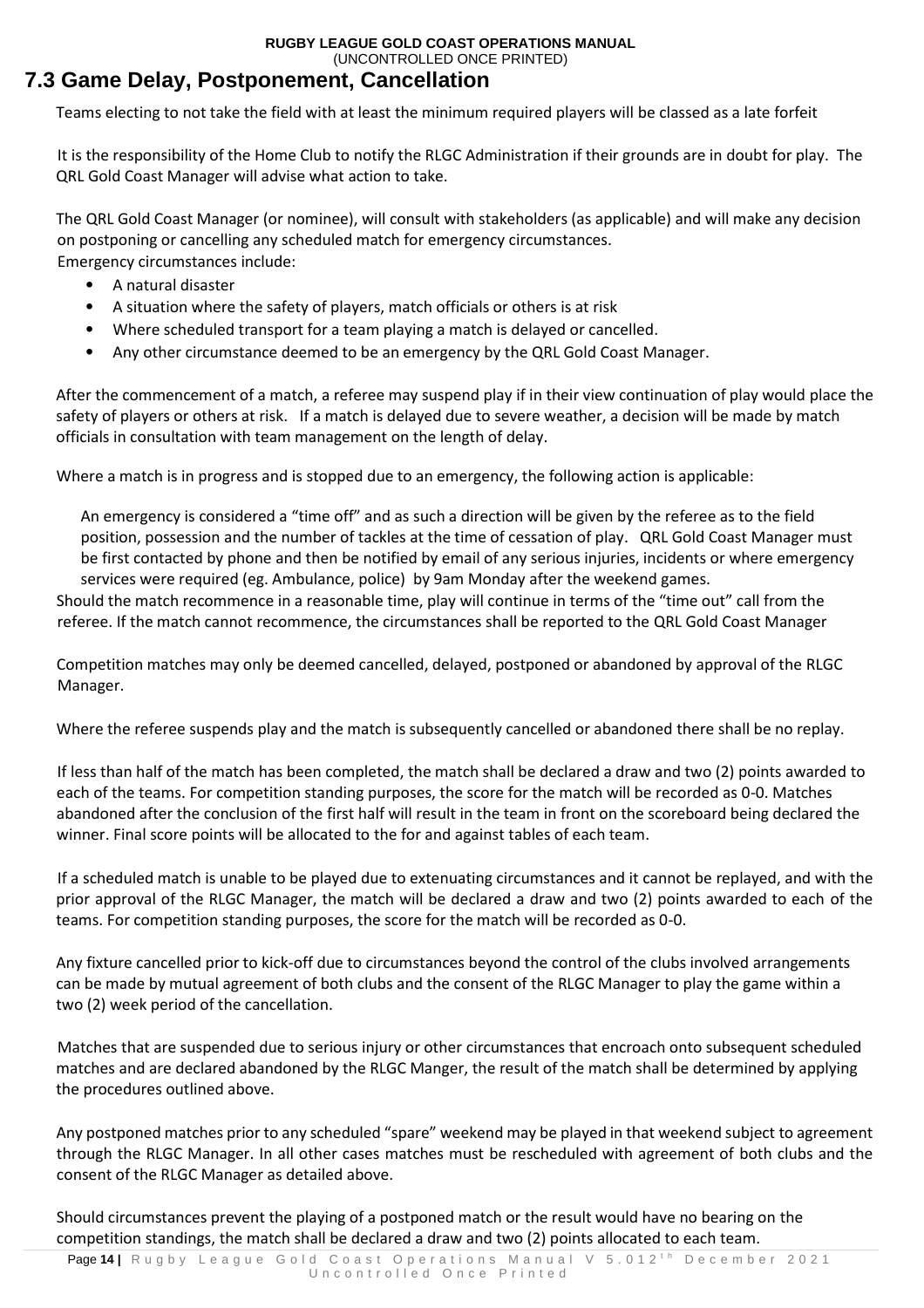## 7.3 Game Delay, Postponement, Cancellation

Teams electing to not take the field with at least the minimum required players will be classed as a late forfeit

It is the responsibility of the Home Club to notify the RLGC Administration if their grounds are in doubt for play. The QRL Gold Coast Manager will advise what action to take.

The QRL Gold Coast Manager (or nominee), will consult with stakeholders (as applicable) and will make any decision on postponing or cancelling any scheduled match for emergency circumstances.
Emergency circumstances include:

- A natural disaster
- A situation where the safety of players, match officials or others is at risk
- Where scheduled transport for a team playing a match is delayed or cancelled.
- Any other circumstance deemed to be an emergency by the QRL Gold Coast Manager.

After the commencement of a match, a referee may suspend play if in their view continuation of play would place the safety of players or others at risk. If a match is delayed due to severe weather, a decision will be made by match officials in consultation with team management on the length of delay.

Where a match is in progress and is stopped due to an emergency, the following action is applicable:

An emergency is considered a "time off" and as such a direction will be given by the referee as to the field position, possession and the number of tackles at the time of cessation of play. QRL Gold Coast Manager must be first contacted by phone and then be notified by email of any serious injuries, incidents or where emergency services were required (eg. Ambulance, police) by 9am Monday after the weekend games.

Should the match recommence in a reasonable time, play will continue in terms of the "time out" call from the referee. If the match cannot recommence, the circumstances shall be reported to the QRL Gold Coast Manager

Competition matches may only be deemed cancelled, delayed, postponed or abandoned by approval of the RLGC Manager.

Where the referee suspends play and the match is subsequently cancelled or abandoned there shall be no replay.

If less than half of the match has been completed, the match shall be declared a draw and two (2) points awarded to each of the teams. For competition standing purposes, the score for the match will be recorded as 0-0. Matches abandoned after the conclusion of the first half will result in the team in front on the scoreboard being declared the winner. Final score points will be allocated to the for and against tables of each team.

If a scheduled match is unable to be played due to extenuating circumstances and it cannot be replayed, and with the prior approval of the RLGC Manager, the match will be declared a draw and two (2) points awarded to each of the teams. For competition standing purposes, the score for the match will be recorded as 0-0.

Any fixture cancelled prior to kick-off due to circumstances beyond the control of the clubs involved arrangements can be made by mutual agreement of both clubs and the consent of the RLGC Manager to play the game within a two (2) week period of the cancellation.

Matches that are suspended due to serious injury or other circumstances that encroach onto subsequent scheduled matches and are declared abandoned by the RLGC Manger, the result of the match shall be determined by applying the procedures outlined above.

Any postponed matches prior to any scheduled "spare" weekend may be played in that weekend subject to agreement through the RLGC Manager. In all other cases matches must be rescheduled with agreement of both clubs and the consent of the RLGC Manager as detailed above.

Should circumstances prevent the playing of a postponed match or the result would have no bearing on the competition standings, the match shall be declared a draw and two (2) points allocated to each team.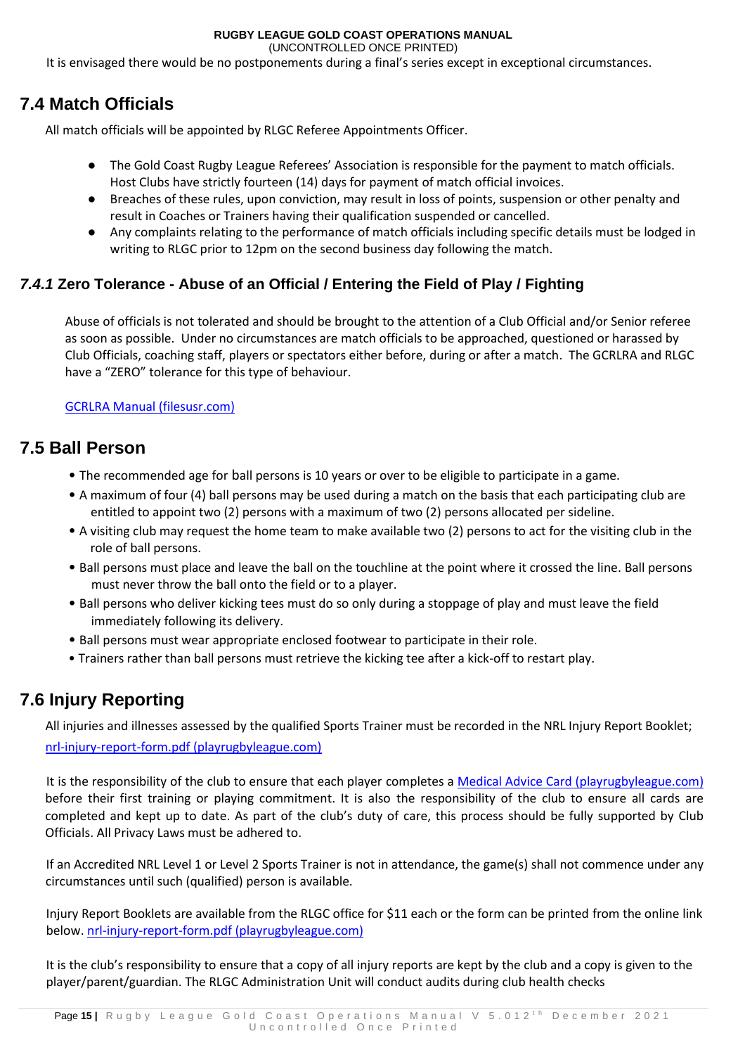It is envisaged there would be no postponements during a final's series except in exceptional circumstances.

## 7.4 Match Officials

All match officials will be appointed by RLGC Referee Appointments Officer.

- The Gold Coast Rugby League Referees' Association is responsible for the payment to match officials. Host Clubs have strictly fourteen (14) days for payment of match official invoices.
- Breaches of these rules, upon conviction, may result in loss of points, suspension or other penalty and result in Coaches or Trainers having their qualification suspended or cancelled.
- Any complaints relating to the performance of match officials including specific details must be lodged in writing to RLGC prior to 12pm on the second business day following the match.

### *7.4.1* Zero Tolerance - Abuse of an Official / Entering the Field of Play / Fighting

Abuse of officials is not tolerated and should be brought to the attention of a Club Official and/or Senior referee as soon as possible. Under no circumstances are match officials to be approached, questioned or harassed by Club Officials, coaching staff, players or spectators either before, during or after a match. The GCRLRA and RLGC have a "ZERO" tolerance for this type of behaviour.

GCRLRA Manual (filesusr.com)

## 7.5 Ball Person

- The recommended age for ball persons is 10 years or over to be eligible to participate in a game.
- A maximum of four (4) ball persons may be used during a match on the basis that each participating club are entitled to appoint two (2) persons with a maximum of two (2) persons allocated per sideline.
- A visiting club may request the home team to make available two (2) persons to act for the visiting club in the role of ball persons.
- Ball persons must place and leave the ball on the touchline at the point where it crossed the line. Ball persons must never throw the ball onto the field or to a player.
- Ball persons who deliver kicking tees must do so only during a stoppage of play and must leave the field immediately following its delivery.
- Ball persons must wear appropriate enclosed footwear to participate in their role.
- Trainers rather than ball persons must retrieve the kicking tee after a kick-off to restart play.

## 7.6 Injury Reporting

All injuries and illnesses assessed by the qualified Sports Trainer must be recorded in the NRL Injury Report Booklet; nrl-injury-report-form.pdf (playrugbyleague.com)

It is the responsibility of the club to ensure that each player completes a Medical Advice Card (playrugbyleague.com) before their first training or playing commitment. It is also the responsibility of the club to ensure all cards are completed and kept up to date. As part of the club's duty of care, this process should be fully supported by Club Officials. All Privacy Laws must be adhered to.

If an Accredited NRL Level 1 or Level 2 Sports Trainer is not in attendance, the game(s) shall not commence under any circumstances until such (qualified) person is available.

Injury Report Booklets are available from the RLGC office for $11 each or the form can be printed from the online link below. nrl-injury-report-form.pdf (playrugbyleague.com)

It is the club's responsibility to ensure that a copy of all injury reports are kept by the club and a copy is given to the player/parent/guardian. The RLGC Administration Unit will conduct audits during club health checks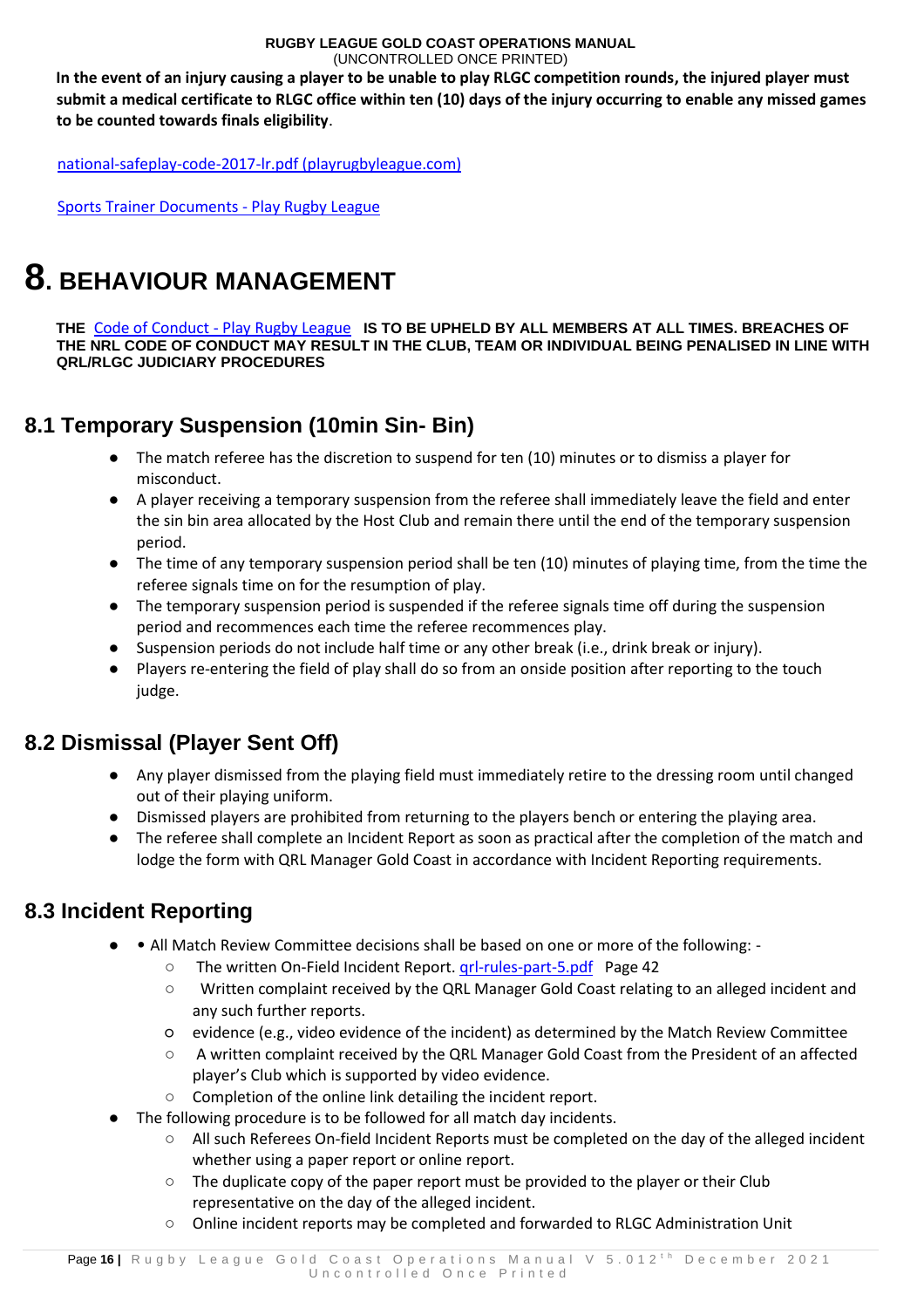**In the event of an injury causing a player to be unable to play RLGC competition rounds, the injured player must submit a medical certificate to RLGC office within ten (10) days of the injury occurring to enable any missed games to be counted towards finals eligibility**.

national-safeplay-code-2017-lr.pdf (playrugbyleague.com)

Sports Trainer Documents - Play Rugby League

# 8. BEHAVIOUR MANAGEMENT

**THE** Code of Conduct - Play Rugby League **IS TO BE UPHELD BY ALL MEMBERS AT ALL TIMES. BREACHES OF THE NRL CODE OF CONDUCT MAY RESULT IN THE CLUB, TEAM OR INDIVIDUAL BEING PENALISED IN LINE WITH QRL/RLGC JUDICIARY PROCEDURES**

## 8.1 Temporary Suspension (10min Sin- Bin)

- The match referee has the discretion to suspend for ten (10) minutes or to dismiss a player for misconduct.
- A player receiving a temporary suspension from the referee shall immediately leave the field and enter the sin bin area allocated by the Host Club and remain there until the end of the temporary suspension period.
- The time of any temporary suspension period shall be ten (10) minutes of playing time, from the time the referee signals time on for the resumption of play.
- The temporary suspension period is suspended if the referee signals time off during the suspension period and recommences each time the referee recommences play.
- Suspension periods do not include half time or any other break (i.e., drink break or injury).
- Players re-entering the field of play shall do so from an onside position after reporting to the touch judge.

## 8.2 Dismissal (Player Sent Off)

- Any player dismissed from the playing field must immediately retire to the dressing room until changed out of their playing uniform.
- Dismissed players are prohibited from returning to the players bench or entering the playing area.
- The referee shall complete an Incident Report as soon as practical after the completion of the match and lodge the form with QRL Manager Gold Coast in accordance with Incident Reporting requirements.

## 8.3 Incident Reporting

- • All Match Review Committee decisions shall be based on one or more of the following: -
  - The written On-Field Incident Report. qrl-rules-part-5.pdf Page 42
  - Written complaint received by the QRL Manager Gold Coast relating to an alleged incident and any such further reports.
  - evidence (e.g., video evidence of the incident) as determined by the Match Review Committee
  - A written complaint received by the QRL Manager Gold Coast from the President of an affected player's Club which is supported by video evidence.
  - Completion of the online link detailing the incident report.
- The following procedure is to be followed for all match day incidents.
  - All such Referees On-field Incident Reports must be completed on the day of the alleged incident whether using a paper report or online report.
  - The duplicate copy of the paper report must be provided to the player or their Club representative on the day of the alleged incident.
  - Online incident reports may be completed and forwarded to RLGC Administration Unit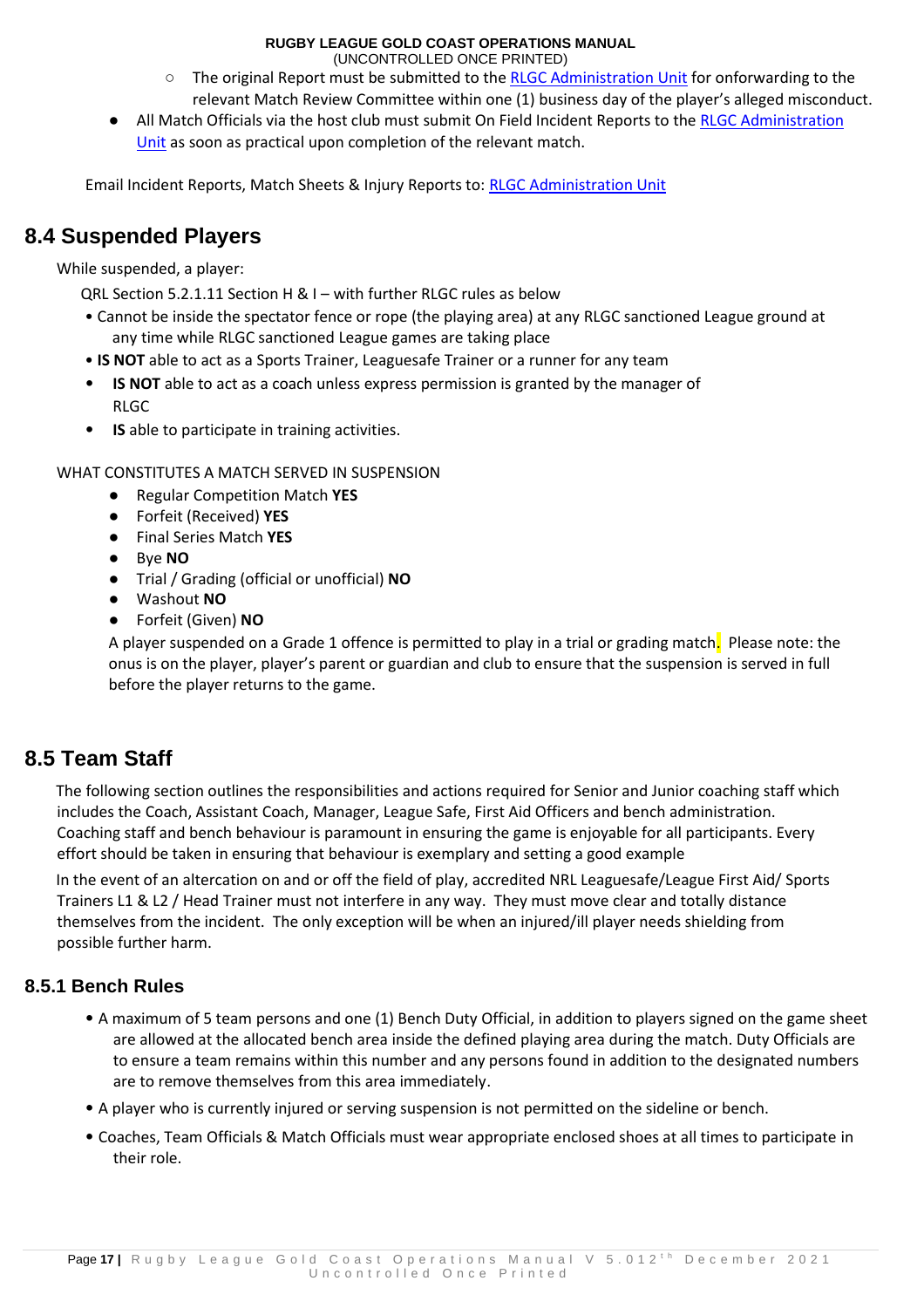- The original Report must be submitted to the RLGC Administration Unit for onforwarding to the relevant Match Review Committee within one (1) business day of the player's alleged misconduct.

- All Match Officials via the host club must submit On Field Incident Reports to the RLGC Administration Unit as soon as practical upon completion of the relevant match.

Email Incident Reports, Match Sheets & Injury Reports to: RLGC Administration Unit

## 8.4 Suspended Players

While suspended, a player:

QRL Section 5.2.1.11 Section H & I – with further RLGC rules as below

- Cannot be inside the spectator fence or rope (the playing area) at any RLGC sanctioned League ground at any time while RLGC sanctioned League games are taking place
- **IS NOT** able to act as a Sports Trainer, Leaguesafe Trainer or a runner for any team
- **IS NOT** able to act as a coach unless express permission is granted by the manager of RLGC
- **IS** able to participate in training activities.

WHAT CONSTITUTES A MATCH SERVED IN SUSPENSION

- Regular Competition Match **YES**
- Forfeit (Received) **YES**
- Final Series Match **YES**
- Bye **NO**
- Trial / Grading (official or unofficial) **NO**
- Washout **NO**
- Forfeit (Given) **NO**

A player suspended on a Grade 1 offence is permitted to play in a trial or grading match. Please note: the onus is on the player, player's parent or guardian and club to ensure that the suspension is served in full before the player returns to the game.

## 8.5 Team Staff

The following section outlines the responsibilities and actions required for Senior and Junior coaching staff which includes the Coach, Assistant Coach, Manager, League Safe, First Aid Officers and bench administration. Coaching staff and bench behaviour is paramount in ensuring the game is enjoyable for all participants. Every effort should be taken in ensuring that behaviour is exemplary and setting a good example

In the event of an altercation on and or off the field of play, accredited NRL Leaguesafe/League First Aid/ Sports Trainers L1 & L2 / Head Trainer must not interfere in any way. They must move clear and totally distance themselves from the incident. The only exception will be when an injured/ill player needs shielding from possible further harm.

### 8.5.1 Bench Rules

- A maximum of 5 team persons and one (1) Bench Duty Official, in addition to players signed on the game sheet are allowed at the allocated bench area inside the defined playing area during the match. Duty Officials are to ensure a team remains within this number and any persons found in addition to the designated numbers are to remove themselves from this area immediately.
- A player who is currently injured or serving suspension is not permitted on the sideline or bench.
- Coaches, Team Officials & Match Officials must wear appropriate enclosed shoes at all times to participate in their role.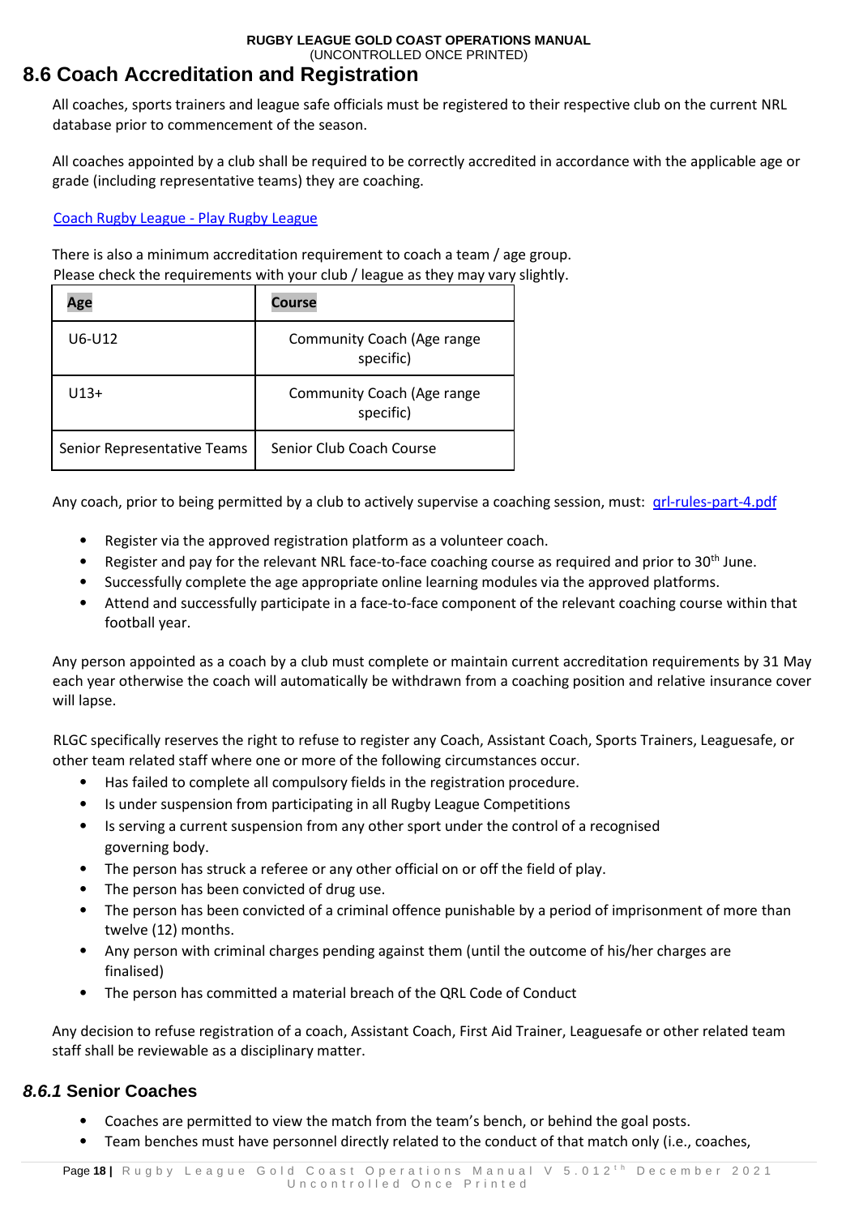## 8.6 Coach Accreditation and Registration

All coaches, sports trainers and league safe officials must be registered to their respective club on the current NRL database prior to commencement of the season.

All coaches appointed by a club shall be required to be correctly accredited in accordance with the applicable age or grade (including representative teams) they are coaching.

[Coach Rugby League - Play Rugby League]

There is also a minimum accreditation requirement to coach a team / age group.
Please check the requirements with your club / league as they may vary slightly.

| Age | Course |
|---|---|
| U6-U12 | Community Coach (Age range specific) |
| U13+ | Community Coach (Age range specific) |
| Senior Representative Teams | Senior Club Coach Course |

Any coach, prior to being permitted by a club to actively supervise a coaching session, must: [qrl-rules-part-4.pdf]

- Register via the approved registration platform as a volunteer coach.
- Register and pay for the relevant NRL face-to-face coaching course as required and prior to 30th June.
- Successfully complete the age appropriate online learning modules via the approved platforms.
- Attend and successfully participate in a face-to-face component of the relevant coaching course within that football year.

Any person appointed as a coach by a club must complete or maintain current accreditation requirements by 31 May each year otherwise the coach will automatically be withdrawn from a coaching position and relative insurance cover will lapse.

RLGC specifically reserves the right to refuse to register any Coach, Assistant Coach, Sports Trainers, Leaguesafe, or other team related staff where one or more of the following circumstances occur.

- Has failed to complete all compulsory fields in the registration procedure.
- Is under suspension from participating in all Rugby League Competitions
- Is serving a current suspension from any other sport under the control of a recognised governing body.
- The person has struck a referee or any other official on or off the field of play.
- The person has been convicted of drug use.
- The person has been convicted of a criminal offence punishable by a period of imprisonment of more than twelve (12) months.
- Any person with criminal charges pending against them (until the outcome of his/her charges are finalised)
- The person has committed a material breach of the QRL Code of Conduct

Any decision to refuse registration of a coach, Assistant Coach, First Aid Trainer, Leaguesafe or other related team staff shall be reviewable as a disciplinary matter.

### *8.6.1* Senior Coaches

- Coaches are permitted to view the match from the team's bench, or behind the goal posts.
- Team benches must have personnel directly related to the conduct of that match only (i.e., coaches,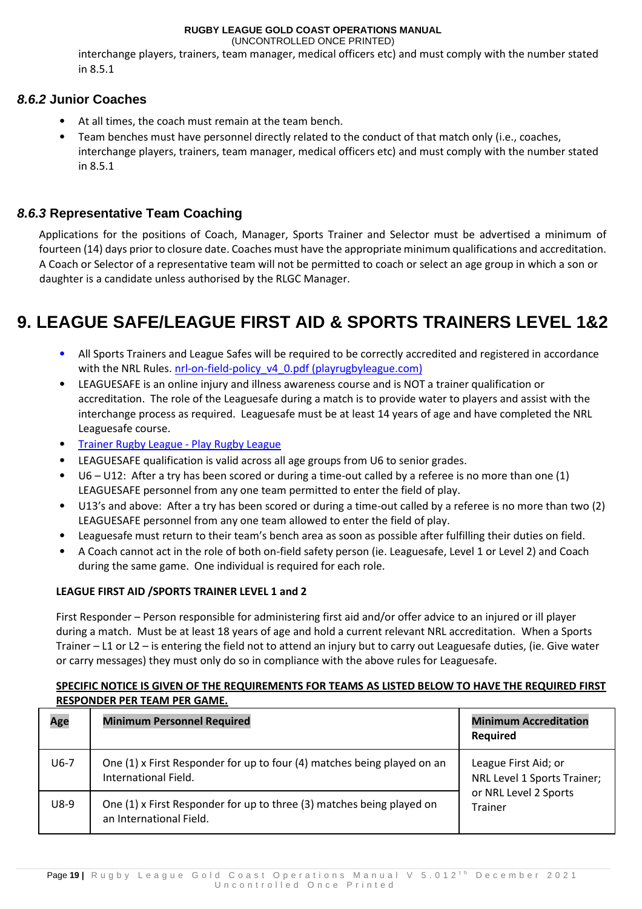interchange players, trainers, team manager, medical officers etc) and must comply with the number stated in 8.5.1

### *8.6.2* Junior Coaches

- At all times, the coach must remain at the team bench.
- Team benches must have personnel directly related to the conduct of that match only (i.e., coaches, interchange players, trainers, team manager, medical officers etc) and must comply with the number stated in 8.5.1

### *8.6.3* Representative Team Coaching

Applications for the positions of Coach, Manager, Sports Trainer and Selector must be advertised a minimum of fourteen (14) days prior to closure date. Coaches must have the appropriate minimum qualifications and accreditation. A Coach or Selector of a representative team will not be permitted to coach or select an age group in which a son or daughter is a candidate unless authorised by the RLGC Manager.

## 9. LEAGUE SAFE/LEAGUE FIRST AID & SPORTS TRAINERS LEVEL 1&2

- All Sports Trainers and League Safes will be required to be correctly accredited and registered in accordance with the NRL Rules. [nrl-on-field-policy_v4_0.pdf (playrugbyleague.com)]
- LEAGUESAFE is an online injury and illness awareness course and is NOT a trainer qualification or accreditation. The role of the Leaguesafe during a match is to provide water to players and assist with the interchange process as required. Leaguesafe must be at least 14 years of age and have completed the NRL Leaguesafe course.
- [Trainer Rugby League - Play Rugby League]
- LEAGUESAFE qualification is valid across all age groups from U6 to senior grades.
- U6 – U12: After a try has been scored or during a time-out called by a referee is no more than one (1) LEAGUESAFE personnel from any one team permitted to enter the field of play.
- U13's and above: After a try has been scored or during a time-out called by a referee is no more than two (2) LEAGUESAFE personnel from any one team allowed to enter the field of play.
- Leaguesafe must return to their team's bench area as soon as possible after fulfilling their duties on field.
- A Coach cannot act in the role of both on-field safety person (ie. Leaguesafe, Level 1 or Level 2) and Coach during the same game. One individual is required for each role.

**LEAGUE FIRST AID /SPORTS TRAINER LEVEL 1 and 2**

First Responder – Person responsible for administering first aid and/or offer advice to an injured or ill player during a match. Must be at least 18 years of age and hold a current relevant NRL accreditation. When a Sports Trainer – L1 or L2 – is entering the field not to attend an injury but to carry out Leaguesafe duties, (ie. Give water or carry messages) they must only do so in compliance with the above rules for Leaguesafe.

**SPECIFIC NOTICE IS GIVEN OF THE REQUIREMENTS FOR TEAMS AS LISTED BELOW TO HAVE THE REQUIRED FIRST RESPONDER PER TEAM PER GAME.**

| Age | Minimum Personnel Required | Minimum Accreditation Required |
|---|---|---|
| U6-7 | One (1) x First Responder for up to four (4) matches being played on an International Field. | League First Aid; or NRL Level 1 Sports Trainer; or NRL Level 2 Sports Trainer |
| U8-9 | One (1) x First Responder for up to three (3) matches being played on an International Field. | |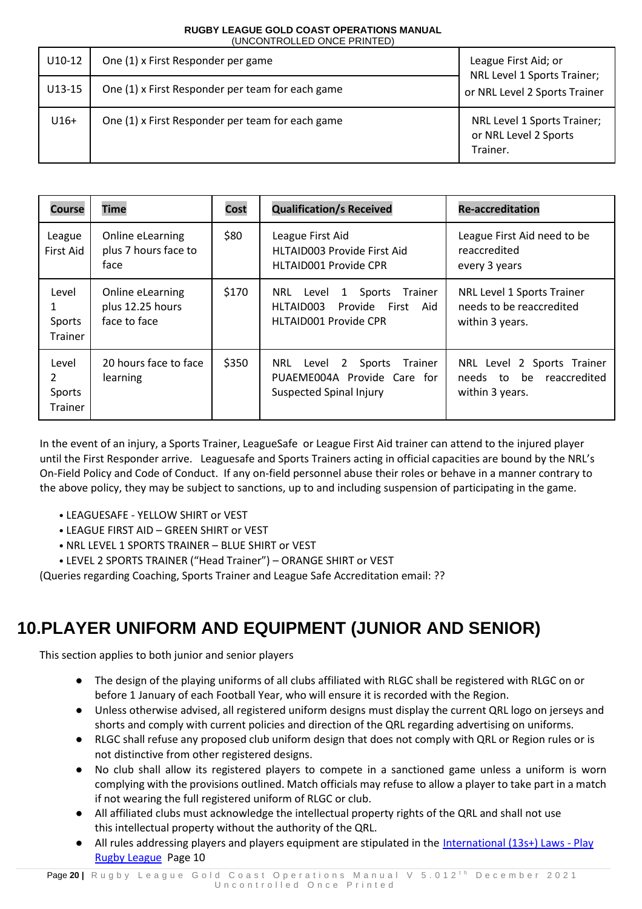| U10-12 | One (1) x First Responder per game | League First Aid; or NRL Level 1 Sports Trainer; or NRL Level 2 Sports Trainer |
|---|---|---|
| U13-15 | One (1) x First Responder per team for each game | |
| U16+ | One (1) x First Responder per team for each game | NRL Level 1 Sports Trainer; or NRL Level 2 Sports Trainer. |

| **Course** | **Time** | **Cost** | **Qualification/s Received** | **Re-accreditation** |
|---|---|---|---|---|
| League First Aid | Online eLearning plus 7 hours face to face | $80 | League First Aid<br>HLTAID003 Provide First Aid<br>HLTAID001 Provide CPR | League First Aid need to be reaccredited every 3 years |
| Level 1 Sports Trainer | Online eLearning plus 12.25 hours face to face | $170 | NRL Level 1 Sports Trainer<br>HLTAID003 Provide First Aid<br>HLTAID001 Provide CPR | NRL Level 1 Sports Trainer needs to be reaccredited within 3 years. |
| Level 2 Sports Trainer | 20 hours face to face learning | $350 | NRL Level 2 Sports Trainer<br>PUAEME004A Provide Care for Suspected Spinal Injury | NRL Level 2 Sports Trainer needs to be reaccredited within 3 years. |

In the event of an injury, a Sports Trainer, LeagueSafe or League First Aid trainer can attend to the injured player until the First Responder arrive. Leaguesafe and Sports Trainers acting in official capacities are bound by the NRL's On-Field Policy and Code of Conduct. If any on-field personnel abuse their roles or behave in a manner contrary to the above policy, they may be subject to sanctions, up to and including suspension of participating in the game.

- LEAGUESAFE - YELLOW SHIRT or VEST
- LEAGUE FIRST AID – GREEN SHIRT or VEST
- NRL LEVEL 1 SPORTS TRAINER – BLUE SHIRT or VEST
- LEVEL 2 SPORTS TRAINER ("Head Trainer") – ORANGE SHIRT or VEST

(Queries regarding Coaching, Sports Trainer and League Safe Accreditation email: ??

# 10. PLAYER UNIFORM AND EQUIPMENT (JUNIOR AND SENIOR)

This section applies to both junior and senior players

- The design of the playing uniforms of all clubs affiliated with RLGC shall be registered with RLGC on or before 1 January of each Football Year, who will ensure it is recorded with the Region.
- Unless otherwise advised, all registered uniform designs must display the current QRL logo on jerseys and shorts and comply with current policies and direction of the QRL regarding advertising on uniforms.
- RLGC shall refuse any proposed club uniform design that does not comply with QRL or Region rules or is not distinctive from other registered designs.
- No club shall allow its registered players to compete in a sanctioned game unless a uniform is worn complying with the provisions outlined. Match officials may refuse to allow a player to take part in a match if not wearing the full registered uniform of RLGC or club.
- All affiliated clubs must acknowledge the intellectual property rights of the QRL and shall not use this intellectual property without the authority of the QRL.
- All rules addressing players and players equipment are stipulated in the [International (13s+) Laws - Play Rugby League]() Page 10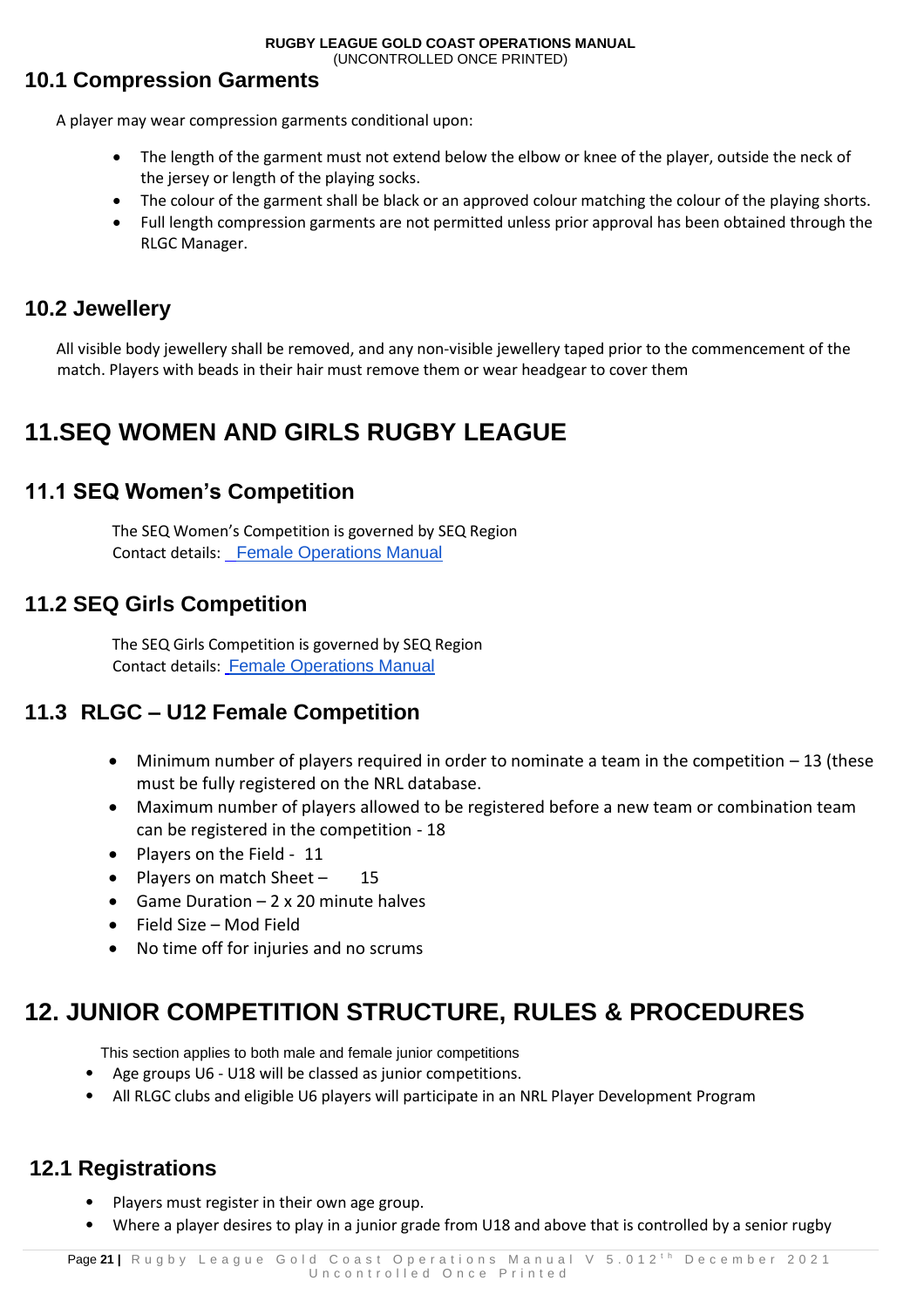## 10.1 Compression Garments

A player may wear compression garments conditional upon:

- The length of the garment must not extend below the elbow or knee of the player, outside the neck of the jersey or length of the playing socks.
- The colour of the garment shall be black or an approved colour matching the colour of the playing shorts.
- Full length compression garments are not permitted unless prior approval has been obtained through the RLGC Manager.

## 10.2 Jewellery

All visible body jewellery shall be removed, and any non-visible jewellery taped prior to the commencement of the match. Players with beads in their hair must remove them or wear headgear to cover them

# 11.SEQ WOMEN AND GIRLS RUGBY LEAGUE

## 11.1 SEQ Women's Competition

The SEQ Women's Competition is governed by SEQ Region
Contact details: Female Operations Manual

## 11.2 SEQ Girls Competition

The SEQ Girls Competition is governed by SEQ Region
Contact details: Female Operations Manual

## 11.3 RLGC – U12 Female Competition

- Minimum number of players required in order to nominate a team in the competition – 13 (these must be fully registered on the NRL database.
- Maximum number of players allowed to be registered before a new team or combination team can be registered in the competition - 18
- Players on the Field - 11
- Players on match Sheet – 15
- Game Duration – 2 x 20 minute halves
- Field Size – Mod Field
- No time off for injuries and no scrums

# 12. JUNIOR COMPETITION STRUCTURE, RULES & PROCEDURES

This section applies to both male and female junior competitions

- Age groups U6 - U18 will be classed as junior competitions.
- All RLGC clubs and eligible U6 players will participate in an NRL Player Development Program

## 12.1 Registrations

- Players must register in their own age group.
- Where a player desires to play in a junior grade from U18 and above that is controlled by a senior rugby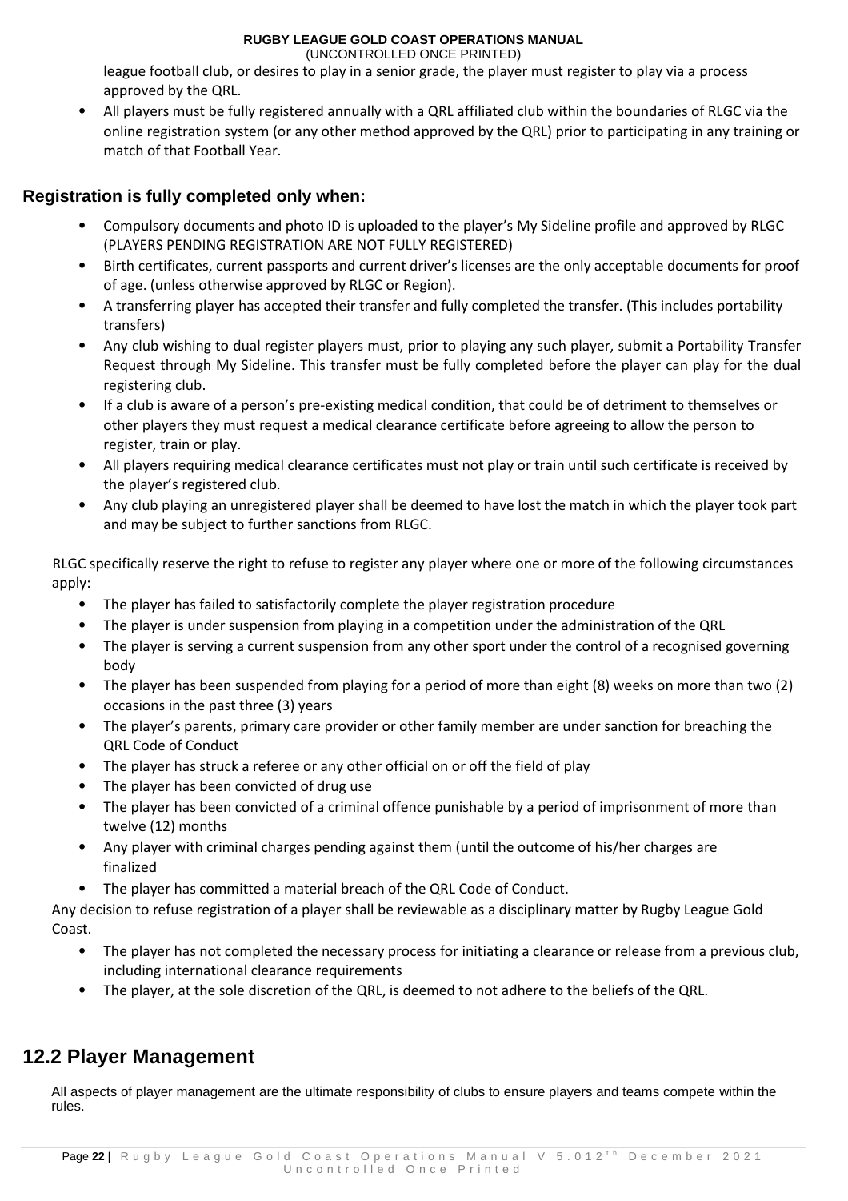league football club, or desires to play in a senior grade, the player must register to play via a process approved by the QRL.

- All players must be fully registered annually with a QRL affiliated club within the boundaries of RLGC via the online registration system (or any other method approved by the QRL) prior to participating in any training or match of that Football Year.

### Registration is fully completed only when:

- Compulsory documents and photo ID is uploaded to the player's My Sideline profile and approved by RLGC (PLAYERS PENDING REGISTRATION ARE NOT FULLY REGISTERED)
- Birth certificates, current passports and current driver's licenses are the only acceptable documents for proof of age. (unless otherwise approved by RLGC or Region).
- A transferring player has accepted their transfer and fully completed the transfer. (This includes portability transfers)
- Any club wishing to dual register players must, prior to playing any such player, submit a Portability Transfer Request through My Sideline. This transfer must be fully completed before the player can play for the dual registering club.
- If a club is aware of a person's pre-existing medical condition, that could be of detriment to themselves or other players they must request a medical clearance certificate before agreeing to allow the person to register, train or play.
- All players requiring medical clearance certificates must not play or train until such certificate is received by the player's registered club.
- Any club playing an unregistered player shall be deemed to have lost the match in which the player took part and may be subject to further sanctions from RLGC.

RLGC specifically reserve the right to refuse to register any player where one or more of the following circumstances apply:

- The player has failed to satisfactorily complete the player registration procedure
- The player is under suspension from playing in a competition under the administration of the QRL
- The player is serving a current suspension from any other sport under the control of a recognised governing body
- The player has been suspended from playing for a period of more than eight (8) weeks on more than two (2) occasions in the past three (3) years
- The player's parents, primary care provider or other family member are under sanction for breaching the QRL Code of Conduct
- The player has struck a referee or any other official on or off the field of play
- The player has been convicted of drug use
- The player has been convicted of a criminal offence punishable by a period of imprisonment of more than twelve (12) months
- Any player with criminal charges pending against them (until the outcome of his/her charges are finalized
- The player has committed a material breach of the QRL Code of Conduct.

Any decision to refuse registration of a player shall be reviewable as a disciplinary matter by Rugby League Gold Coast.

- The player has not completed the necessary process for initiating a clearance or release from a previous club, including international clearance requirements
- The player, at the sole discretion of the QRL, is deemed to not adhere to the beliefs of the QRL.

## 12.2 Player Management

All aspects of player management are the ultimate responsibility of clubs to ensure players and teams compete within the rules.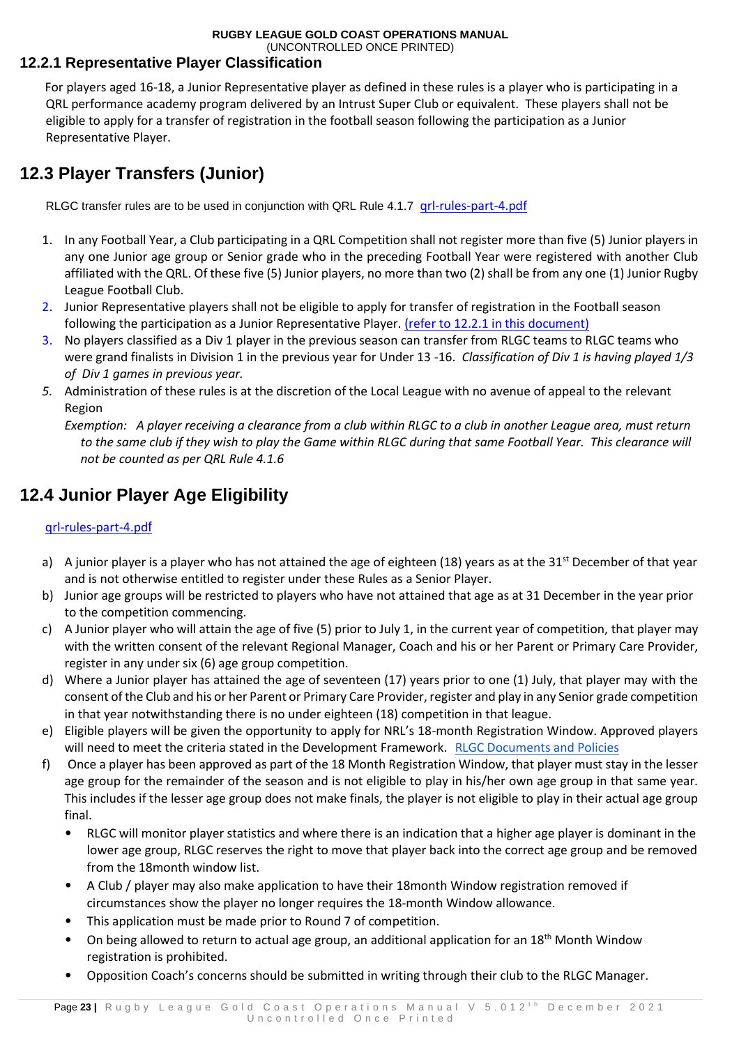### 12.2.1 Representative Player Classification

For players aged 16-18, a Junior Representative player as defined in these rules is a player who is participating in a QRL performance academy program delivered by an Intrust Super Club or equivalent. These players shall not be eligible to apply for a transfer of registration in the football season following the participation as a Junior Representative Player.

## 12.3 Player Transfers (Junior)

RLGC transfer rules are to be used in conjunction with QRL Rule 4.1.7 qrl-rules-part-4.pdf

1. In any Football Year, a Club participating in a QRL Competition shall not register more than five (5) Junior players in any one Junior age group or Senior grade who in the preceding Football Year were registered with another Club affiliated with the QRL. Of these five (5) Junior players, no more than two (2) shall be from any one (1) Junior Rugby League Football Club.
2. Junior Representative players shall not be eligible to apply for transfer of registration in the Football season following the participation as a Junior Representative Player. (refer to 12.2.1 in this document)
3. No players classified as a Div 1 player in the previous season can transfer from RLGC teams to RLGC teams who were grand finalists in Division 1 in the previous year for Under 13 -16. *Classification of Div 1 is having played 1/3 of Div 1 games in previous year.*
5. Administration of these rules is at the discretion of the Local League with no avenue of appeal to the relevant Region

   *Exemption: A player receiving a clearance from a club within RLGC to a club in another League area, must return to the same club if they wish to play the Game within RLGC during that same Football Year. This clearance will not be counted as per QRL Rule 4.1.6*

## 12.4 Junior Player Age Eligibility

qrl-rules-part-4.pdf

a) A junior player is a player who has not attained the age of eighteen (18) years as at the 31st December of that year and is not otherwise entitled to register under these Rules as a Senior Player.
b) Junior age groups will be restricted to players who have not attained that age as at 31 December in the year prior to the competition commencing.
c) A Junior player who will attain the age of five (5) prior to July 1, in the current year of competition, that player may with the written consent of the relevant Regional Manager, Coach and his or her Parent or Primary Care Provider, register in any under six (6) age group competition.
d) Where a Junior player has attained the age of seventeen (17) years prior to one (1) July, that player may with the consent of the Club and his or her Parent or Primary Care Provider, register and play in any Senior grade competition in that year notwithstanding there is no under eighteen (18) competition in that league.
e) Eligible players will be given the opportunity to apply for NRL's 18-month Registration Window. Approved players will need to meet the criteria stated in the Development Framework. RLGC Documents and Policies
f) Once a player has been approved as part of the 18 Month Registration Window, that player must stay in the lesser age group for the remainder of the season and is not eligible to play in his/her own age group in that same year. This includes if the lesser age group does not make finals, the player is not eligible to play in their actual age group final.
   - RLGC will monitor player statistics and where there is an indication that a higher age player is dominant in the lower age group, RLGC reserves the right to move that player back into the correct age group and be removed from the 18month window list.
   - A Club / player may also make application to have their 18month Window registration removed if circumstances show the player no longer requires the 18-month Window allowance.
   - This application must be made prior to Round 7 of competition.
   - On being allowed to return to actual age group, an additional application for an 18th Month Window registration is prohibited.
   - Opposition Coach's concerns should be submitted in writing through their club to the RLGC Manager.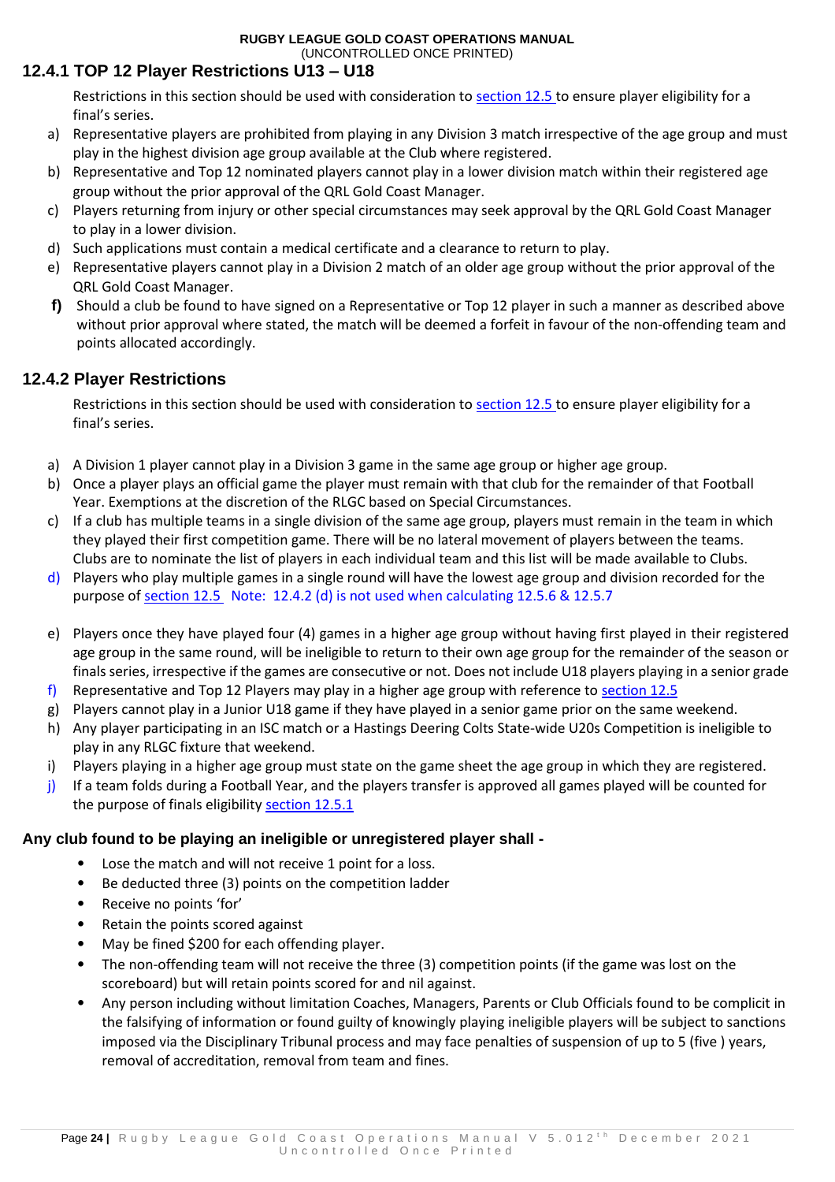## 12.4.1 TOP 12 Player Restrictions U13 – U18

Restrictions in this section should be used with consideration to section 12.5 to ensure player eligibility for a final's series.

a) Representative players are prohibited from playing in any Division 3 match irrespective of the age group and must play in the highest division age group available at the Club where registered.
b) Representative and Top 12 nominated players cannot play in a lower division match within their registered age group without the prior approval of the QRL Gold Coast Manager.
c) Players returning from injury or other special circumstances may seek approval by the QRL Gold Coast Manager to play in a lower division.
d) Such applications must contain a medical certificate and a clearance to return to play.
e) Representative players cannot play in a Division 2 match of an older age group without the prior approval of the QRL Gold Coast Manager.
**f)** Should a club be found to have signed on a Representative or Top 12 player in such a manner as described above without prior approval where stated, the match will be deemed a forfeit in favour of the non-offending team and points allocated accordingly.

## 12.4.2 Player Restrictions

Restrictions in this section should be used with consideration to section 12.5 to ensure player eligibility for a final's series.

a) A Division 1 player cannot play in a Division 3 game in the same age group or higher age group.
b) Once a player plays an official game the player must remain with that club for the remainder of that Football Year. Exemptions at the discretion of the RLGC based on Special Circumstances.
c) If a club has multiple teams in a single division of the same age group, players must remain in the team in which they played their first competition game. There will be no lateral movement of players between the teams. Clubs are to nominate the list of players in each individual team and this list will be made available to Clubs.
d) Players who play multiple games in a single round will have the lowest age group and division recorded for the purpose of section 12.5 Note: 12.4.2 (d) is not used when calculating 12.5.6 & 12.5.7
e) Players once they have played four (4) games in a higher age group without having first played in their registered age group in the same round, will be ineligible to return to their own age group for the remainder of the season or finals series, irrespective if the games are consecutive or not. Does not include U18 players playing in a senior grade
f) Representative and Top 12 Players may play in a higher age group with reference to section 12.5
g) Players cannot play in a Junior U18 game if they have played in a senior game prior on the same weekend.
h) Any player participating in an ISC match or a Hastings Deering Colts State-wide U20s Competition is ineligible to play in any RLGC fixture that weekend.
i) Players playing in a higher age group must state on the game sheet the age group in which they are registered.
j) If a team folds during a Football Year, and the players transfer is approved all games played will be counted for the purpose of finals eligibility section 12.5.1

### Any club found to be playing an ineligible or unregistered player shall -

- Lose the match and will not receive 1 point for a loss.
- Be deducted three (3) points on the competition ladder
- Receive no points 'for'
- Retain the points scored against
- May be fined $200 for each offending player.
- The non-offending team will not receive the three (3) competition points (if the game was lost on the scoreboard) but will retain points scored for and nil against.
- Any person including without limitation Coaches, Managers, Parents or Club Officials found to be complicit in the falsifying of information or found guilty of knowingly playing ineligible players will be subject to sanctions imposed via the Disciplinary Tribunal process and may face penalties of suspension of up to 5 (five ) years, removal of accreditation, removal from team and fines.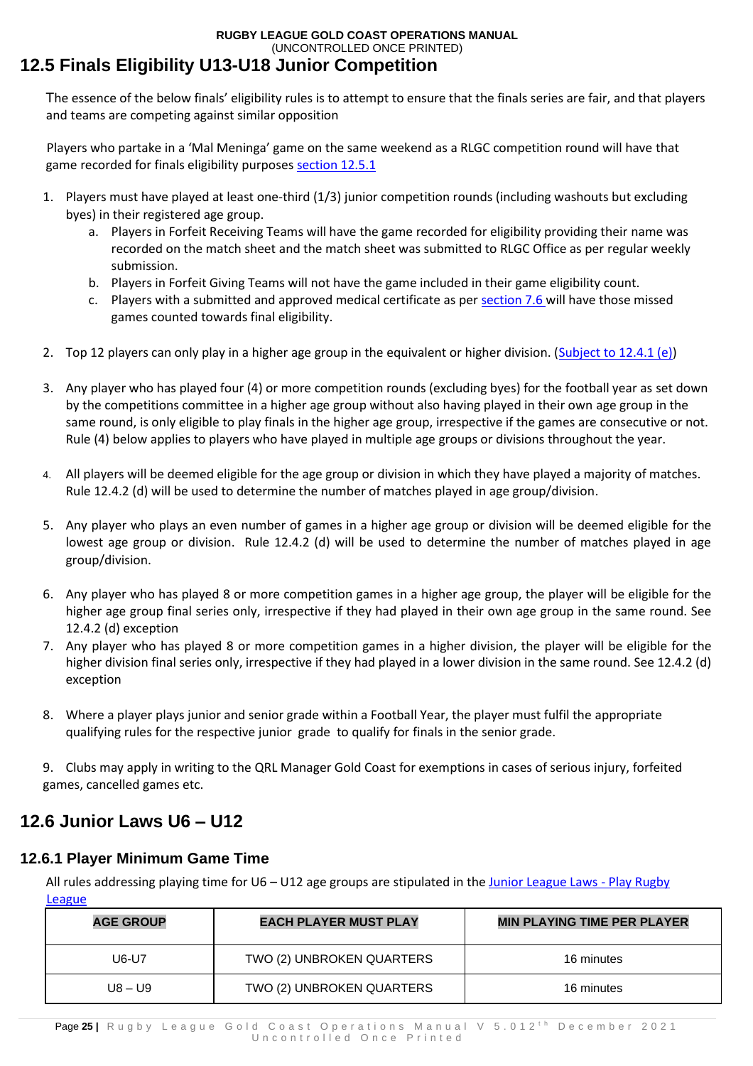## 12.5 Finals Eligibility U13-U18 Junior Competition

The essence of the below finals' eligibility rules is to attempt to ensure that the finals series are fair, and that players and teams are competing against similar opposition

Players who partake in a 'Mal Meninga' game on the same weekend as a RLGC competition round will have that game recorded for finals eligibility purposes section 12.5.1

1. Players must have played at least one-third (1/3) junior competition rounds (including washouts but excluding byes) in their registered age group.
   a. Players in Forfeit Receiving Teams will have the game recorded for eligibility providing their name was recorded on the match sheet and the match sheet was submitted to RLGC Office as per regular weekly submission.
   b. Players in Forfeit Giving Teams will not have the game included in their game eligibility count.
   c. Players with a submitted and approved medical certificate as per section 7.6 will have those missed games counted towards final eligibility.

2. Top 12 players can only play in a higher age group in the equivalent or higher division. (Subject to 12.4.1 (e))

3. Any player who has played four (4) or more competition rounds (excluding byes) for the football year as set down by the competitions committee in a higher age group without also having played in their own age group in the same round, is only eligible to play finals in the higher age group, irrespective if the games are consecutive or not. Rule (4) below applies to players who have played in multiple age groups or divisions throughout the year.

4. All players will be deemed eligible for the age group or division in which they have played a majority of matches. Rule 12.4.2 (d) will be used to determine the number of matches played in age group/division.

5. Any player who plays an even number of games in a higher age group or division will be deemed eligible for the lowest age group or division. Rule 12.4.2 (d) will be used to determine the number of matches played in age group/division.

6. Any player who has played 8 or more competition games in a higher age group, the player will be eligible for the higher age group final series only, irrespective if they had played in their own age group in the same round. See 12.4.2 (d) exception

7. Any player who has played 8 or more competition games in a higher division, the player will be eligible for the higher division final series only, irrespective if they had played in a lower division in the same round. See 12.4.2 (d) exception

8. Where a player plays junior and senior grade within a Football Year, the player must fulfil the appropriate qualifying rules for the respective junior grade to qualify for finals in the senior grade.

9. Clubs may apply in writing to the QRL Manager Gold Coast for exemptions in cases of serious injury, forfeited games, cancelled games etc.

## 12.6 Junior Laws U6 – U12

### 12.6.1 Player Minimum Game Time

All rules addressing playing time for U6 – U12 age groups are stipulated in the Junior League Laws - Play Rugby League

| AGE GROUP | EACH PLAYER MUST PLAY | MIN PLAYING TIME PER PLAYER |
|---|---|---|
| U6-U7 | TWO (2) UNBROKEN QUARTERS | 16 minutes |
| U8 – U9 | TWO (2) UNBROKEN QUARTERS | 16 minutes |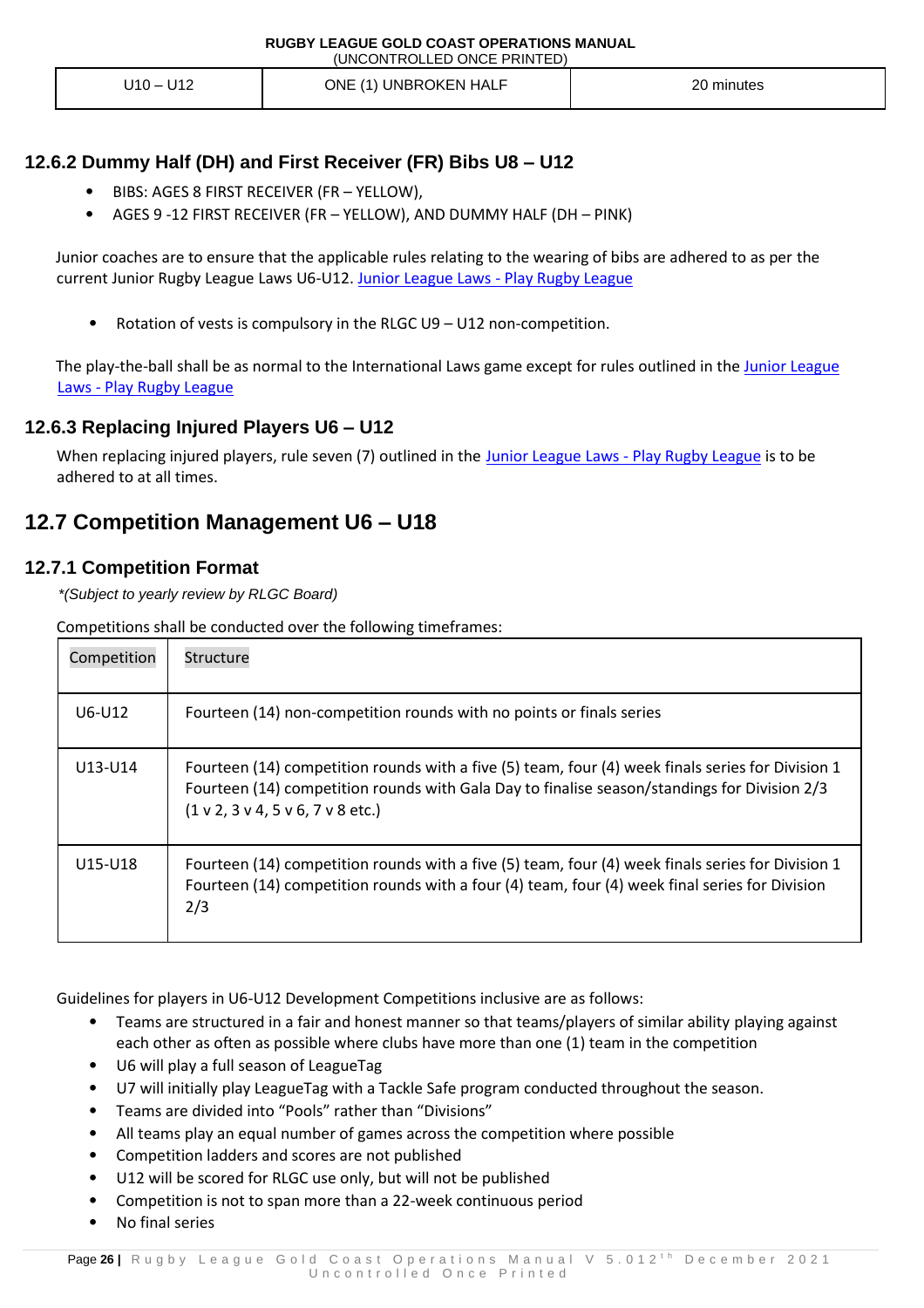| U10 – U12 | ONE (1) UNBROKEN HALF | 20 minutes |
|---|---|---|

### 12.6.2 Dummy Half (DH) and First Receiver (FR) Bibs U8 – U12

- BIBS: AGES 8 FIRST RECEIVER (FR – YELLOW),
- AGES 9 -12 FIRST RECEIVER (FR – YELLOW), AND DUMMY HALF (DH – PINK)

Junior coaches are to ensure that the applicable rules relating to the wearing of bibs are adhered to as per the current Junior Rugby League Laws U6-U12. Junior League Laws - Play Rugby League

- Rotation of vests is compulsory in the RLGC U9 – U12 non-competition.

The play-the-ball shall be as normal to the International Laws game except for rules outlined in the Junior League Laws - Play Rugby League

### 12.6.3 Replacing Injured Players U6 – U12

When replacing injured players, rule seven (7) outlined in the Junior League Laws - Play Rugby League is to be adhered to at all times.

## 12.7 Competition Management U6 – U18

### 12.7.1 Competition Format

*\*(Subject to yearly review by RLGC Board)*

Competitions shall be conducted over the following timeframes:

| Competition | Structure |
|---|---|
| U6-U12 | Fourteen (14) non-competition rounds with no points or finals series |
| U13-U14 | Fourteen (14) competition rounds with a five (5) team, four (4) week finals series for Division 1<br>Fourteen (14) competition rounds with Gala Day to finalise season/standings for Division 2/3 (1 v 2, 3 v 4, 5 v 6, 7 v 8 etc.) |
| U15-U18 | Fourteen (14) competition rounds with a five (5) team, four (4) week finals series for Division 1<br>Fourteen (14) competition rounds with a four (4) team, four (4) week final series for Division 2/3 |

Guidelines for players in U6-U12 Development Competitions inclusive are as follows:

- Teams are structured in a fair and honest manner so that teams/players of similar ability playing against each other as often as possible where clubs have more than one (1) team in the competition
- U6 will play a full season of LeagueTag
- U7 will initially play LeagueTag with a Tackle Safe program conducted throughout the season.
- Teams are divided into "Pools" rather than "Divisions"
- All teams play an equal number of games across the competition where possible
- Competition ladders and scores are not published
- U12 will be scored for RLGC use only, but will not be published
- Competition is not to span more than a 22-week continuous period
- No final series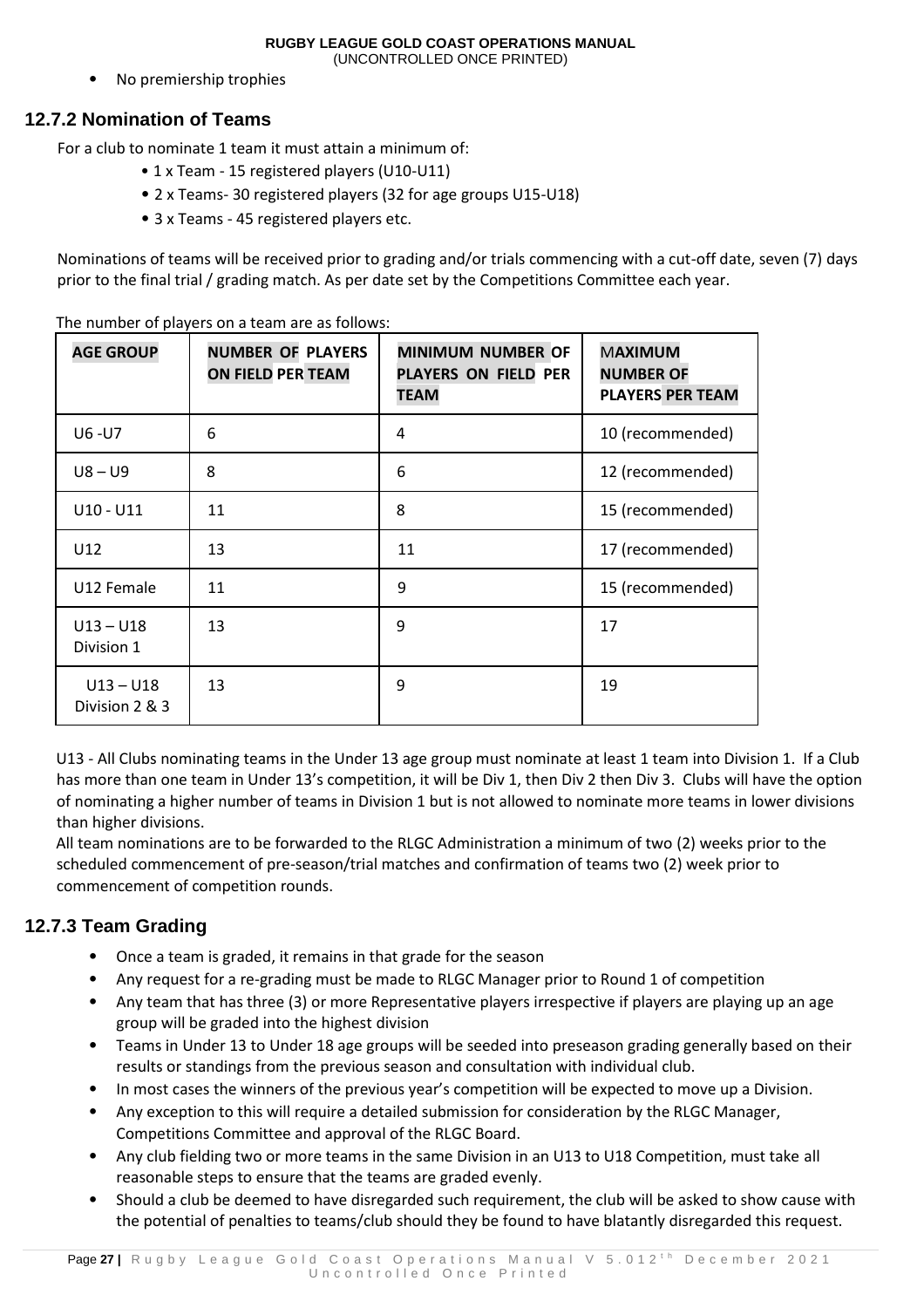- No premiership trophies

### 12.7.2 Nomination of Teams

For a club to nominate 1 team it must attain a minimum of:

- 1 x Team - 15 registered players (U10-U11)
- 2 x Teams- 30 registered players (32 for age groups U15-U18)
- 3 x Teams - 45 registered players etc.

Nominations of teams will be received prior to grading and/or trials commencing with a cut-off date, seven (7) days prior to the final trial / grading match. As per date set by the Competitions Committee each year.

The number of players on a team are as follows:

| AGE GROUP | NUMBER OF PLAYERS ON FIELD PER TEAM | MINIMUM NUMBER OF PLAYERS ON FIELD PER TEAM | MAXIMUM NUMBER OF PLAYERS PER TEAM |
|---|---|---|---|
| U6 -U7 | 6 | 4 | 10 (recommended) |
| U8 – U9 | 8 | 6 | 12 (recommended) |
| U10 - U11 | 11 | 8 | 15 (recommended) |
| U12 | 13 | 11 | 17 (recommended) |
| U12 Female | 11 | 9 | 15 (recommended) |
| U13 – U18 Division 1 | 13 | 9 | 17 |
| U13 – U18 Division 2 & 3 | 13 | 9 | 19 |

U13 - All Clubs nominating teams in the Under 13 age group must nominate at least 1 team into Division 1. If a Club has more than one team in Under 13's competition, it will be Div 1, then Div 2 then Div 3. Clubs will have the option of nominating a higher number of teams in Division 1 but is not allowed to nominate more teams in lower divisions than higher divisions.
All team nominations are to be forwarded to the RLGC Administration a minimum of two (2) weeks prior to the scheduled commencement of pre-season/trial matches and confirmation of teams two (2) week prior to commencement of competition rounds.

### 12.7.3 Team Grading

- Once a team is graded, it remains in that grade for the season
- Any request for a re-grading must be made to RLGC Manager prior to Round 1 of competition
- Any team that has three (3) or more Representative players irrespective if players are playing up an age group will be graded into the highest division
- Teams in Under 13 to Under 18 age groups will be seeded into preseason grading generally based on their results or standings from the previous season and consultation with individual club.
- In most cases the winners of the previous year's competition will be expected to move up a Division.
- Any exception to this will require a detailed submission for consideration by the RLGC Manager, Competitions Committee and approval of the RLGC Board.
- Any club fielding two or more teams in the same Division in an U13 to U18 Competition, must take all reasonable steps to ensure that the teams are graded evenly.
- Should a club be deemed to have disregarded such requirement, the club will be asked to show cause with the potential of penalties to teams/club should they be found to have blatantly disregarded this request.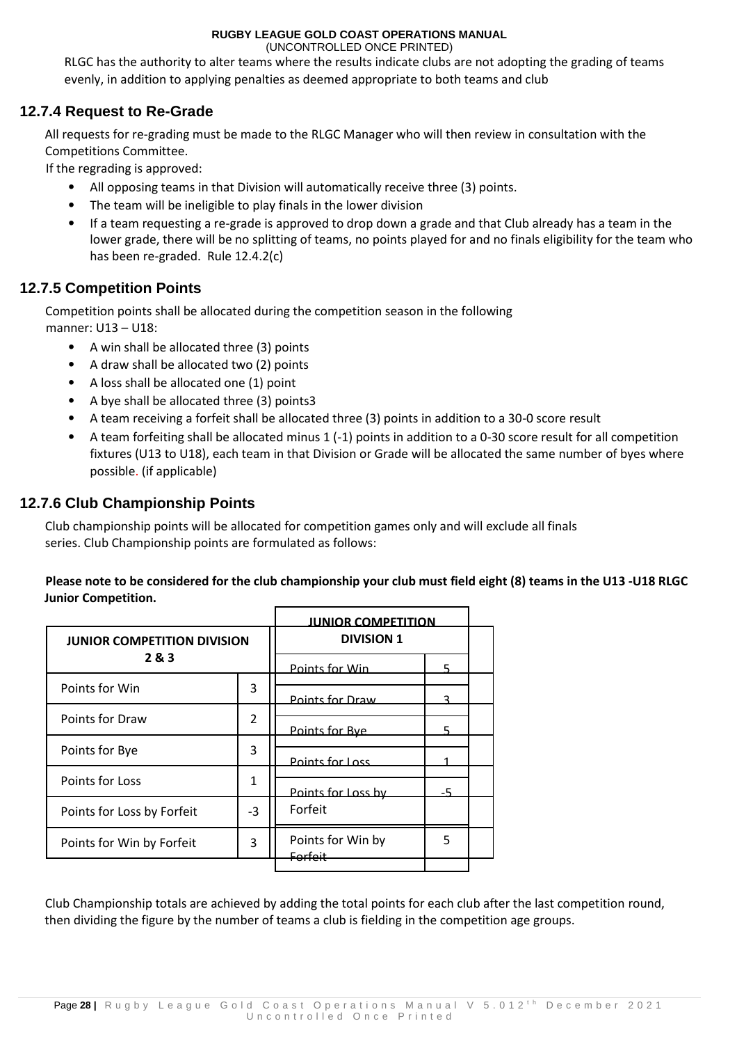RLGC has the authority to alter teams where the results indicate clubs are not adopting the grading of teams evenly, in addition to applying penalties as deemed appropriate to both teams and club

## 12.7.4 Request to Re-Grade

All requests for re-grading must be made to the RLGC Manager who will then review in consultation with the Competitions Committee.

If the regrading is approved:

- All opposing teams in that Division will automatically receive three (3) points.
- The team will be ineligible to play finals in the lower division
- If a team requesting a re-grade is approved to drop down a grade and that Club already has a team in the lower grade, there will be no splitting of teams, no points played for and no finals eligibility for the team who has been re-graded. Rule 12.4.2(c)

## 12.7.5 Competition Points

Competition points shall be allocated during the competition season in the following manner: U13 – U18:

- A win shall be allocated three (3) points
- A draw shall be allocated two (2) points
- A loss shall be allocated one (1) point
- A bye shall be allocated three (3) points3
- A team receiving a forfeit shall be allocated three (3) points in addition to a 30-0 score result
- A team forfeiting shall be allocated minus 1 (-1) points in addition to a 0-30 score result for all competition fixtures (U13 to U18), each team in that Division or Grade will be allocated the same number of byes where possible. (if applicable)

## 12.7.6 Club Championship Points

Club championship points will be allocated for competition games only and will exclude all finals series. Club Championship points are formulated as follows:

**Please note to be considered for the club championship your club must field eight (8) teams in the U13 -U18 RLGC Junior Competition.**

| JUNIOR COMPETITION DIVISION 2 & 3 | |
|---|---|
| Points for Win | 3 |
| Points for Draw | 2 |
| Points for Bye | 3 |
| Points for Loss | 1 |
| Points for Loss by Forfeit | -3 |
| Points for Win by Forfeit | 3 |

| JUNIOR COMPETITION DIVISION 1 | |
|---|---|
| Points for Win | 5 |
| Points for Draw | 3 |
| Points for Bye | 5 |
| Points for Loss | 1 |
| Points for Loss by Forfeit | -5 |
| Points for Win by Forfeit | 5 |

Club Championship totals are achieved by adding the total points for each club after the last competition round, then dividing the figure by the number of teams a club is fielding in the competition age groups.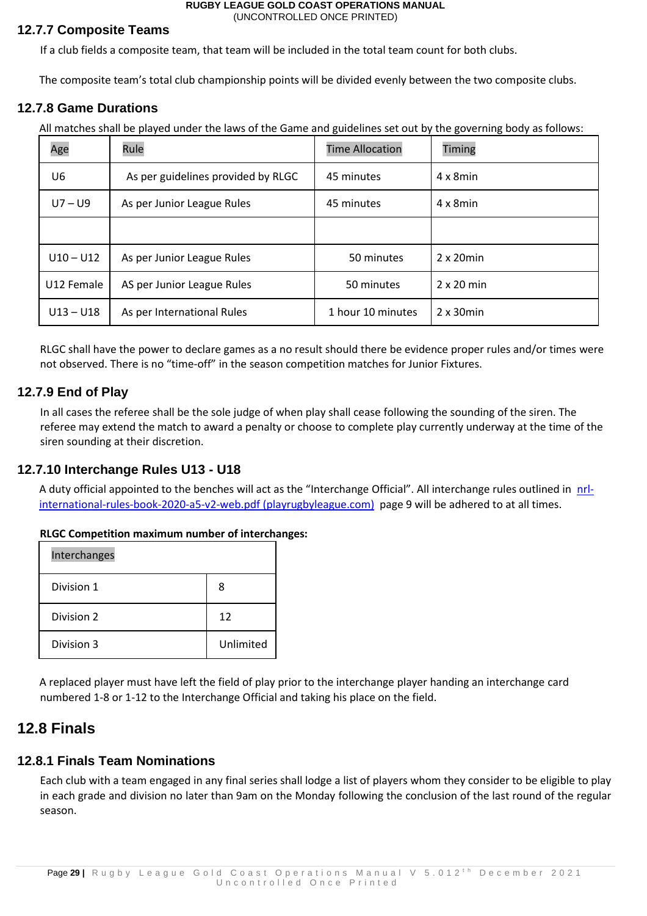### 12.7.7 Composite Teams

If a club fields a composite team, that team will be included in the total team count for both clubs.

The composite team's total club championship points will be divided evenly between the two composite clubs.

### 12.7.8 Game Durations

All matches shall be played under the laws of the Game and guidelines set out by the governing body as follows:

| Age | Rule | Time Allocation | Timing |
|---|---|---|---|
| U6 | As per guidelines provided by RLGC | 45 minutes | 4 x 8min |
| U7 – U9 | As per Junior League Rules | 45 minutes | 4 x 8min |
| | | | |
| U10 – U12 | As per Junior League Rules | 50 minutes | 2 x 20min |
| U12 Female | AS per Junior League Rules | 50 minutes | 2 x 20 min |
| U13 – U18 | As per International Rules | 1 hour 10 minutes | 2 x 30min |

RLGC shall have the power to declare games as a no result should there be evidence proper rules and/or times were not observed. There is no "time-off" in the season competition matches for Junior Fixtures.

### 12.7.9 End of Play

In all cases the referee shall be the sole judge of when play shall cease following the sounding of the siren. The referee may extend the match to award a penalty or choose to complete play currently underway at the time of the siren sounding at their discretion.

### 12.7.10 Interchange Rules U13 - U18

A duty official appointed to the benches will act as the "Interchange Official". All interchange rules outlined in [nrl-international-rules-book-2020-a5-v2-web.pdf (playrugbyleague.com)](nrl-international-rules-book-2020-a5-v2-web.pdf) page 9 will be adhered to at all times.

**RLGC Competition maximum number of interchanges:**

| Interchanges | |
|---|---|
| Division 1 | 8 |
| Division 2 | 12 |
| Division 3 | Unlimited |

A replaced player must have left the field of play prior to the interchange player handing an interchange card numbered 1-8 or 1-12 to the Interchange Official and taking his place on the field.

## 12.8 Finals

### 12.8.1 Finals Team Nominations

Each club with a team engaged in any final series shall lodge a list of players whom they consider to be eligible to play in each grade and division no later than 9am on the Monday following the conclusion of the last round of the regular season.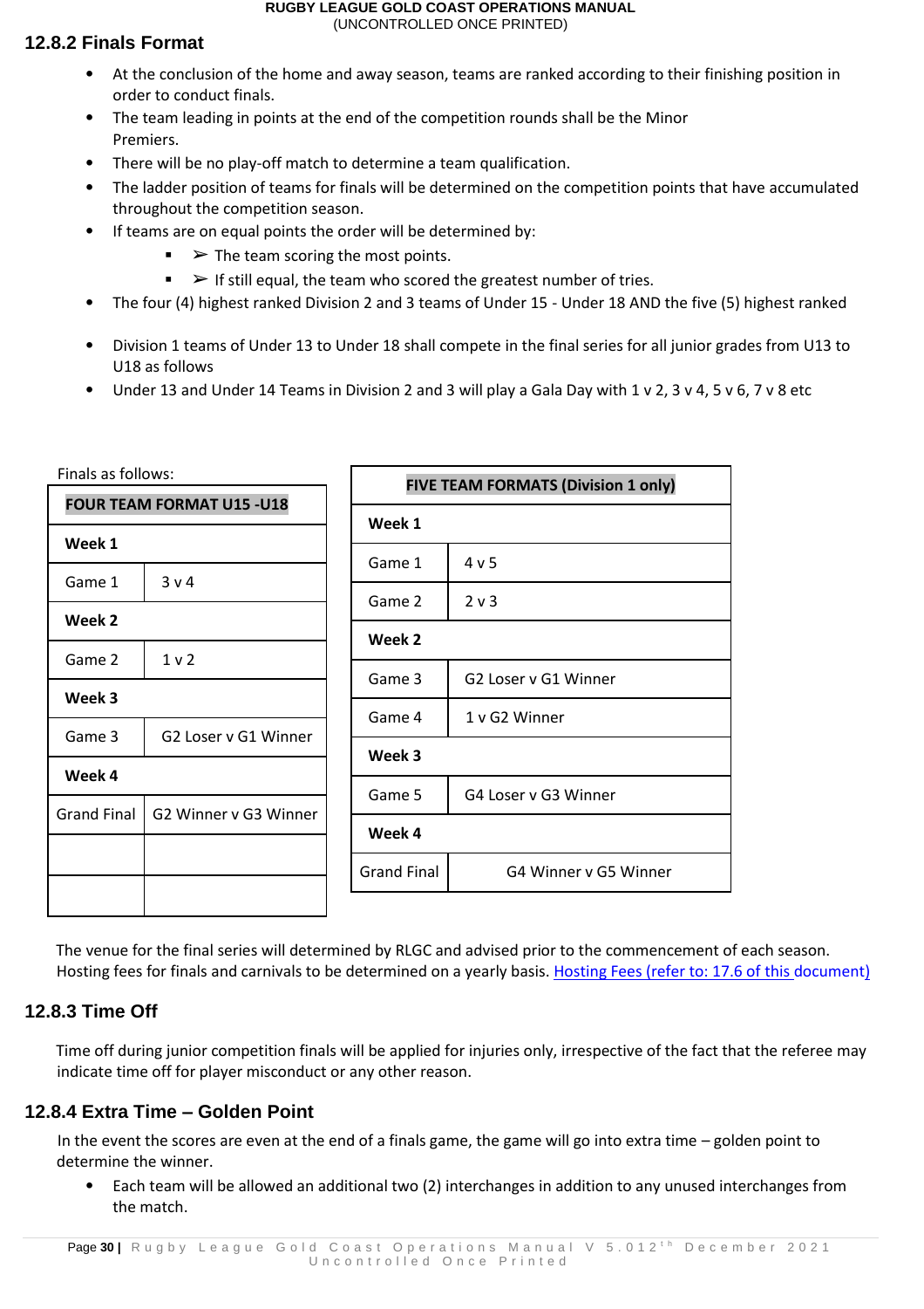### 12.8.2 Finals Format

- At the conclusion of the home and away season, teams are ranked according to their finishing position in order to conduct finals.
- The team leading in points at the end of the competition rounds shall be the Minor Premiers.
- There will be no play-off match to determine a team qualification.
- The ladder position of teams for finals will be determined on the competition points that have accumulated throughout the competition season.
- If teams are on equal points the order will be determined by:
  - ➢ The team scoring the most points.
  - ➢ If still equal, the team who scored the greatest number of tries.
- The four (4) highest ranked Division 2 and 3 teams of Under 15 - Under 18 AND the five (5) highest ranked
- Division 1 teams of Under 13 to Under 18 shall compete in the final series for all junior grades from U13 to U18 as follows
- Under 13 and Under 14 Teams in Division 2 and 3 will play a Gala Day with 1 v 2, 3 v 4, 5 v 6, 7 v 8 etc

Finals as follows:

| FOUR TEAM FORMAT U15 -U18 | |
|---|---|
| **Week 1** | |
| Game 1 | 3 v 4 |
| **Week 2** | |
| Game 2 | 1 v 2 |
| **Week 3** | |
| Game 3 | G2 Loser v G1 Winner |
| **Week 4** | |
| Grand Final | G2 Winner v G3 Winner |
| | |
| | |

| FIVE TEAM FORMATS (Division 1 only) | |
|---|---|
| **Week 1** | |
| Game 1 | 4 v 5 |
| Game 2 | 2 v 3 |
| **Week 2** | |
| Game 3 | G2 Loser v G1 Winner |
| Game 4 | 1 v G2 Winner |
| **Week 3** | |
| Game 5 | G4 Loser v G3 Winner |
| **Week 4** | |
| Grand Final | G4 Winner v G5 Winner |

The venue for the final series will determined by RLGC and advised prior to the commencement of each season. Hosting fees for finals and carnivals to be determined on a yearly basis. Hosting Fees (refer to: 17.6 of this document)

### 12.8.3 Time Off

Time off during junior competition finals will be applied for injuries only, irrespective of the fact that the referee may indicate time off for player misconduct or any other reason.

### 12.8.4 Extra Time – Golden Point

In the event the scores are even at the end of a finals game, the game will go into extra time – golden point to determine the winner.

- Each team will be allowed an additional two (2) interchanges in addition to any unused interchanges from the match.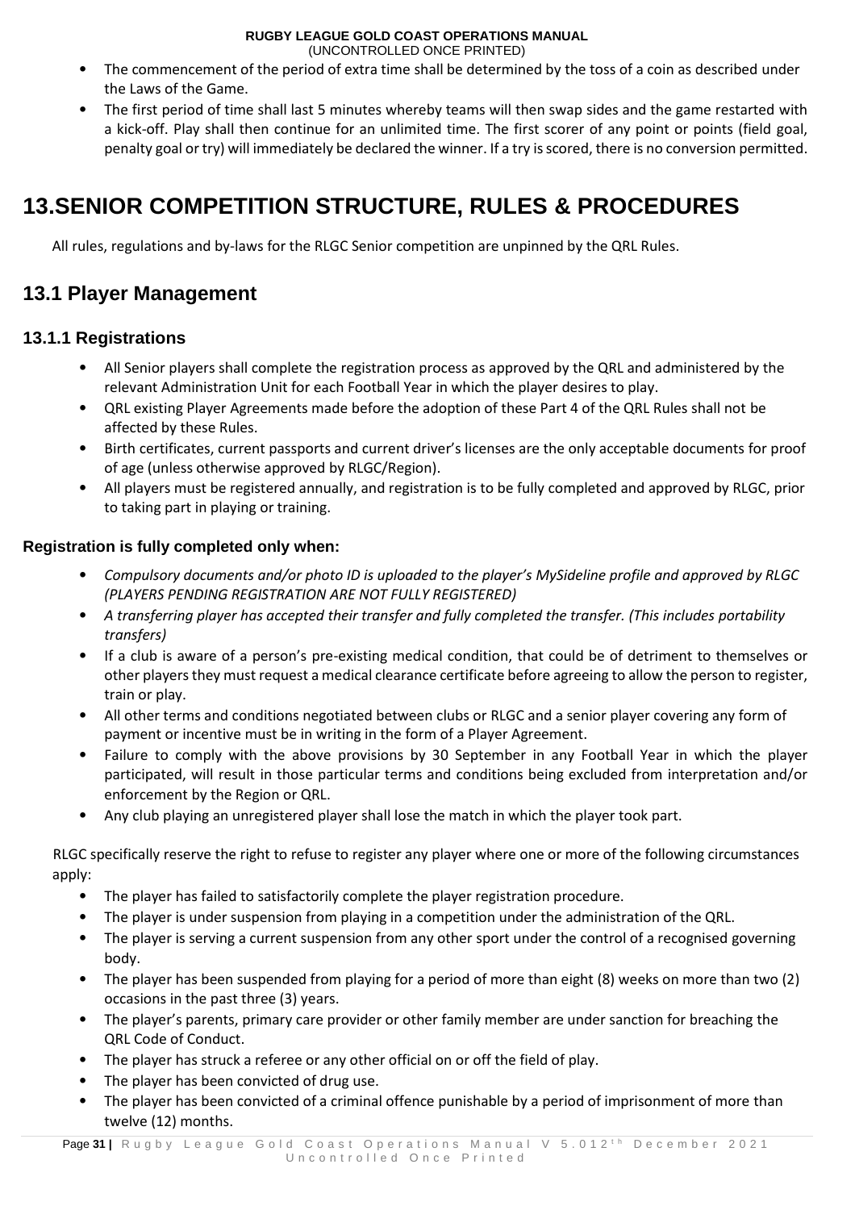- The commencement of the period of extra time shall be determined by the toss of a coin as described under the Laws of the Game.
- The first period of time shall last 5 minutes whereby teams will then swap sides and the game restarted with a kick-off. Play shall then continue for an unlimited time. The first scorer of any point or points (field goal, penalty goal or try) will immediately be declared the winner. If a try is scored, there is no conversion permitted.

# 13.SENIOR COMPETITION STRUCTURE, RULES & PROCEDURES

All rules, regulations and by-laws for the RLGC Senior competition are unpinned by the QRL Rules.

## 13.1 Player Management

### 13.1.1 Registrations

- All Senior players shall complete the registration process as approved by the QRL and administered by the relevant Administration Unit for each Football Year in which the player desires to play.
- QRL existing Player Agreements made before the adoption of these Part 4 of the QRL Rules shall not be affected by these Rules.
- Birth certificates, current passports and current driver's licenses are the only acceptable documents for proof of age (unless otherwise approved by RLGC/Region).
- All players must be registered annually, and registration is to be fully completed and approved by RLGC, prior to taking part in playing or training.

**Registration is fully completed only when:**

- *Compulsory documents and/or photo ID is uploaded to the player's MySideline profile and approved by RLGC (PLAYERS PENDING REGISTRATION ARE NOT FULLY REGISTERED)*
- *A transferring player has accepted their transfer and fully completed the transfer. (This includes portability transfers)*
- If a club is aware of a person's pre-existing medical condition, that could be of detriment to themselves or other players they must request a medical clearance certificate before agreeing to allow the person to register, train or play.
- All other terms and conditions negotiated between clubs or RLGC and a senior player covering any form of payment or incentive must be in writing in the form of a Player Agreement.
- Failure to comply with the above provisions by 30 September in any Football Year in which the player participated, will result in those particular terms and conditions being excluded from interpretation and/or enforcement by the Region or QRL.
- Any club playing an unregistered player shall lose the match in which the player took part.

RLGC specifically reserve the right to refuse to register any player where one or more of the following circumstances apply:

- The player has failed to satisfactorily complete the player registration procedure.
- The player is under suspension from playing in a competition under the administration of the QRL.
- The player is serving a current suspension from any other sport under the control of a recognised governing body.
- The player has been suspended from playing for a period of more than eight (8) weeks on more than two (2) occasions in the past three (3) years.
- The player's parents, primary care provider or other family member are under sanction for breaching the QRL Code of Conduct.
- The player has struck a referee or any other official on or off the field of play.
- The player has been convicted of drug use.
- The player has been convicted of a criminal offence punishable by a period of imprisonment of more than twelve (12) months.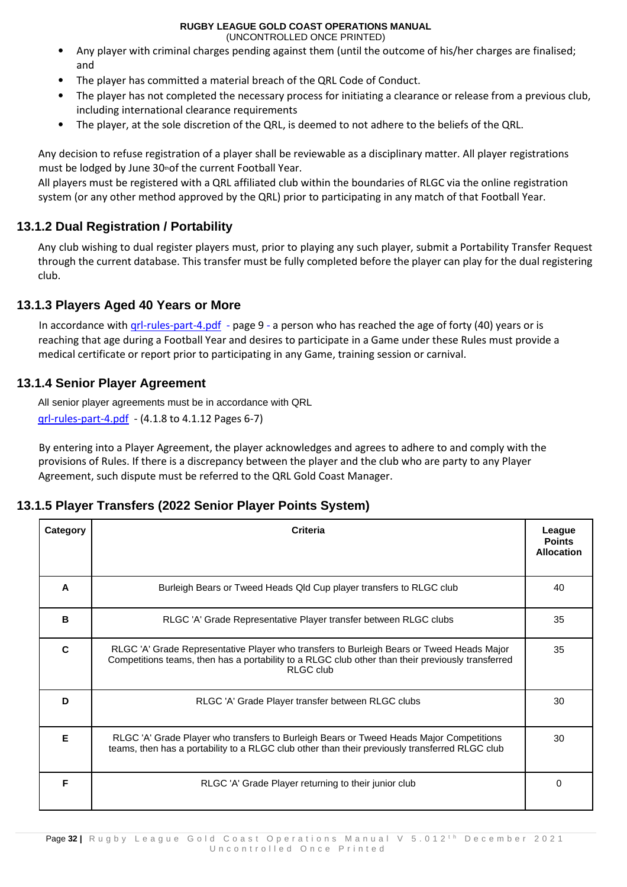- Any player with criminal charges pending against them (until the outcome of his/her charges are finalised; and
- The player has committed a material breach of the QRL Code of Conduct.
- The player has not completed the necessary process for initiating a clearance or release from a previous club, including international clearance requirements
- The player, at the sole discretion of the QRL, is deemed to not adhere to the beliefs of the QRL.

Any decision to refuse registration of a player shall be reviewable as a disciplinary matter. All player registrations must be lodged by June 30th of the current Football Year.

All players must be registered with a QRL affiliated club within the boundaries of RLGC via the online registration system (or any other method approved by the QRL) prior to participating in any match of that Football Year.

### 13.1.2 Dual Registration / Portability

Any club wishing to dual register players must, prior to playing any such player, submit a Portability Transfer Request through the current database. This transfer must be fully completed before the player can play for the dual registering club.

### 13.1.3 Players Aged 40 Years or More

In accordance with qrl-rules-part-4.pdf - page 9 - a person who has reached the age of forty (40) years or is reaching that age during a Football Year and desires to participate in a Game under these Rules must provide a medical certificate or report prior to participating in any Game, training session or carnival.

### 13.1.4 Senior Player Agreement

All senior player agreements must be in accordance with QRL qrl-rules-part-4.pdf - (4.1.8 to 4.1.12 Pages 6-7)

By entering into a Player Agreement, the player acknowledges and agrees to adhere to and comply with the provisions of Rules. If there is a discrepancy between the player and the club who are party to any Player Agreement, such dispute must be referred to the QRL Gold Coast Manager.

### 13.1.5 Player Transfers (2022 Senior Player Points System)

| Category | Criteria | League Points Allocation |
|---|---|---|
| A | Burleigh Bears or Tweed Heads Qld Cup player transfers to RLGC club | 40 |
| B | RLGC 'A' Grade Representative Player transfer between RLGC clubs | 35 |
| C | RLGC 'A' Grade Representative Player who transfers to Burleigh Bears or Tweed Heads Major Competitions teams, then has a portability to a RLGC club other than their previously transferred RLGC club | 35 |
| D | RLGC 'A' Grade Player transfer between RLGC clubs | 30 |
| E | RLGC 'A' Grade Player who transfers to Burleigh Bears or Tweed Heads Major Competitions teams, then has a portability to a RLGC club other than their previously transferred RLGC club | 30 |
| F | RLGC 'A' Grade Player returning to their junior club | 0 |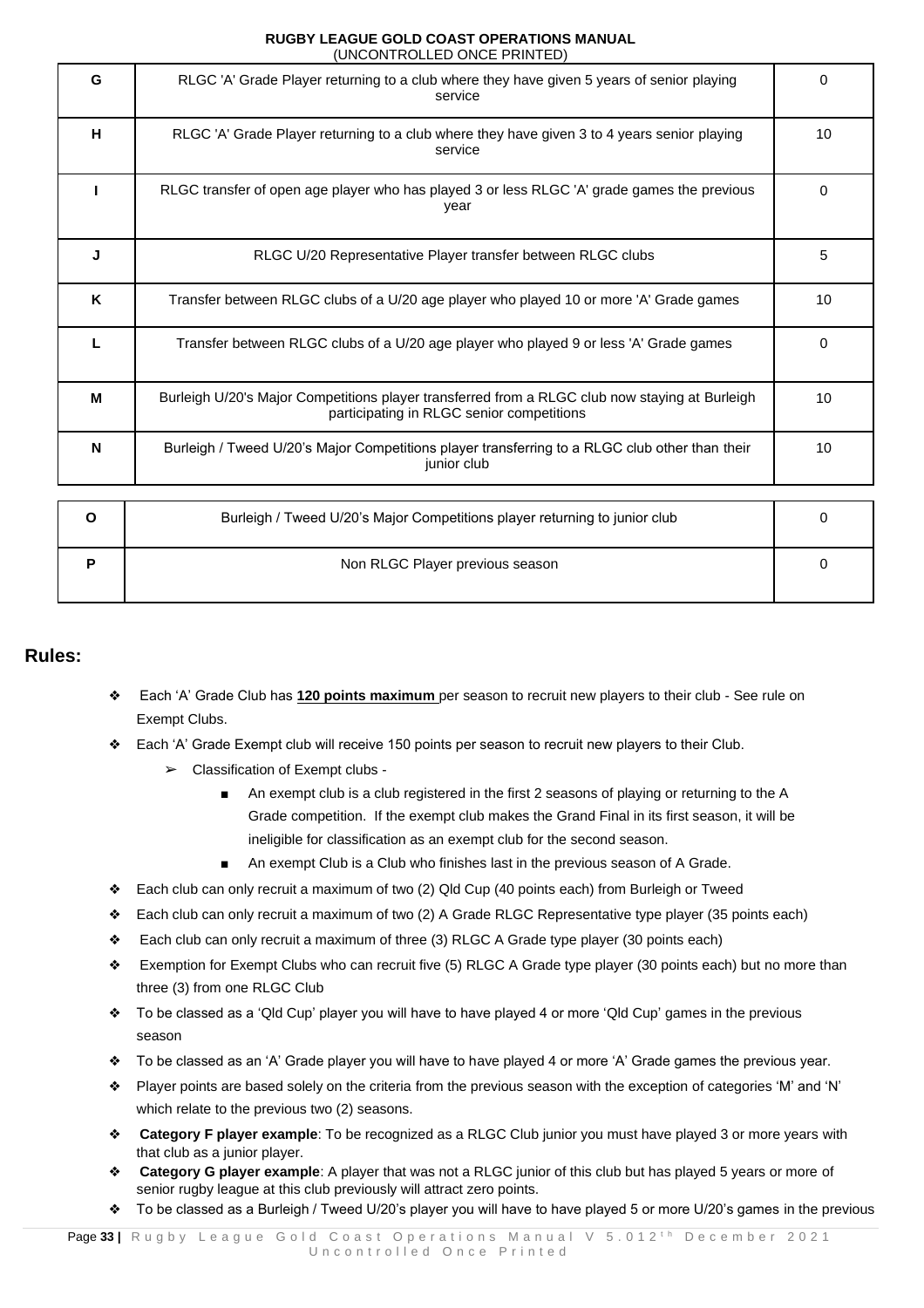| | | |
|---|---|---|
| G | RLGC 'A' Grade Player returning to a club where they have given 5 years of senior playing service | 0 |
| H | RLGC 'A' Grade Player returning to a club where they have given 3 to 4 years senior playing service | 10 |
| I | RLGC transfer of open age player who has played 3 or less RLGC 'A' grade games the previous year | 0 |
| J | RLGC U/20 Representative Player transfer between RLGC clubs | 5 |
| K | Transfer between RLGC clubs of a U/20 age player who played 10 or more 'A' Grade games | 10 |
| L | Transfer between RLGC clubs of a U/20 age player who played 9 or less 'A' Grade games | 0 |
| M | Burleigh U/20's Major Competitions player transferred from a RLGC club now staying at Burleigh participating in RLGC senior competitions | 10 |
| N | Burleigh / Tweed U/20's Major Competitions player transferring to a RLGC club other than their junior club | 10 |
| O | Burleigh / Tweed U/20's Major Competitions player returning to junior club | 0 |
| P | Non RLGC Player previous season | 0 |

## Rules:

- Each 'A' Grade Club has **120 points maximum** per season to recruit new players to their club - See rule on Exempt Clubs.
- Each 'A' Grade Exempt club will receive 150 points per season to recruit new players to their Club.
  - Classification of Exempt clubs -
    - An exempt club is a club registered in the first 2 seasons of playing or returning to the A Grade competition. If the exempt club makes the Grand Final in its first season, it will be ineligible for classification as an exempt club for the second season.
    - An exempt Club is a Club who finishes last in the previous season of A Grade.
- Each club can only recruit a maximum of two (2) Qld Cup (40 points each) from Burleigh or Tweed
- Each club can only recruit a maximum of two (2) A Grade RLGC Representative type player (35 points each)
- Each club can only recruit a maximum of three (3) RLGC A Grade type player (30 points each)
- Exemption for Exempt Clubs who can recruit five (5) RLGC A Grade type player (30 points each) but no more than three (3) from one RLGC Club
- To be classed as a 'Qld Cup' player you will have to have played 4 or more 'Qld Cup' games in the previous season
- To be classed as an 'A' Grade player you will have to have played 4 or more 'A' Grade games the previous year.
- Player points are based solely on the criteria from the previous season with the exception of categories 'M' and 'N' which relate to the previous two (2) seasons.
- **Category F player example**: To be recognized as a RLGC Club junior you must have played 3 or more years with that club as a junior player.
- **Category G player example**: A player that was not a RLGC junior of this club but has played 5 years or more of senior rugby league at this club previously will attract zero points.
- To be classed as a Burleigh / Tweed U/20's player you will have to have played 5 or more U/20's games in the previous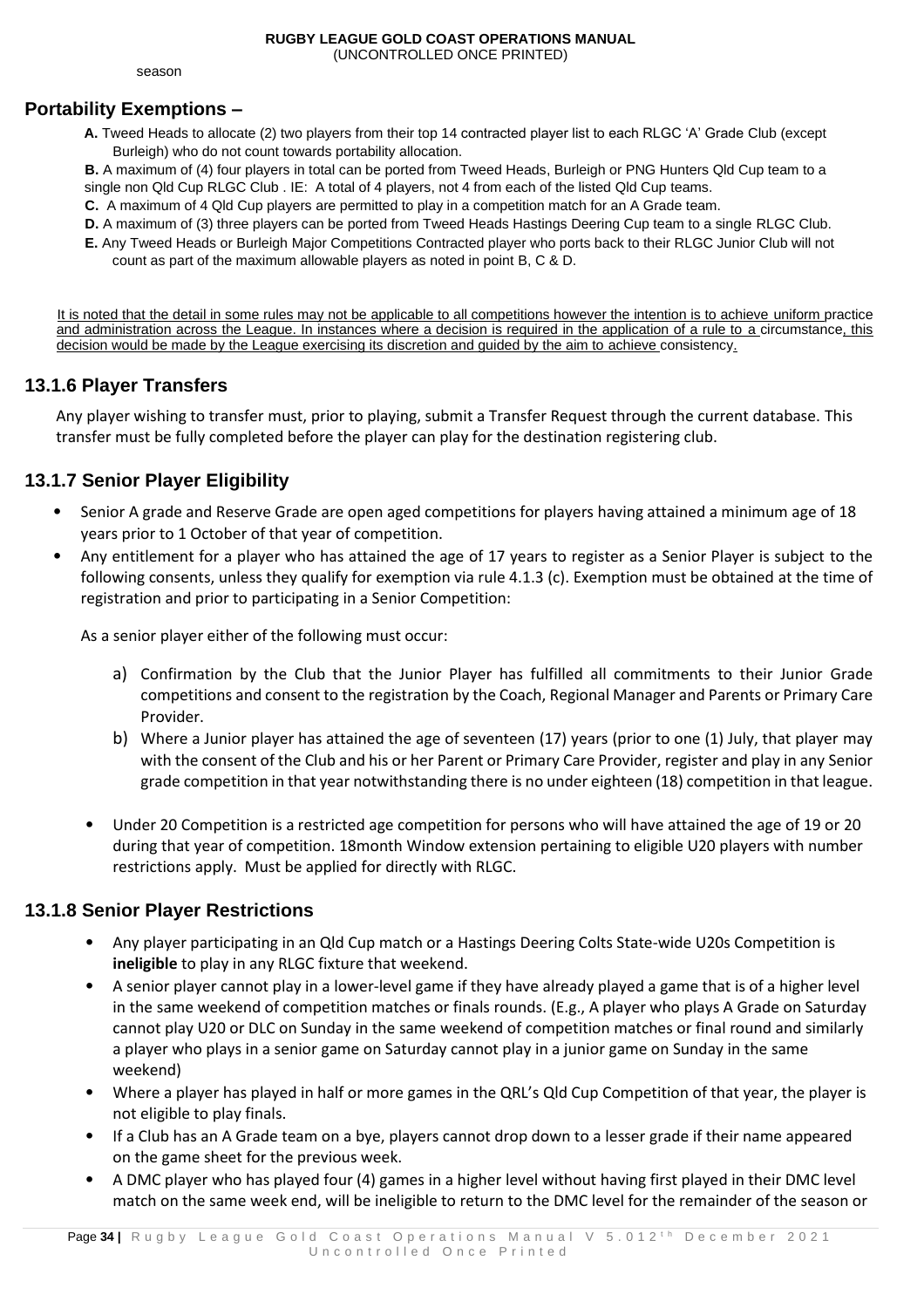season

## Portability Exemptions –

**A.** Tweed Heads to allocate (2) two players from their top 14 contracted player list to each RLGC 'A' Grade Club (except Burleigh) who do not count towards portability allocation.

**B.** A maximum of (4) four players in total can be ported from Tweed Heads, Burleigh or PNG Hunters Qld Cup team to a single non Qld Cup RLGC Club . IE: A total of 4 players, not 4 from each of the listed Qld Cup teams.

**C.** A maximum of 4 Qld Cup players are permitted to play in a competition match for an A Grade team.

**D.** A maximum of (3) three players can be ported from Tweed Heads Hastings Deering Cup team to a single RLGC Club.

**E.** Any Tweed Heads or Burleigh Major Competitions Contracted player who ports back to their RLGC Junior Club will not count as part of the maximum allowable players as noted in point B, C & D.

It is noted that the detail in some rules may not be applicable to all competitions however the intention is to achieve uniform practice and administration across the League. In instances where a decision is required in the application of a rule to a circumstance, this decision would be made by the League exercising its discretion and guided by the aim to achieve consistency.

### 13.1.6 Player Transfers

Any player wishing to transfer must, prior to playing, submit a Transfer Request through the current database. This transfer must be fully completed before the player can play for the destination registering club.

### 13.1.7 Senior Player Eligibility

- Senior A grade and Reserve Grade are open aged competitions for players having attained a minimum age of 18 years prior to 1 October of that year of competition.
- Any entitlement for a player who has attained the age of 17 years to register as a Senior Player is subject to the following consents, unless they qualify for exemption via rule 4.1.3 (c). Exemption must be obtained at the time of registration and prior to participating in a Senior Competition:

  As a senior player either of the following must occur:

  a) Confirmation by the Club that the Junior Player has fulfilled all commitments to their Junior Grade competitions and consent to the registration by the Coach, Regional Manager and Parents or Primary Care Provider.

  b) Where a Junior player has attained the age of seventeen (17) years (prior to one (1) July, that player may with the consent of the Club and his or her Parent or Primary Care Provider, register and play in any Senior grade competition in that year notwithstanding there is no under eighteen (18) competition in that league.

- Under 20 Competition is a restricted age competition for persons who will have attained the age of 19 or 20 during that year of competition. 18month Window extension pertaining to eligible U20 players with number restrictions apply. Must be applied for directly with RLGC.

### 13.1.8 Senior Player Restrictions

- Any player participating in an Qld Cup match or a Hastings Deering Colts State-wide U20s Competition is **ineligible** to play in any RLGC fixture that weekend.
- A senior player cannot play in a lower-level game if they have already played a game that is of a higher level in the same weekend of competition matches or finals rounds. (E.g., A player who plays A Grade on Saturday cannot play U20 or DLC on Sunday in the same weekend of competition matches or final round and similarly a player who plays in a senior game on Saturday cannot play in a junior game on Sunday in the same weekend)
- Where a player has played in half or more games in the QRL's Qld Cup Competition of that year, the player is not eligible to play finals.
- If a Club has an A Grade team on a bye, players cannot drop down to a lesser grade if their name appeared on the game sheet for the previous week.
- A DMC player who has played four (4) games in a higher level without having first played in their DMC level match on the same week end, will be ineligible to return to the DMC level for the remainder of the season or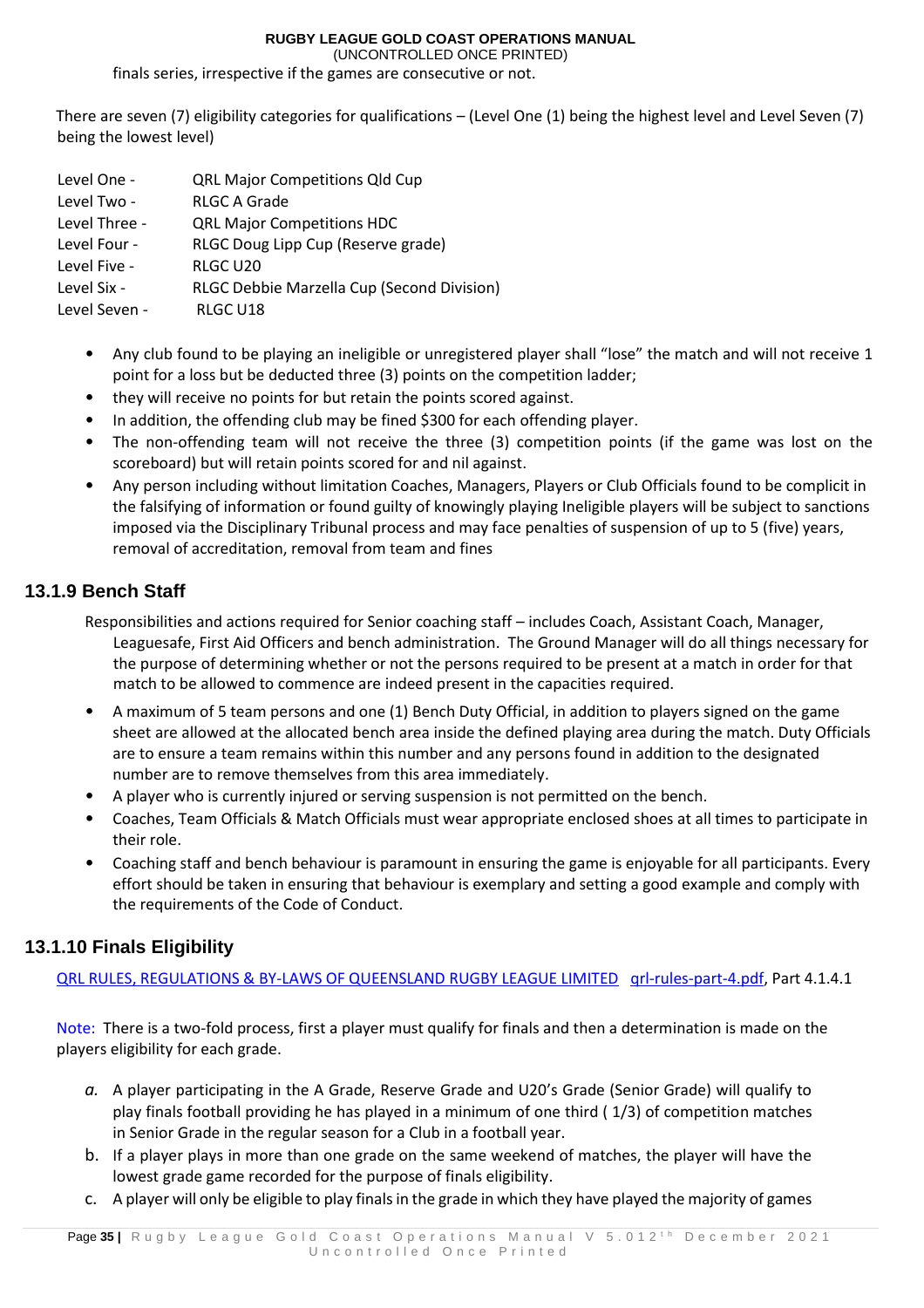finals series, irrespective if the games are consecutive or not.

There are seven (7) eligibility categories for qualifications – (Level One (1) being the highest level and Level Seven (7) being the lowest level)

| | |
|---|---|
| Level One - | QRL Major Competitions Qld Cup |
| Level Two - | RLGC A Grade |
| Level Three - | QRL Major Competitions HDC |
| Level Four - | RLGC Doug Lipp Cup (Reserve grade) |
| Level Five - | RLGC U20 |
| Level Six - | RLGC Debbie Marzella Cup (Second Division) |
| Level Seven - | RLGC U18 |

- Any club found to be playing an ineligible or unregistered player shall "lose" the match and will not receive 1 point for a loss but be deducted three (3) points on the competition ladder;
- they will receive no points for but retain the points scored against.
- In addition, the offending club may be fined $300 for each offending player.
- The non-offending team will not receive the three (3) competition points (if the game was lost on the scoreboard) but will retain points scored for and nil against.
- Any person including without limitation Coaches, Managers, Players or Club Officials found to be complicit in the falsifying of information or found guilty of knowingly playing Ineligible players will be subject to sanctions imposed via the Disciplinary Tribunal process and may face penalties of suspension of up to 5 (five) years, removal of accreditation, removal from team and fines

### 13.1.9 Bench Staff

Responsibilities and actions required for Senior coaching staff – includes Coach, Assistant Coach, Manager, Leaguesafe, First Aid Officers and bench administration. The Ground Manager will do all things necessary for the purpose of determining whether or not the persons required to be present at a match in order for that match to be allowed to commence are indeed present in the capacities required.

- A maximum of 5 team persons and one (1) Bench Duty Official, in addition to players signed on the game sheet are allowed at the allocated bench area inside the defined playing area during the match. Duty Officials are to ensure a team remains within this number and any persons found in addition to the designated number are to remove themselves from this area immediately.
- A player who is currently injured or serving suspension is not permitted on the bench.
- Coaches, Team Officials & Match Officials must wear appropriate enclosed shoes at all times to participate in their role.
- Coaching staff and bench behaviour is paramount in ensuring the game is enjoyable for all participants. Every effort should be taken in ensuring that behaviour is exemplary and setting a good example and comply with the requirements of the Code of Conduct.

### 13.1.10 Finals Eligibility

QRL RULES, REGULATIONS & BY-LAWS OF QUEENSLAND RUGBY LEAGUE LIMITED qrl-rules-part-4.pdf, Part 4.1.4.1

Note: There is a two-fold process, first a player must qualify for finals and then a determination is made on the players eligibility for each grade.

a. A player participating in the A Grade, Reserve Grade and U20's Grade (Senior Grade) will qualify to play finals football providing he has played in a minimum of one third ( 1/3) of competition matches in Senior Grade in the regular season for a Club in a football year.
b. If a player plays in more than one grade on the same weekend of matches, the player will have the lowest grade game recorded for the purpose of finals eligibility.
c. A player will only be eligible to play finals in the grade in which they have played the majority of games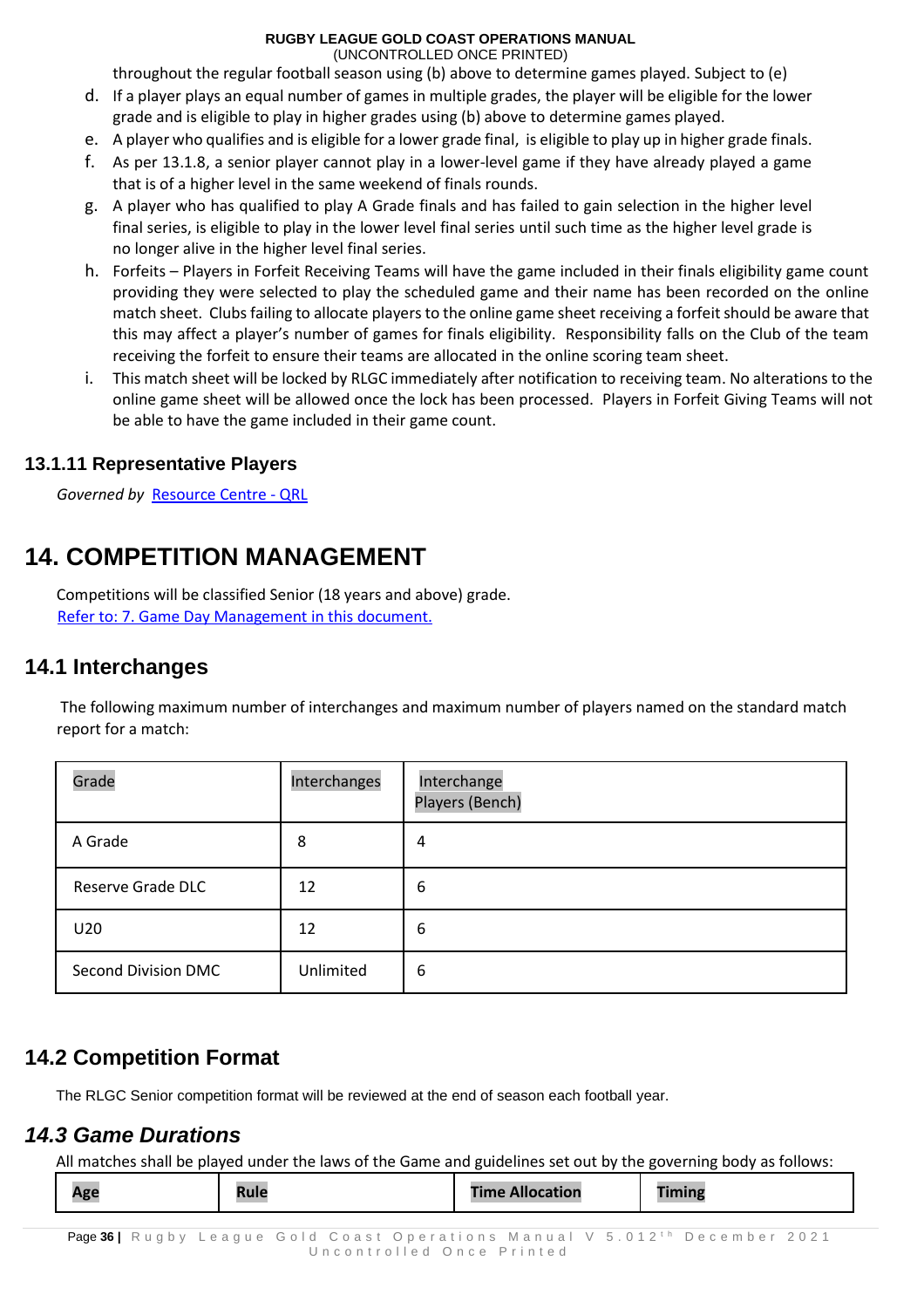throughout the regular football season using (b) above to determine games played. Subject to (e)

d. If a player plays an equal number of games in multiple grades, the player will be eligible for the lower grade and is eligible to play in higher grades using (b) above to determine games played.
e. A player who qualifies and is eligible for a lower grade final, is eligible to play up in higher grade finals.
f. As per 13.1.8, a senior player cannot play in a lower-level game if they have already played a game that is of a higher level in the same weekend of finals rounds.
g. A player who has qualified to play A Grade finals and has failed to gain selection in the higher level final series, is eligible to play in the lower level final series until such time as the higher level grade is no longer alive in the higher level final series.
h. Forfeits – Players in Forfeit Receiving Teams will have the game included in their finals eligibility game count providing they were selected to play the scheduled game and their name has been recorded on the online match sheet. Clubs failing to allocate players to the online game sheet receiving a forfeit should be aware that this may affect a player's number of games for finals eligibility. Responsibility falls on the Club of the team receiving the forfeit to ensure their teams are allocated in the online scoring team sheet.
i. This match sheet will be locked by RLGC immediately after notification to receiving team. No alterations to the online game sheet will be allowed once the lock has been processed. Players in Forfeit Giving Teams will not be able to have the game included in their game count.

### 13.1.11 Representative Players

*Governed by* [Resource Centre - QRL]

# 14. COMPETITION MANAGEMENT

Competitions will be classified Senior (18 years and above) grade.
[Refer to: 7. Game Day Management in this document.]

## 14.1 Interchanges

The following maximum number of interchanges and maximum number of players named on the standard match report for a match:

| Grade | Interchanges | Interchange Players (Bench) |
|---|---|---|
| A Grade | 8 | 4 |
| Reserve Grade DLC | 12 | 6 |
| U20 | 12 | 6 |
| Second Division DMC | Unlimited | 6 |

## 14.2 Competition Format

The RLGC Senior competition format will be reviewed at the end of season each football year.

## *14.3 Game Durations*

All matches shall be played under the laws of the Game and guidelines set out by the governing body as follows:

| Age | Rule | Time Allocation | Timing |
|---|---|---|---|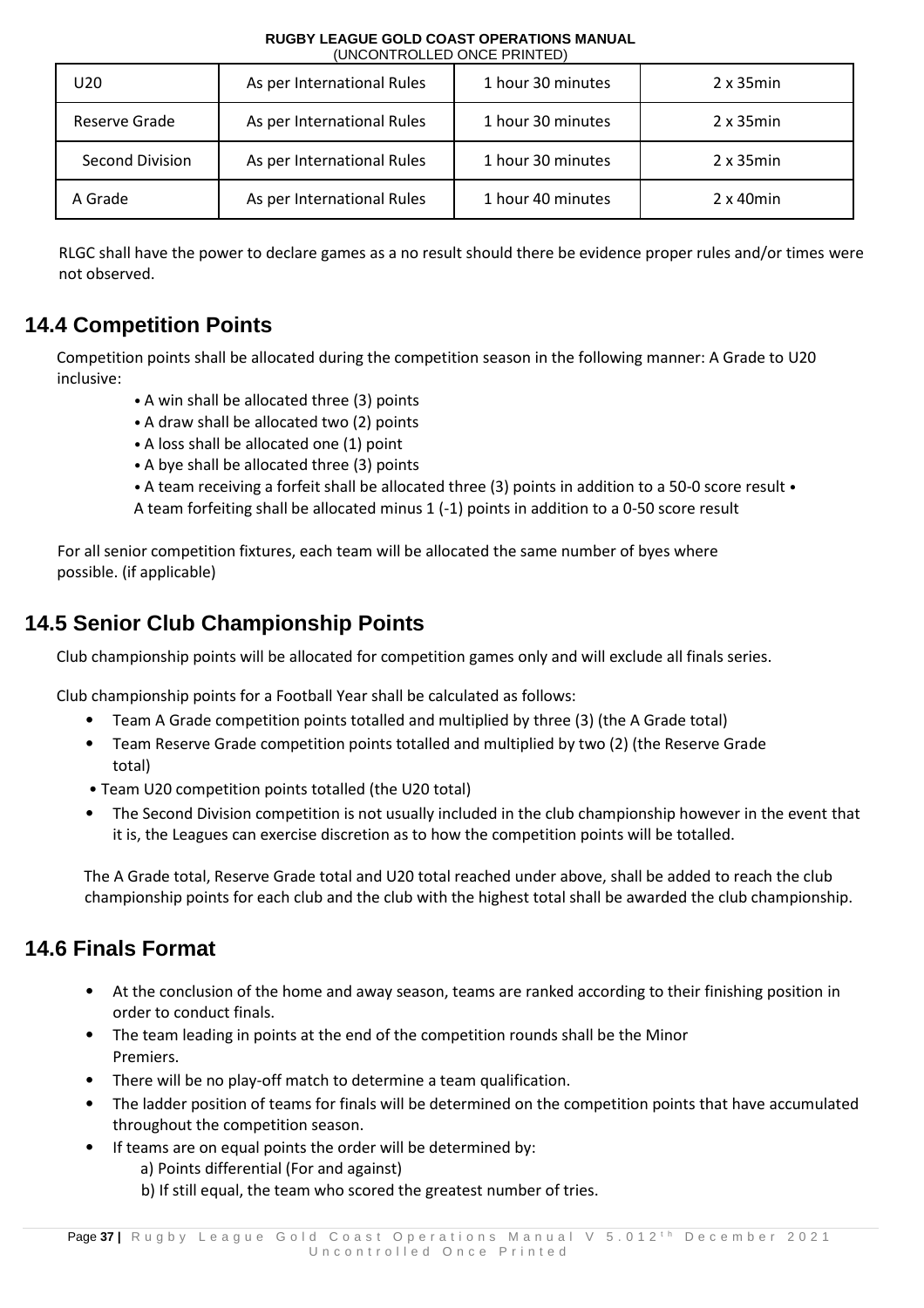| U20 | As per International Rules | 1 hour 30 minutes | 2 x 35min |
|---|---|---|---|
| Reserve Grade | As per International Rules | 1 hour 30 minutes | 2 x 35min |
| Second Division | As per International Rules | 1 hour 30 minutes | 2 x 35min |
| A Grade | As per International Rules | 1 hour 40 minutes | 2 x 40min |

RLGC shall have the power to declare games as a no result should there be evidence proper rules and/or times were not observed.

## 14.4 Competition Points

Competition points shall be allocated during the competition season in the following manner: A Grade to U20 inclusive:

- A win shall be allocated three (3) points
- A draw shall be allocated two (2) points
- A loss shall be allocated one (1) point
- A bye shall be allocated three (3) points
- A team receiving a forfeit shall be allocated three (3) points in addition to a 50-0 score result
- A team forfeiting shall be allocated minus 1 (-1) points in addition to a 0-50 score result

For all senior competition fixtures, each team will be allocated the same number of byes where possible. (if applicable)

## 14.5 Senior Club Championship Points

Club championship points will be allocated for competition games only and will exclude all finals series.

Club championship points for a Football Year shall be calculated as follows:

- Team A Grade competition points totalled and multiplied by three (3) (the A Grade total)
- Team Reserve Grade competition points totalled and multiplied by two (2) (the Reserve Grade total)
- Team U20 competition points totalled (the U20 total)
- The Second Division competition is not usually included in the club championship however in the event that it is, the Leagues can exercise discretion as to how the competition points will be totalled.

The A Grade total, Reserve Grade total and U20 total reached under above, shall be added to reach the club championship points for each club and the club with the highest total shall be awarded the club championship.

## 14.6 Finals Format

- At the conclusion of the home and away season, teams are ranked according to their finishing position in order to conduct finals.
- The team leading in points at the end of the competition rounds shall be the Minor Premiers.
- There will be no play-off match to determine a team qualification.
- The ladder position of teams for finals will be determined on the competition points that have accumulated throughout the competition season.
- If teams are on equal points the order will be determined by:
  - a) Points differential (For and against)
  - b) If still equal, the team who scored the greatest number of tries.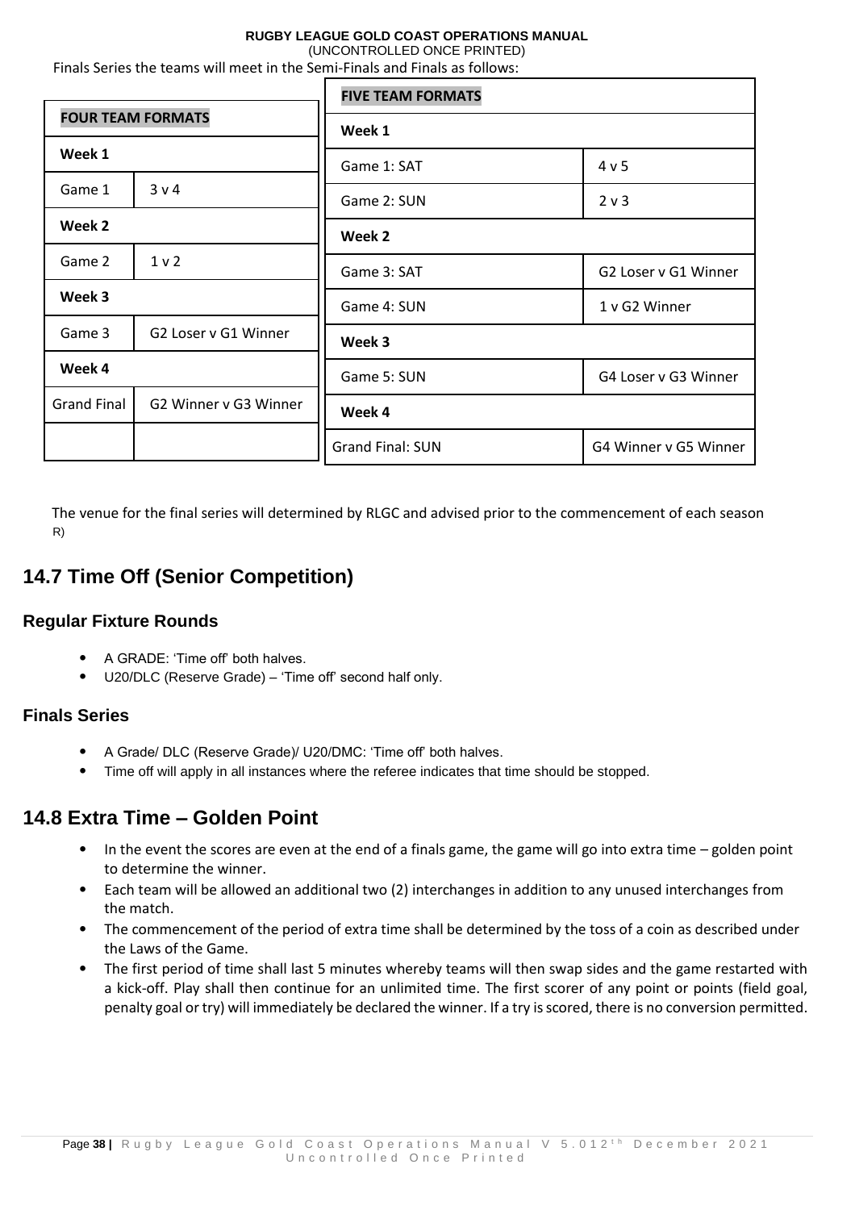Finals Series the teams will meet in the Semi-Finals and Finals as follows:

| FOUR TEAM FORMATS | |
|---|---|
| **Week 1** | |
| Game 1 | 3 v 4 |
| **Week 2** | |
| Game 2 | 1 v 2 |
| **Week 3** | |
| Game 3 | G2 Loser v G1 Winner |
| **Week 4** | |
| Grand Final | G2 Winner v G3 Winner |
| | |

| FIVE TEAM FORMATS | |
|---|---|
| **Week 1** | |
| Game 1: SAT | 4 v 5 |
| Game 2: SUN | 2 v 3 |
| **Week 2** | |
| Game 3: SAT | G2 Loser v G1 Winner |
| Game 4: SUN | 1 v G2 Winner |
| **Week 3** | |
| Game 5: SUN | G4 Loser v G3 Winner |
| **Week 4** | |
| Grand Final: SUN | G4 Winner v G5 Winner |

The venue for the final series will determined by RLGC and advised prior to the commencement of each season R)

## 14.7 Time Off (Senior Competition)

### Regular Fixture Rounds

- A GRADE: 'Time off' both halves.
- U20/DLC (Reserve Grade) – 'Time off' second half only.

### Finals Series

- A Grade/ DLC (Reserve Grade)/ U20/DMC: 'Time off' both halves.
- Time off will apply in all instances where the referee indicates that time should be stopped.

## 14.8 Extra Time – Golden Point

- In the event the scores are even at the end of a finals game, the game will go into extra time – golden point to determine the winner.
- Each team will be allowed an additional two (2) interchanges in addition to any unused interchanges from the match.
- The commencement of the period of extra time shall be determined by the toss of a coin as described under the Laws of the Game.
- The first period of time shall last 5 minutes whereby teams will then swap sides and the game restarted with a kick-off. Play shall then continue for an unlimited time. The first scorer of any point or points (field goal, penalty goal or try) will immediately be declared the winner. If a try is scored, there is no conversion permitted.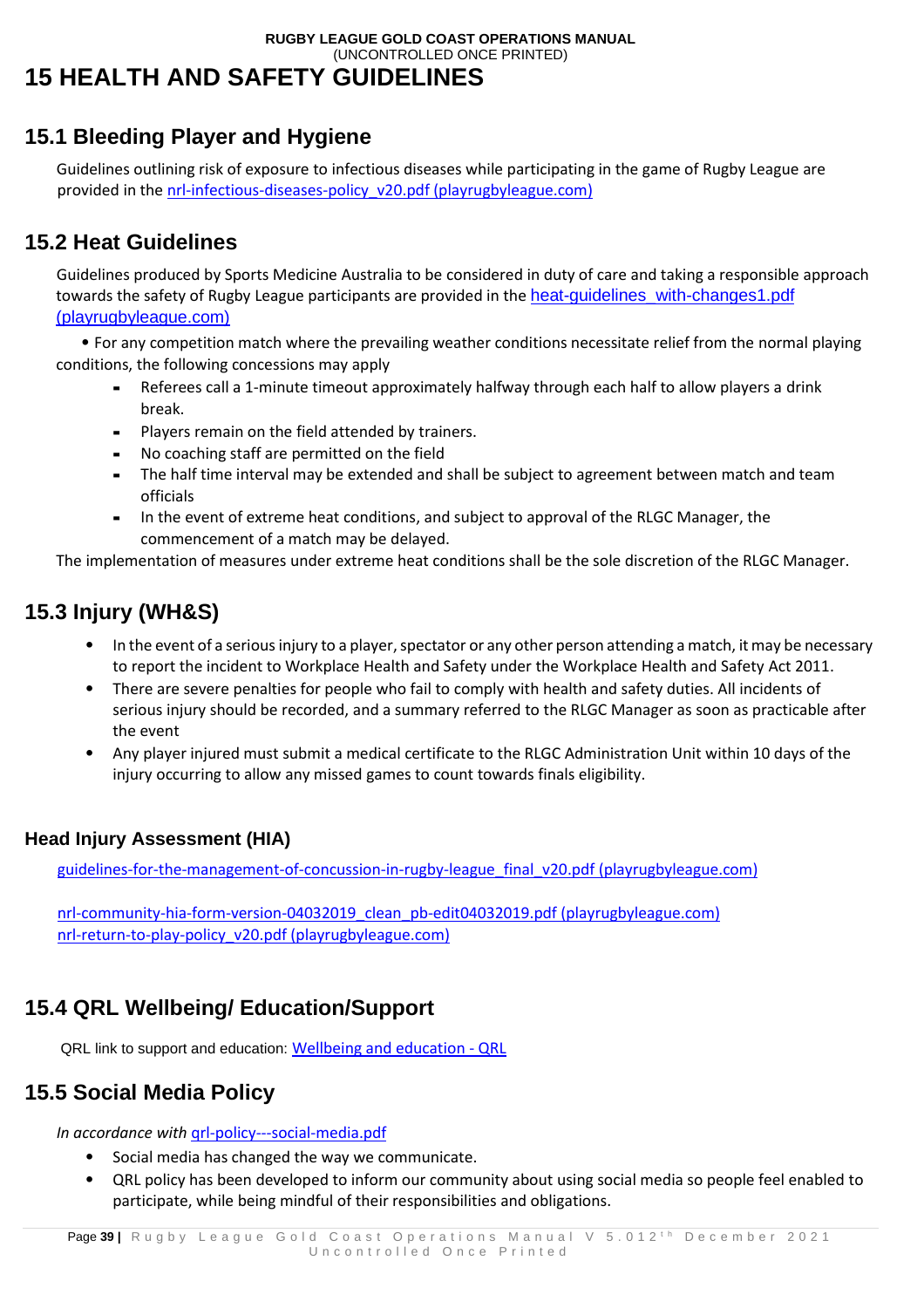# 15 HEALTH AND SAFETY GUIDELINES

## 15.1 Bleeding Player and Hygiene

Guidelines outlining risk of exposure to infectious diseases while participating in the game of Rugby League are provided in the nrl-infectious-diseases-policy_v20.pdf (playrugbyleague.com)

## 15.2 Heat Guidelines

Guidelines produced by Sports Medicine Australia to be considered in duty of care and taking a responsible approach towards the safety of Rugby League participants are provided in the heat-guidelines_with-changes1.pdf (playrugbyleague.com)

• For any competition match where the prevailing weather conditions necessitate relief from the normal playing conditions, the following concessions may apply

- Referees call a 1-minute timeout approximately halfway through each half to allow players a drink break.
- Players remain on the field attended by trainers.
- No coaching staff are permitted on the field
- The half time interval may be extended and shall be subject to agreement between match and team officials
- In the event of extreme heat conditions, and subject to approval of the RLGC Manager, the commencement of a match may be delayed.

The implementation of measures under extreme heat conditions shall be the sole discretion of the RLGC Manager.

## 15.3 Injury (WH&S)

- In the event of a serious injury to a player, spectator or any other person attending a match, it may be necessary to report the incident to Workplace Health and Safety under the Workplace Health and Safety Act 2011.
- There are severe penalties for people who fail to comply with health and safety duties. All incidents of serious injury should be recorded, and a summary referred to the RLGC Manager as soon as practicable after the event
- Any player injured must submit a medical certificate to the RLGC Administration Unit within 10 days of the injury occurring to allow any missed games to count towards finals eligibility.

### Head Injury Assessment (HIA)

guidelines-for-the-management-of-concussion-in-rugby-league_final_v20.pdf (playrugbyleague.com)

nrl-community-hia-form-version-04032019_clean_pb-edit04032019.pdf (playrugbyleague.com)
nrl-return-to-play-policy_v20.pdf (playrugbyleague.com)

## 15.4 QRL Wellbeing/ Education/Support

QRL link to support and education: Wellbeing and education - QRL

## 15.5 Social Media Policy

*In accordance with* qrl-policy---social-media.pdf

- Social media has changed the way we communicate.
- QRL policy has been developed to inform our community about using social media so people feel enabled to participate, while being mindful of their responsibilities and obligations.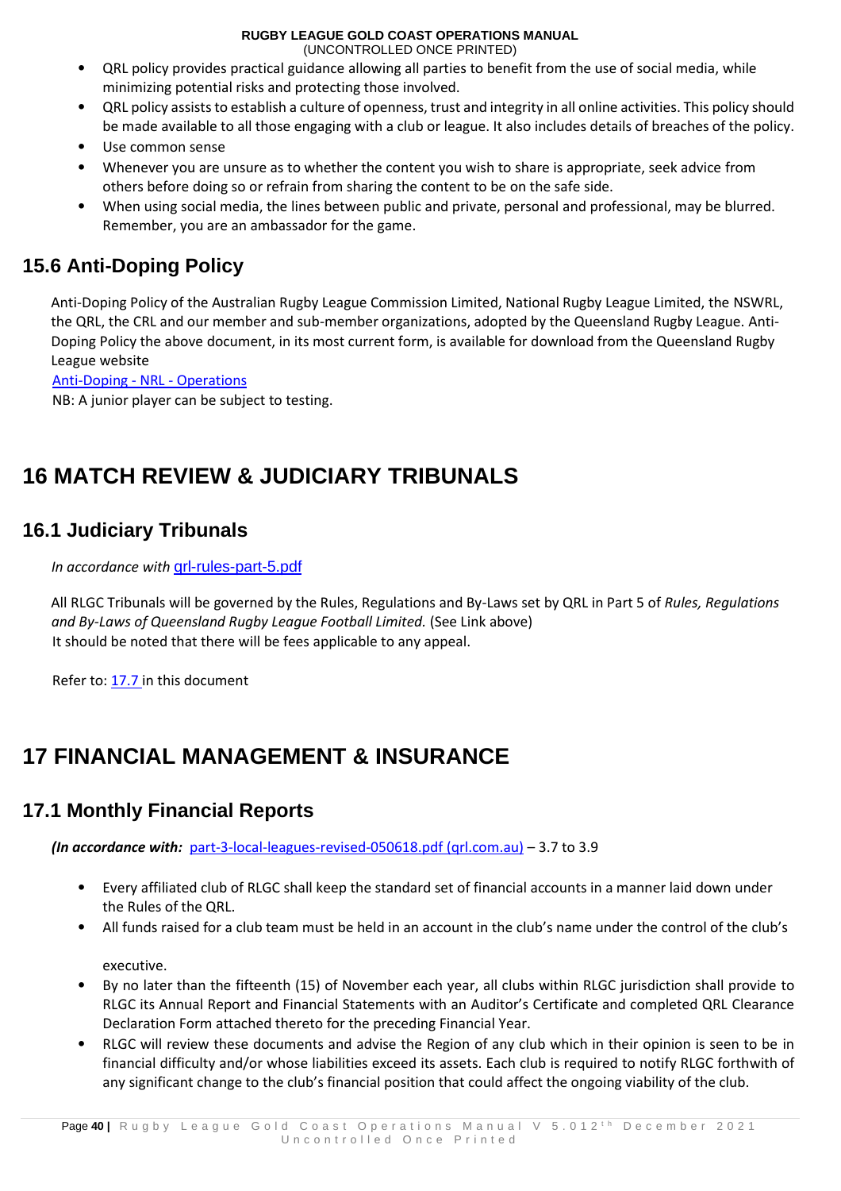- QRL policy provides practical guidance allowing all parties to benefit from the use of social media, while minimizing potential risks and protecting those involved.
- QRL policy assists to establish a culture of openness, trust and integrity in all online activities. This policy should be made available to all those engaging with a club or league. It also includes details of breaches of the policy.
- Use common sense
- Whenever you are unsure as to whether the content you wish to share is appropriate, seek advice from others before doing so or refrain from sharing the content to be on the safe side.
- When using social media, the lines between public and private, personal and professional, may be blurred. Remember, you are an ambassador for the game.

## 15.6 Anti-Doping Policy

Anti-Doping Policy of the Australian Rugby League Commission Limited, National Rugby League Limited, the NSWRL, the QRL, the CRL and our member and sub-member organizations, adopted by the Queensland Rugby League. Anti-Doping Policy the above document, in its most current form, is available for download from the Queensland Rugby League website

[Anti-Doping - NRL - Operations]

NB: A junior player can be subject to testing.

# 16 MATCH REVIEW & JUDICIARY TRIBUNALS

## 16.1 Judiciary Tribunals

*In accordance with* [qrl-rules-part-5.pdf]

All RLGC Tribunals will be governed by the Rules, Regulations and By-Laws set by QRL in Part 5 of *Rules, Regulations and By-Laws of Queensland Rugby League Football Limited.* (See Link above)
It should be noted that there will be fees applicable to any appeal.

Refer to: [17.7] in this document

# 17 FINANCIAL MANAGEMENT & INSURANCE

## 17.1 Monthly Financial Reports

***(In accordance with:*** [part-3-local-leagues-revised-050618.pdf (qrl.com.au)] – 3.7 to 3.9

- Every affiliated club of RLGC shall keep the standard set of financial accounts in a manner laid down under the Rules of the QRL.
- All funds raised for a club team must be held in an account in the club's name under the control of the club's executive.
- By no later than the fifteenth (15) of November each year, all clubs within RLGC jurisdiction shall provide to RLGC its Annual Report and Financial Statements with an Auditor's Certificate and completed QRL Clearance Declaration Form attached thereto for the preceding Financial Year.
- RLGC will review these documents and advise the Region of any club which in their opinion is seen to be in financial difficulty and/or whose liabilities exceed its assets. Each club is required to notify RLGC forthwith of any significant change to the club's financial position that could affect the ongoing viability of the club.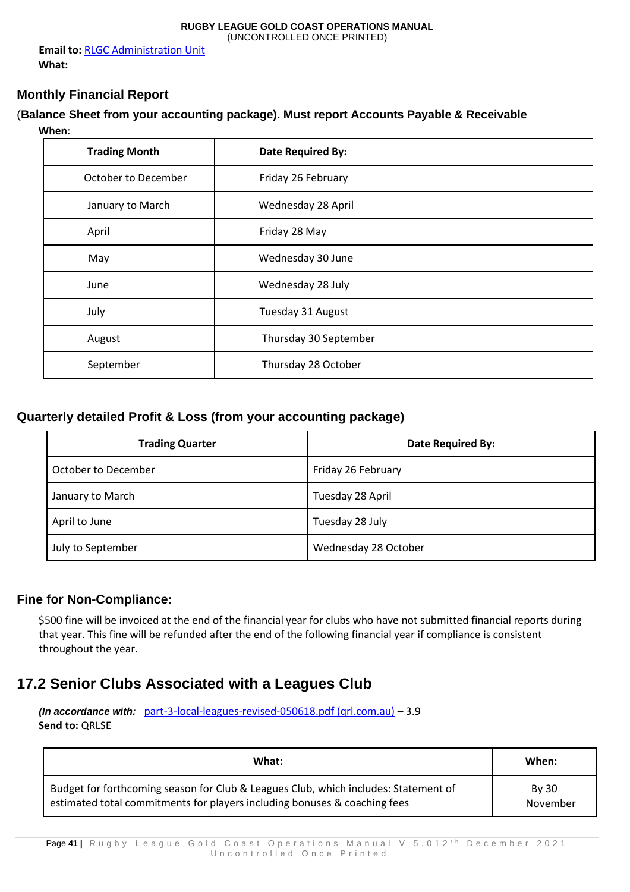**Email to:** [RLGC Administration Unit]
**What:**

### Monthly Financial Report

(**Balance Sheet from your accounting package). Must report Accounts Payable & Receivable**

**When**:

| Trading Month | Date Required By: |
|---|---|
| October to December | Friday 26 February |
| January to March | Wednesday 28 April |
| April | Friday 28 May |
| May | Wednesday 30 June |
| June | Wednesday 28 July |
| July | Tuesday 31 August |
| August | Thursday 30 September |
| September | Thursday 28 October |

### Quarterly detailed Profit & Loss (from your accounting package)

| Trading Quarter | Date Required By: |
|---|---|
| October to December | Friday 26 February |
| January to March | Tuesday 28 April |
| April to June | Tuesday 28 July |
| July to September | Wednesday 28 October |

### Fine for Non-Compliance:

$500 fine will be invoiced at the end of the financial year for clubs who have not submitted financial reports during that year. This fine will be refunded after the end of the following financial year if compliance is consistent throughout the year.

## 17.2 Senior Clubs Associated with a Leagues Club

***(In accordance with:*** part-3-local-leagues-revised-050618.pdf (qrl.com.au) – 3.9
**Send to:** QRLSE

| What: | When: |
|---|---|
| Budget for forthcoming season for Club & Leagues Club, which includes: Statement of estimated total commitments for players including bonuses & coaching fees | By 30 November |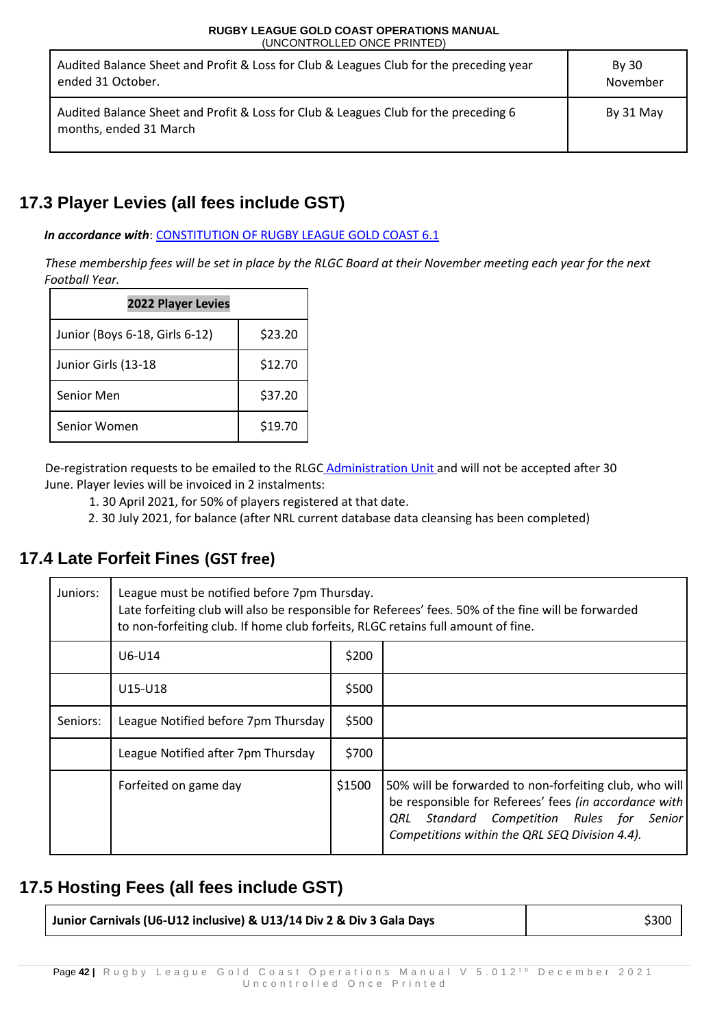| Audited Balance Sheet and Profit & Loss for Club & Leagues Club for the preceding year ended 31 October. | By 30 November |
|---|---|
| Audited Balance Sheet and Profit & Loss for Club & Leagues Club for the preceding 6 months, ended 31 March | By 31 May |

## 17.3 Player Levies (all fees include GST)

***In accordance with***: CONSTITUTION OF RUGBY LEAGUE GOLD COAST 6.1

*These membership fees will be set in place by the RLGC Board at their November meeting each year for the next Football Year.*

| **2022 Player Levies** | |
|---|---|
| Junior (Boys 6-18, Girls 6-12) | $23.20 |
| Junior Girls (13-18 | $12.70 |
| Senior Men | $37.20 |
| Senior Women | $19.70 |

De-registration requests to be emailed to the RLGC Administration Unit and will not be accepted after 30 June. Player levies will be invoiced in 2 instalments:

1. 30 April 2021, for 50% of players registered at that date.
2. 30 July 2021, for balance (after NRL current database data cleansing has been completed)

## 17.4 Late Forfeit Fines (GST free)

| Juniors: | League must be notified before 7pm Thursday. Late forfeiting club will also be responsible for Referees' fees. 50% of the fine will be forwarded to non-forfeiting club. If home club forfeits, RLGC retains full amount of fine. | | |
|---|---|---|---|
| | U6-U14 | $200 | |
| | U15-U18 | $500 | |
| Seniors: | League Notified before 7pm Thursday | $500 | |
| | League Notified after 7pm Thursday | $700 | |
| | Forfeited on game day | $1500 | 50% will be forwarded to non-forfeiting club, who will be responsible for Referees' fees *(in accordance with QRL Standard Competition Rules for Senior Competitions within the QRL SEQ Division 4.4).* |

## 17.5 Hosting Fees (all fees include GST)

| **Junior Carnivals (U6-U12 inclusive) & U13/14 Div 2 & Div 3 Gala Days** | $300 |
|---|---|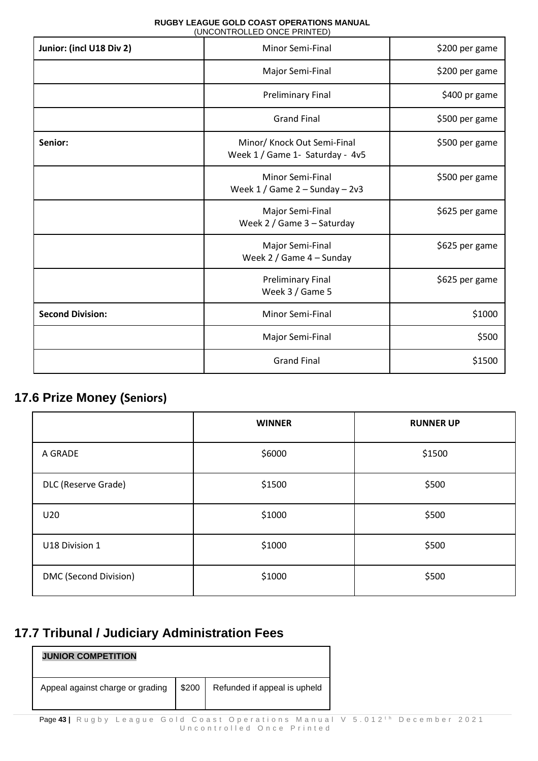| Junior: (incl U18 Div 2) | Minor Semi-Final | $200 per game |
|---|---|---|
| | Major Semi-Final | $200 per game |
| | Preliminary Final | $400 pr game |
| | Grand Final | $500 per game |
| **Senior:** | Minor/ Knock Out Semi-Final<br>Week 1 / Game 1- Saturday - 4v5 | $500 per game |
| | Minor Semi-Final<br>Week 1 / Game 2 – Sunday – 2v3 | $500 per game |
| | Major Semi-Final<br>Week 2 / Game 3 – Saturday | $625 per game |
| | Major Semi-Final<br>Week 2 / Game 4 – Sunday | $625 per game |
| | Preliminary Final<br>Week 3 / Game 5 | $625 per game |
| **Second Division:** | Minor Semi-Final | $1000 |
| | Major Semi-Final | $500 |
| | Grand Final | $1500 |

## 17.6 Prize Money (Seniors)

| | WINNER | RUNNER UP |
|---|---|---|
| A GRADE | $6000 | $1500 |
| DLC (Reserve Grade) | $1500 | $500 |
| U20 | $1000 | $500 |
| U18 Division 1 | $1000 | $500 |
| DMC (Second Division) | $1000 | $500 |

## 17.7 Tribunal / Judiciary Administration Fees

| JUNIOR COMPETITION | | |
|---|---|---|
| Appeal against charge or grading | $200 | Refunded if appeal is upheld |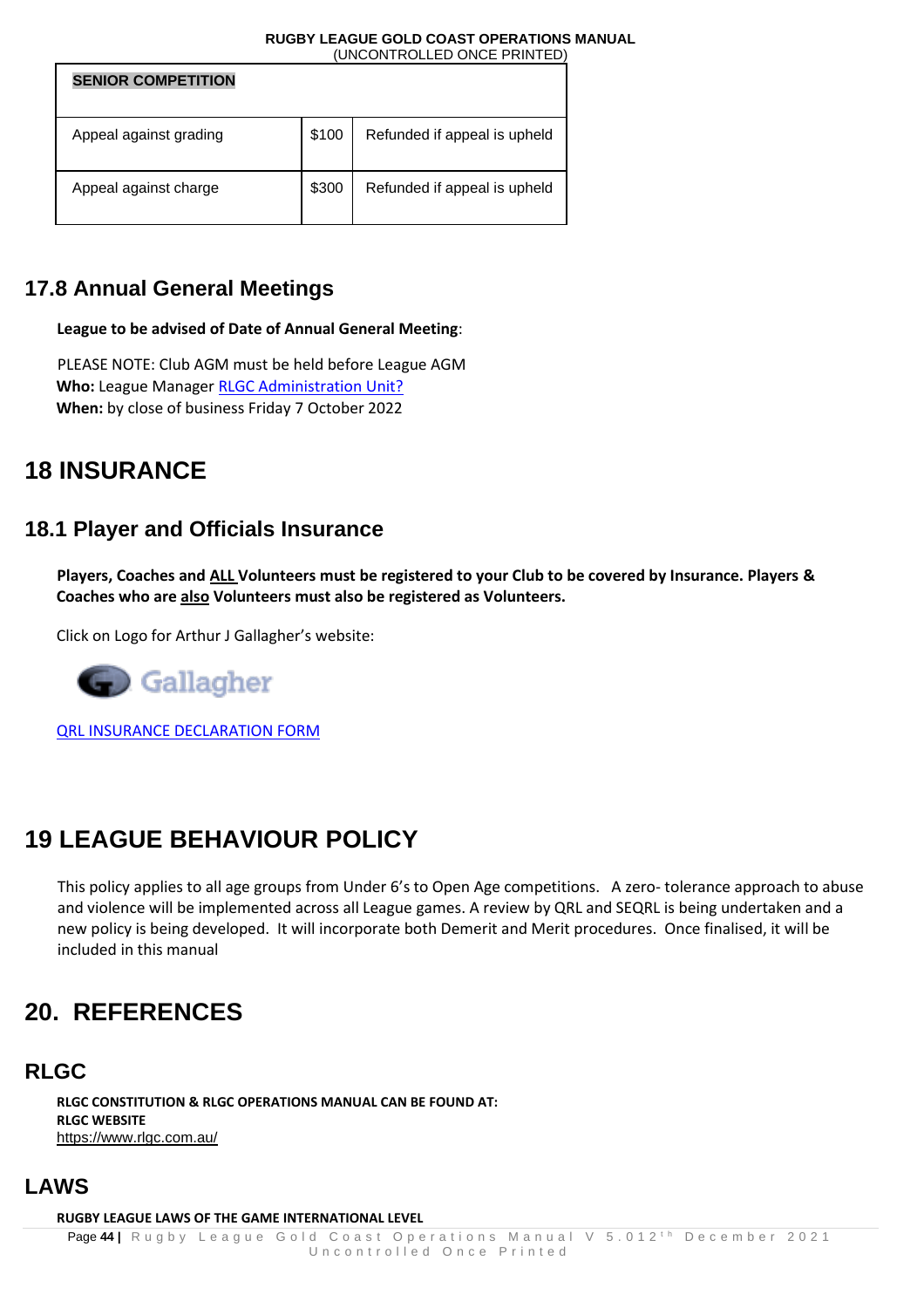| SENIOR COMPETITION | | |
|---|---|---|
| Appeal against grading | $100 | Refunded if appeal is upheld |
| Appeal against charge | $300 | Refunded if appeal is upheld |

## 17.8 Annual General Meetings

**League to be advised of Date of Annual General Meeting**:

PLEASE NOTE: Club AGM must be held before League AGM
**Who:** League Manager RLGC Administration Unit?
**When:** by close of business Friday 7 October 2022

# 18 INSURANCE

## 18.1 Player and Officials Insurance

**Players, Coaches and ALL Volunteers must be registered to your Club to be covered by Insurance. Players & Coaches who are also Volunteers must also be registered as Volunteers.**

Click on Logo for Arthur J Gallagher's website:

Gallagher

QRL INSURANCE DECLARATION FORM

# 19 LEAGUE BEHAVIOUR POLICY

This policy applies to all age groups from Under 6's to Open Age competitions. A zero- tolerance approach to abuse and violence will be implemented across all League games. A review by QRL and SEQRL is being undertaken and a new policy is being developed. It will incorporate both Demerit and Merit procedures. Once finalised, it will be included in this manual

# 20. REFERENCES

## RLGC

**RLGC CONSTITUTION & RLGC OPERATIONS MANUAL CAN BE FOUND AT:**
**RLGC WEBSITE**
https://www.rlgc.com.au/

## LAWS

**RUGBY LEAGUE LAWS OF THE GAME INTERNATIONAL LEVEL**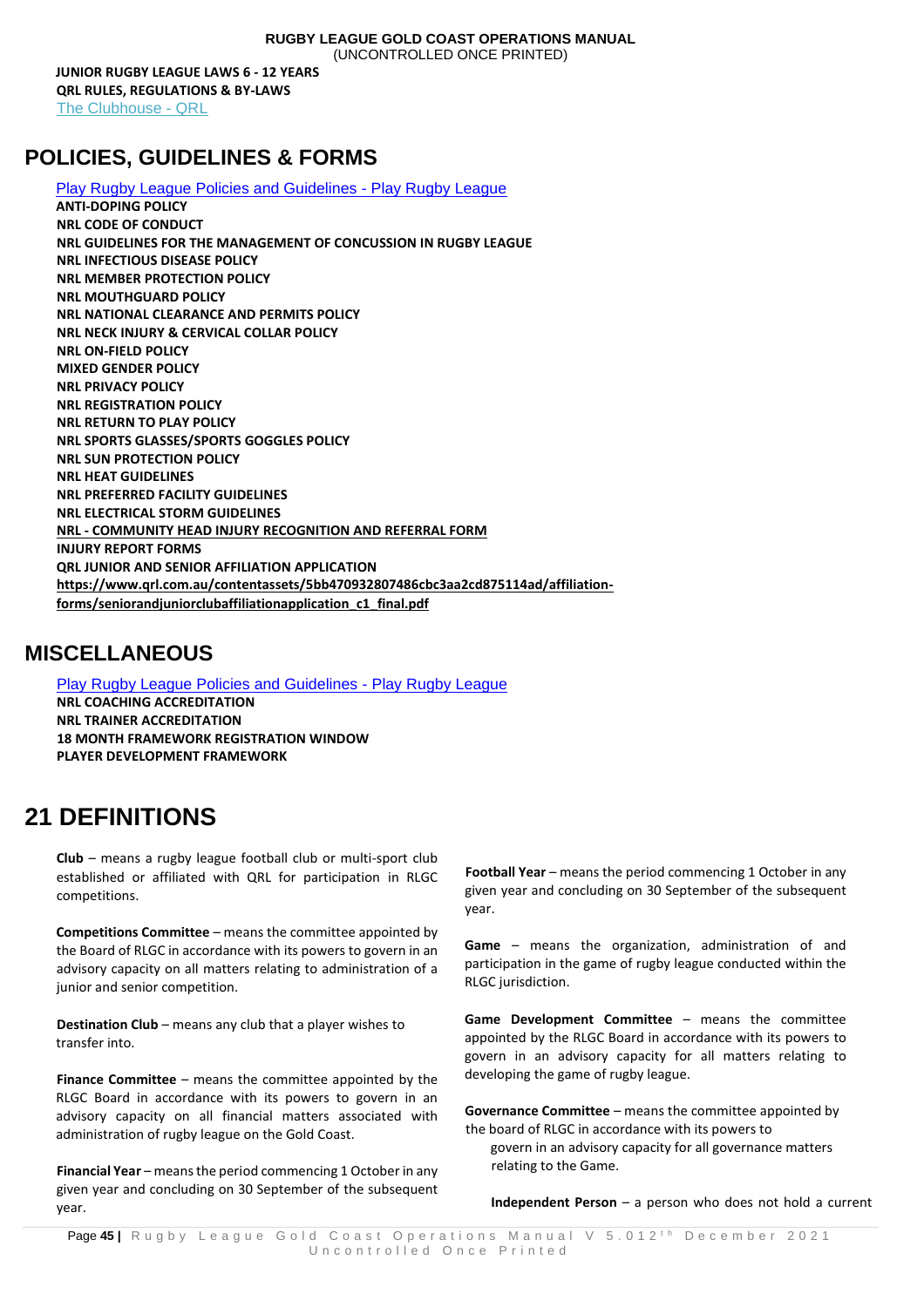**JUNIOR RUGBY LEAGUE LAWS 6 - 12 YEARS**
**QRL RULES, REGULATIONS & BY-LAWS**
The Clubhouse - QRL

## POLICIES, GUIDELINES & FORMS

Play Rugby League Policies and Guidelines - Play Rugby League
**ANTI-DOPING POLICY**
**NRL CODE OF CONDUCT**
**NRL GUIDELINES FOR THE MANAGEMENT OF CONCUSSION IN RUGBY LEAGUE**
**NRL INFECTIOUS DISEASE POLICY**
**NRL MEMBER PROTECTION POLICY**
**NRL MOUTHGUARD POLICY**
**NRL NATIONAL CLEARANCE AND PERMITS POLICY**
**NRL NECK INJURY & CERVICAL COLLAR POLICY**
**NRL ON-FIELD POLICY**
**MIXED GENDER POLICY**
**NRL PRIVACY POLICY**
**NRL REGISTRATION POLICY**
**NRL RETURN TO PLAY POLICY**
**NRL SPORTS GLASSES/SPORTS GOGGLES POLICY**
**NRL SUN PROTECTION POLICY**
**NRL HEAT GUIDELINES**
**NRL PREFERRED FACILITY GUIDELINES**
**NRL ELECTRICAL STORM GUIDELINES**
**NRL - COMMUNITY HEAD INJURY RECOGNITION AND REFERRAL FORM**
**INJURY REPORT FORMS**
**QRL JUNIOR AND SENIOR AFFILIATION APPLICATION**
**https://www.qrl.com.au/contentassets/5bb470932807486cbc3aa2cd875114ad/affiliation-forms/seniorandjuniorclubaffiliationapplication_c1_final.pdf**

## MISCELLANEOUS

Play Rugby League Policies and Guidelines - Play Rugby League
**NRL COACHING ACCREDITATION**
**NRL TRAINER ACCREDITATION**
**18 MONTH FRAMEWORK REGISTRATION WINDOW**
**PLAYER DEVELOPMENT FRAMEWORK**

# 21 DEFINITIONS

**Club** – means a rugby league football club or multi-sport club established or affiliated with QRL for participation in RLGC competitions.

**Competitions Committee** – means the committee appointed by the Board of RLGC in accordance with its powers to govern in an advisory capacity on all matters relating to administration of a junior and senior competition.

**Destination Club** – means any club that a player wishes to transfer into.

**Finance Committee** – means the committee appointed by the RLGC Board in accordance with its powers to govern in an advisory capacity on all financial matters associated with administration of rugby league on the Gold Coast.

**Financial Year** – means the period commencing 1 October in any given year and concluding on 30 September of the subsequent year.

**Football Year** – means the period commencing 1 October in any given year and concluding on 30 September of the subsequent year.

**Game** – means the organization, administration of and participation in the game of rugby league conducted within the RLGC jurisdiction.

**Game Development Committee** – means the committee appointed by the RLGC Board in accordance with its powers to govern in an advisory capacity for all matters relating to developing the game of rugby league.

**Governance Committee** – means the committee appointed by the board of RLGC in accordance with its powers to govern in an advisory capacity for all governance matters relating to the Game.

**Independent Person** – a person who does not hold a current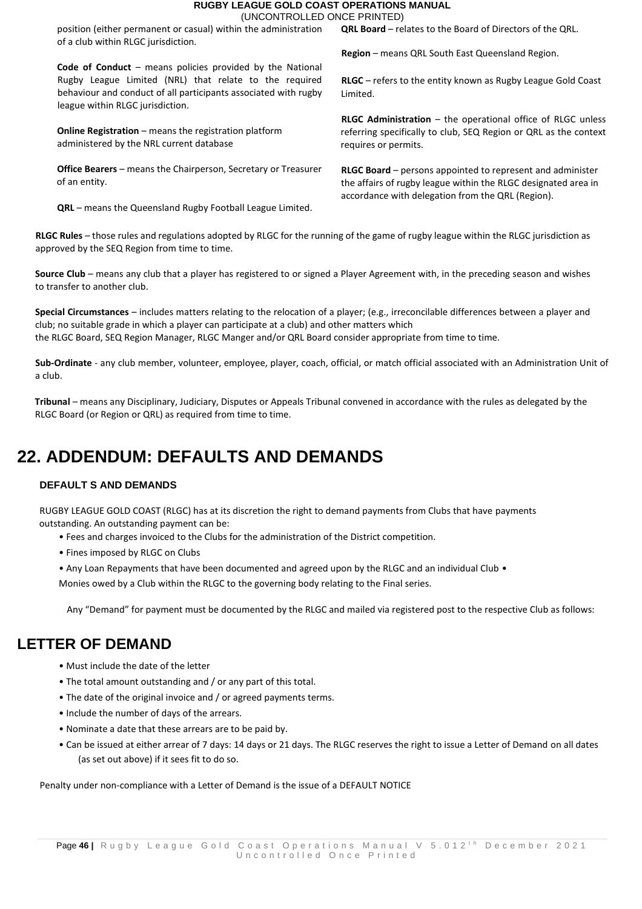position (either permanent or casual) within the administration of a club within RLGC jurisdiction.

**Code of Conduct** – means policies provided by the National Rugby League Limited (NRL) that relate to the required behaviour and conduct of all participants associated with rugby league within RLGC jurisdiction.

**Online Registration** – means the registration platform administered by the NRL current database

**Office Bearers** – means the Chairperson, Secretary or Treasurer of an entity.

**QRL** – means the Queensland Rugby Football League Limited.

**QRL Board** – relates to the Board of Directors of the QRL.

**Region** – means QRL South East Queensland Region.

**RLGC** – refers to the entity known as Rugby League Gold Coast Limited.

**RLGC Administration** – the operational office of RLGC unless referring specifically to club, SEQ Region or QRL as the context requires or permits.

**RLGC Board** – persons appointed to represent and administer the affairs of rugby league within the RLGC designated area in accordance with delegation from the QRL (Region).

**RLGC Rules** – those rules and regulations adopted by RLGC for the running of the game of rugby league within the RLGC jurisdiction as approved by the SEQ Region from time to time.

**Source Club** – means any club that a player has registered to or signed a Player Agreement with, in the preceding season and wishes to transfer to another club.

**Special Circumstances** – includes matters relating to the relocation of a player; (e.g., irreconcilable differences between a player and club; no suitable grade in which a player can participate at a club) and other matters which the RLGC Board, SEQ Region Manager, RLGC Manger and/or QRL Board consider appropriate from time to time.

**Sub-Ordinate** - any club member, volunteer, employee, player, coach, official, or match official associated with an Administration Unit of a club.

**Tribunal** – means any Disciplinary, Judiciary, Disputes or Appeals Tribunal convened in accordance with the rules as delegated by the RLGC Board (or Region or QRL) as required from time to time.

# 22. ADDENDUM: DEFAULTS AND DEMANDS

### DEFAULT S AND DEMANDS

RUGBY LEAGUE GOLD COAST (RLGC) has at its discretion the right to demand payments from Clubs that have payments outstanding. An outstanding payment can be:

- Fees and charges invoiced to the Clubs for the administration of the District competition.
- Fines imposed by RLGC on Clubs
- Any Loan Repayments that have been documented and agreed upon by the RLGC and an individual Club
- Monies owed by a Club within the RLGC to the governing body relating to the Final series.

Any "Demand" for payment must be documented by the RLGC and mailed via registered post to the respective Club as follows:

## LETTER OF DEMAND

- Must include the date of the letter
- The total amount outstanding and / or any part of this total.
- The date of the original invoice and / or agreed payments terms.
- Include the number of days of the arrears.
- Nominate a date that these arrears are to be paid by.
- Can be issued at either arrear of 7 days: 14 days or 21 days. The RLGC reserves the right to issue a Letter of Demand on all dates (as set out above) if it sees fit to do so.

Penalty under non-compliance with a Letter of Demand is the issue of a DEFAULT NOTICE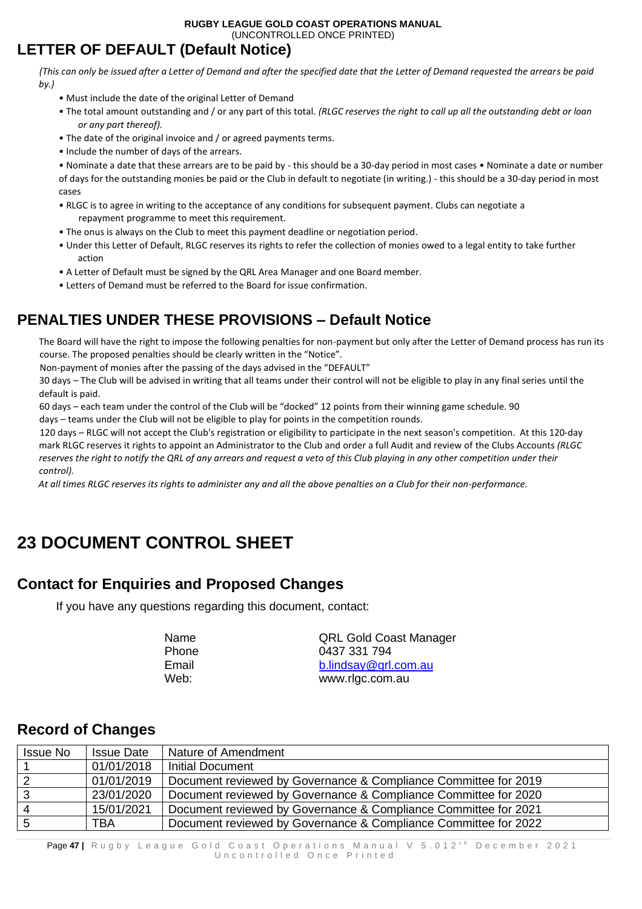## LETTER OF DEFAULT (Default Notice)

*(This can only be issued after a Letter of Demand and after the specified date that the Letter of Demand requested the arrears be paid by.)*

- Must include the date of the original Letter of Demand
- The total amount outstanding and / or any part of this total. *(RLGC reserves the right to call up all the outstanding debt or loan or any part thereof).*
- The date of the original invoice and / or agreed payments terms.
- Include the number of days of the arrears.
- Nominate a date that these arrears are to be paid by - this should be a 30-day period in most cases • Nominate a date or number of days for the outstanding monies be paid or the Club in default to negotiate (in writing.) - this should be a 30-day period in most cases
- RLGC is to agree in writing to the acceptance of any conditions for subsequent payment. Clubs can negotiate a repayment programme to meet this requirement.
- The onus is always on the Club to meet this payment deadline or negotiation period.
- Under this Letter of Default, RLGC reserves its rights to refer the collection of monies owed to a legal entity to take further action
- A Letter of Default must be signed by the QRL Area Manager and one Board member.
- Letters of Demand must be referred to the Board for issue confirmation.

## PENALTIES UNDER THESE PROVISIONS – Default Notice

The Board will have the right to impose the following penalties for non-payment but only after the Letter of Demand process has run its course. The proposed penalties should be clearly written in the "Notice".

Non-payment of monies after the passing of the days advised in the "DEFAULT"

30 days – The Club will be advised in writing that all teams under their control will not be eligible to play in any final series until the default is paid.

60 days – each team under the control of the Club will be "docked" 12 points from their winning game schedule. 90 days – teams under the Club will not be eligible to play for points in the competition rounds.

120 days – RLGC will not accept the Club's registration or eligibility to participate in the next season's competition. At this 120-day mark RLGC reserves it rights to appoint an Administrator to the Club and order a full Audit and review of the Clubs Accounts *(RLGC reserves the right to notify the QRL of any arrears and request a veto of this Club playing in any other competition under their control).*

*At all times RLGC reserves its rights to administer any and all the above penalties on a Club for their non-performance.*

# 23 DOCUMENT CONTROL SHEET

## Contact for Enquiries and Proposed Changes

If you have any questions regarding this document, contact:

| | |
|---|---|
| Name | QRL Gold Coast Manager |
| Phone | 0437 331 794 |
| Email | b.lindsay@qrl.com.au |
| Web: | www.rlgc.com.au |

## Record of Changes

| Issue No | Issue Date | Nature of Amendment |
|---|---|---|
| 1 | 01/01/2018 | Initial Document |
| 2 | 01/01/2019 | Document reviewed by Governance & Compliance Committee for 2019 |
| 3 | 23/01/2020 | Document reviewed by Governance & Compliance Committee for 2020 |
| 4 | 15/01/2021 | Document reviewed by Governance & Compliance Committee for 2021 |
| 5 | TBA | Document reviewed by Governance & Compliance Committee for 2022 |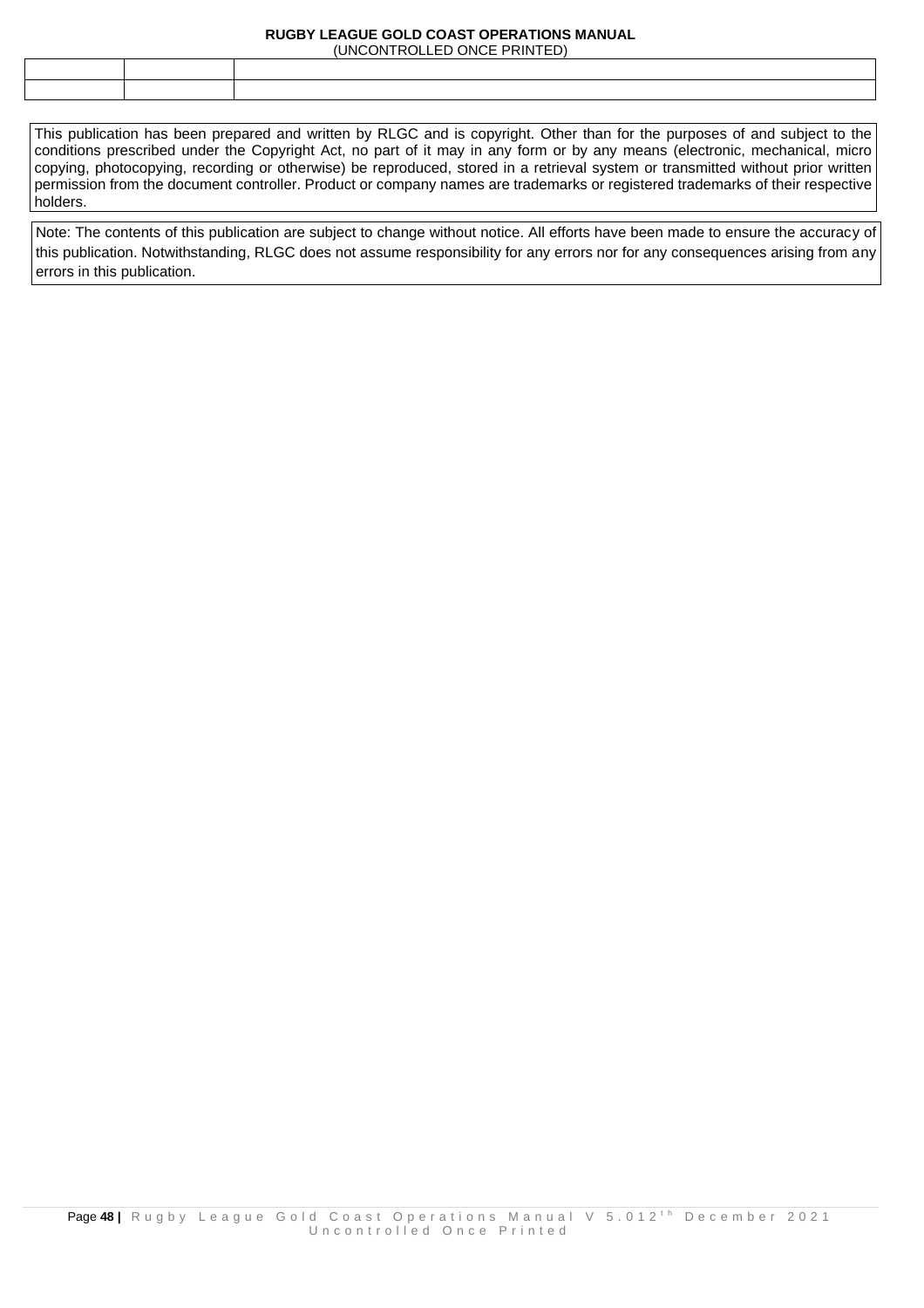| | | |
|---|---|---|
| | | |
| | | |

This publication has been prepared and written by RLGC and is copyright. Other than for the purposes of and subject to the conditions prescribed under the Copyright Act, no part of it may in any form or by any means (electronic, mechanical, micro copying, photocopying, recording or otherwise) be reproduced, stored in a retrieval system or transmitted without prior written permission from the document controller. Product or company names are trademarks or registered trademarks of their respective holders.

Note: The contents of this publication are subject to change without notice. All efforts have been made to ensure the accuracy of this publication. Notwithstanding, RLGC does not assume responsibility for any errors nor for any consequences arising from any errors in this publication.